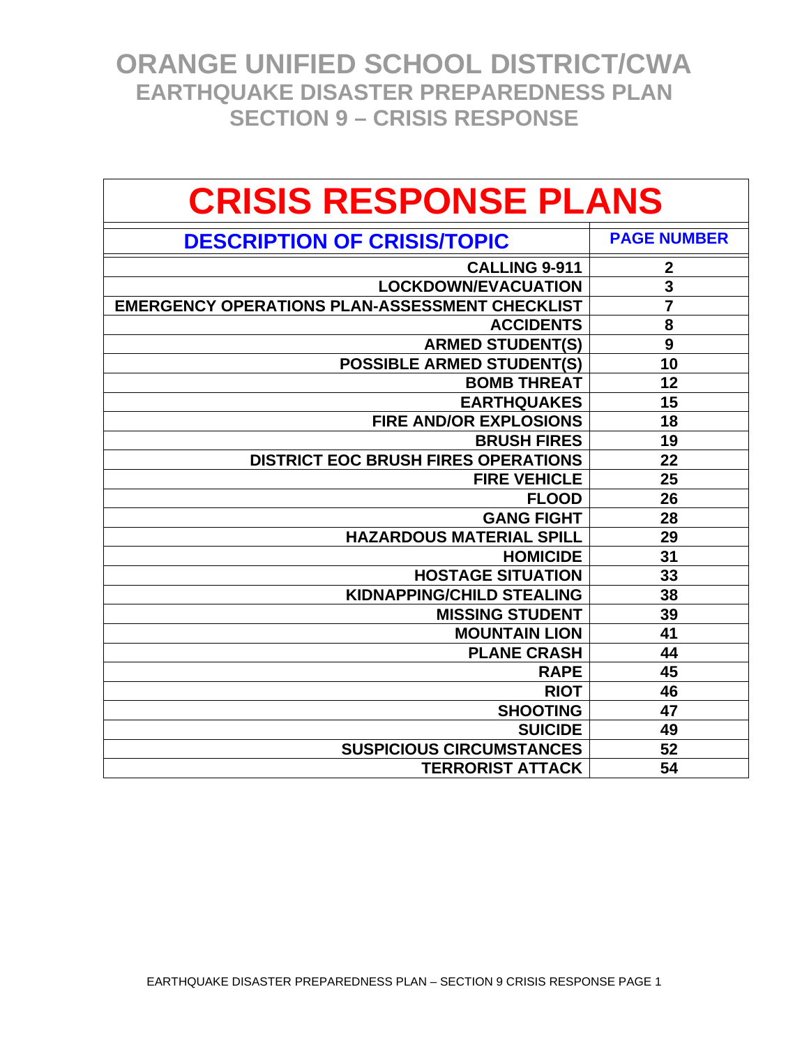# ORANGE UNIFIED SCHOOL DISTRICT/CWA
## EARTHQUAKE DISASTER PREPAREDNESS PLAN
## SECTION 9 – CRISIS RESPONSE

# CRISIS RESPONSE PLANS

| DESCRIPTION OF CRISIS/TOPIC | PAGE NUMBER |
|---|---|
| CALLING 9-911 | 2 |
| LOCKDOWN/EVACUATION | 3 |
| EMERGENCY OPERATIONS PLAN-ASSESSMENT CHECKLIST | 7 |
| ACCIDENTS | 8 |
| ARMED STUDENT(S) | 9 |
| POSSIBLE ARMED STUDENT(S) | 10 |
| BOMB THREAT | 12 |
| EARTHQUAKES | 15 |
| FIRE AND/OR EXPLOSIONS | 18 |
| BRUSH FIRES | 19 |
| DISTRICT EOC BRUSH FIRES OPERATIONS | 22 |
| FIRE VEHICLE | 25 |
| FLOOD | 26 |
| GANG FIGHT | 28 |
| HAZARDOUS MATERIAL SPILL | 29 |
| HOMICIDE | 31 |
| HOSTAGE SITUATION | 33 |
| KIDNAPPING/CHILD STEALING | 38 |
| MISSING STUDENT | 39 |
| MOUNTAIN LION | 41 |
| PLANE CRASH | 44 |
| RAPE | 45 |
| RIOT | 46 |
| SHOOTING | 47 |
| SUICIDE | 49 |
| SUSPICIOUS CIRCUMSTANCES | 52 |
| TERRORIST ATTACK | 54 |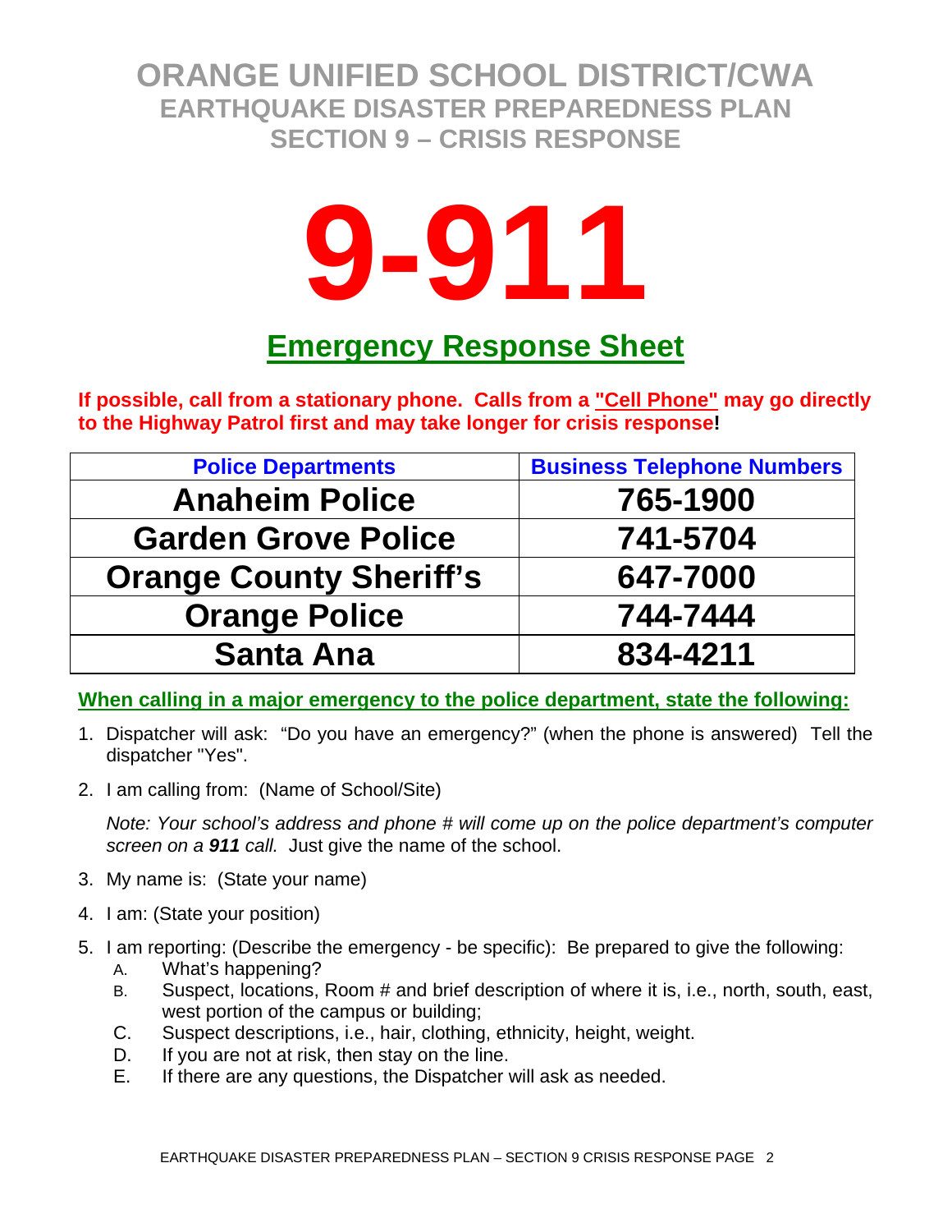# ORANGE UNIFIED SCHOOL DISTRICT/CWA
## EARTHQUAKE DISASTER PREPAREDNESS PLAN
## SECTION 9 – CRISIS RESPONSE

# 9-911

## Emergency Response Sheet

**If possible, call from a stationary phone. Calls from a "Cell Phone" may go directly to the Highway Patrol first and may take longer for crisis response!**

| Police Departments | Business Telephone Numbers |
|---|---|
| **Anaheim Police** | **765-1900** |
| **Garden Grove Police** | **741-5704** |
| **Orange County Sheriff's** | **647-7000** |
| **Orange Police** | **744-7444** |
| **Santa Ana** | **834-4211** |

**When calling in a major emergency to the police department, state the following:**

1. Dispatcher will ask: "Do you have an emergency?" (when the phone is answered) Tell the dispatcher "Yes".
2. I am calling from: (Name of School/Site)

   *Note: Your school's address and phone # will come up on the police department's computer screen on a **911** call.* Just give the name of the school.
3. My name is: (State your name)
4. I am: (State your position)
5. I am reporting: (Describe the emergency - be specific): Be prepared to give the following:
   - A. What's happening?
   - B. Suspect, locations, Room # and brief description of where it is, i.e., north, south, east, west portion of the campus or building;
   - C. Suspect descriptions, i.e., hair, clothing, ethnicity, height, weight.
   - D. If you are not at risk, then stay on the line.
   - E. If there are any questions, the Dispatcher will ask as needed.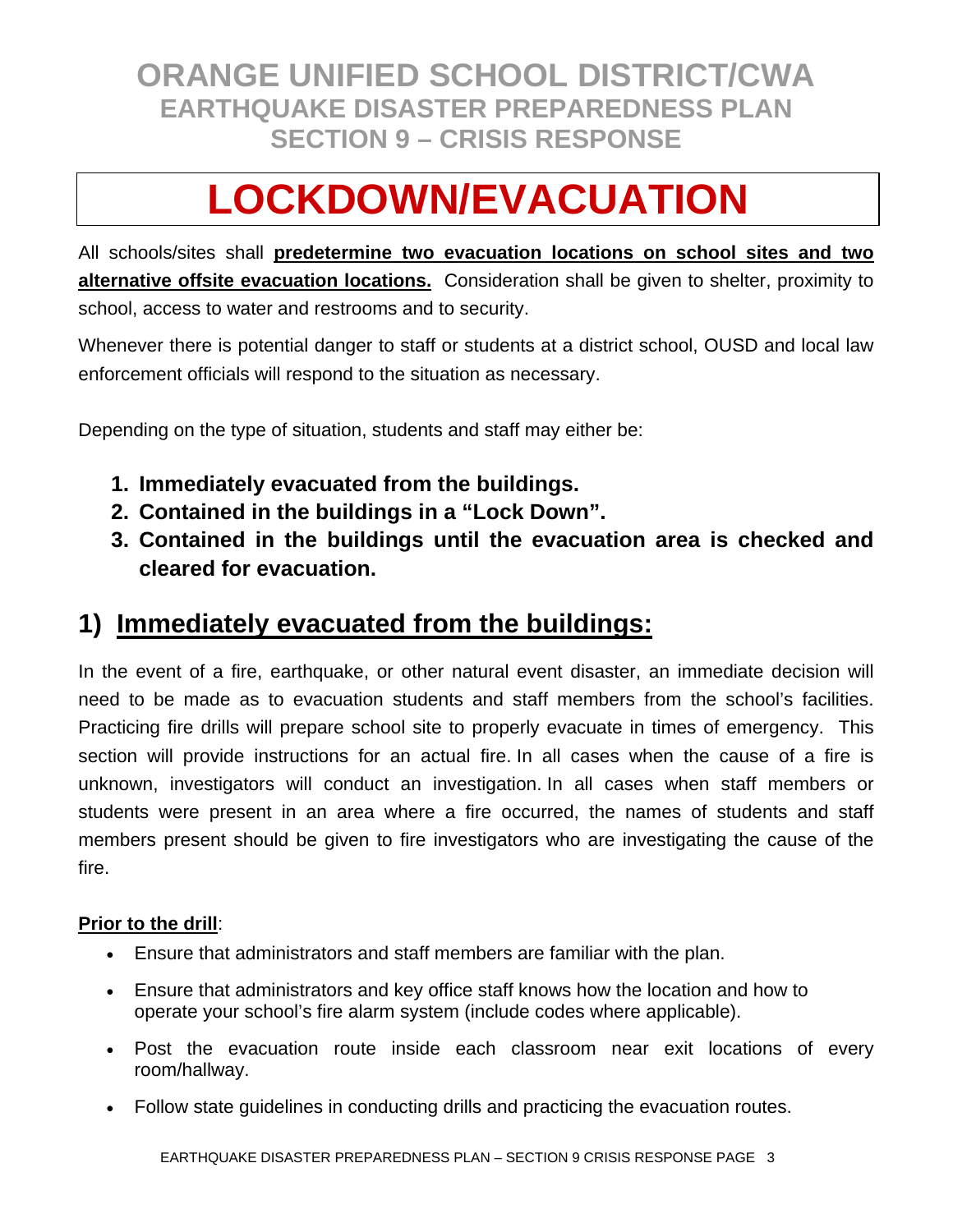# ORANGE UNIFIED SCHOOL DISTRICT/CWA
## EARTHQUAKE DISASTER PREPAREDNESS PLAN
## SECTION 9 – CRISIS RESPONSE

# LOCKDOWN/EVACUATION

All schools/sites shall **predetermine two evacuation locations on school sites and two alternative offsite evacuation locations.** Consideration shall be given to shelter, proximity to school, access to water and restrooms and to security.

Whenever there is potential danger to staff or students at a district school, OUSD and local law enforcement officials will respond to the situation as necessary.

Depending on the type of situation, students and staff may either be:

1. **Immediately evacuated from the buildings.**
2. **Contained in the buildings in a "Lock Down".**
3. **Contained in the buildings until the evacuation area is checked and cleared for evacuation.**

## 1) Immediately evacuated from the buildings:

In the event of a fire, earthquake, or other natural event disaster, an immediate decision will need to be made as to evacuation students and staff members from the school's facilities. Practicing fire drills will prepare school site to properly evacuate in times of emergency. This section will provide instructions for an actual fire. In all cases when the cause of a fire is unknown, investigators will conduct an investigation. In all cases when staff members or students were present in an area where a fire occurred, the names of students and staff members present should be given to fire investigators who are investigating the cause of the fire.

**Prior to the drill**:

- Ensure that administrators and staff members are familiar with the plan.
- Ensure that administrators and key office staff knows how the location and how to operate your school's fire alarm system (include codes where applicable).
- Post the evacuation route inside each classroom near exit locations of every room/hallway.
- Follow state guidelines in conducting drills and practicing the evacuation routes.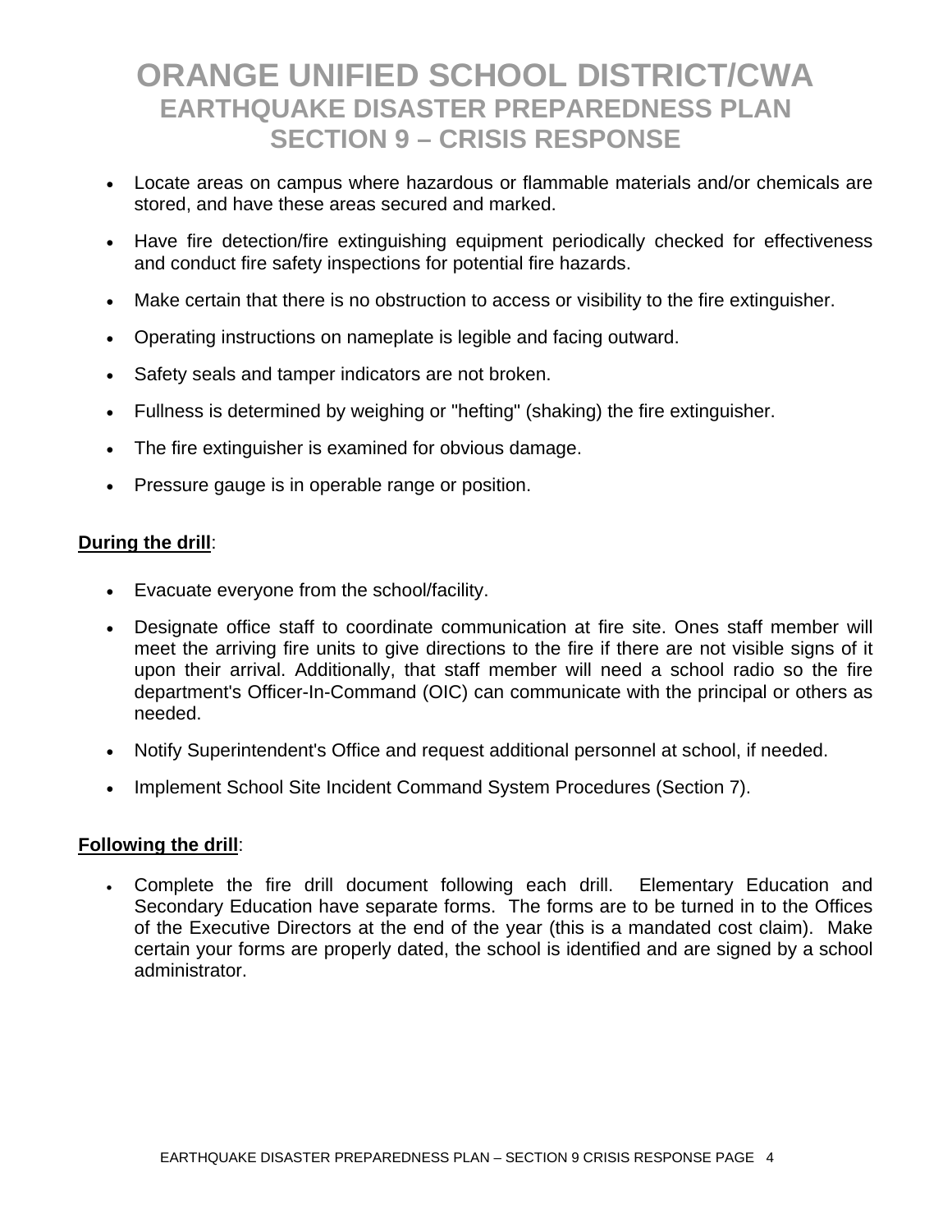# ORANGE UNIFIED SCHOOL DISTRICT/CWA
## EARTHQUAKE DISASTER PREPAREDNESS PLAN
## SECTION 9 – CRISIS RESPONSE

- Locate areas on campus where hazardous or flammable materials and/or chemicals are stored, and have these areas secured and marked.
- Have fire detection/fire extinguishing equipment periodically checked for effectiveness and conduct fire safety inspections for potential fire hazards.
- Make certain that there is no obstruction to access or visibility to the fire extinguisher.
- Operating instructions on nameplate is legible and facing outward.
- Safety seals and tamper indicators are not broken.
- Fullness is determined by weighing or "hefting" (shaking) the fire extinguisher.
- The fire extinguisher is examined for obvious damage.
- Pressure gauge is in operable range or position.

**During the drill**:

- Evacuate everyone from the school/facility.
- Designate office staff to coordinate communication at fire site. Ones staff member will meet the arriving fire units to give directions to the fire if there are not visible signs of it upon their arrival. Additionally, that staff member will need a school radio so the fire department's Officer-In-Command (OIC) can communicate with the principal or others as needed.
- Notify Superintendent's Office and request additional personnel at school, if needed.
- Implement School Site Incident Command System Procedures (Section 7).

**Following the drill**:

- Complete the fire drill document following each drill. Elementary Education and Secondary Education have separate forms. The forms are to be turned in to the Offices of the Executive Directors at the end of the year (this is a mandated cost claim). Make certain your forms are properly dated, the school is identified and are signed by a school administrator.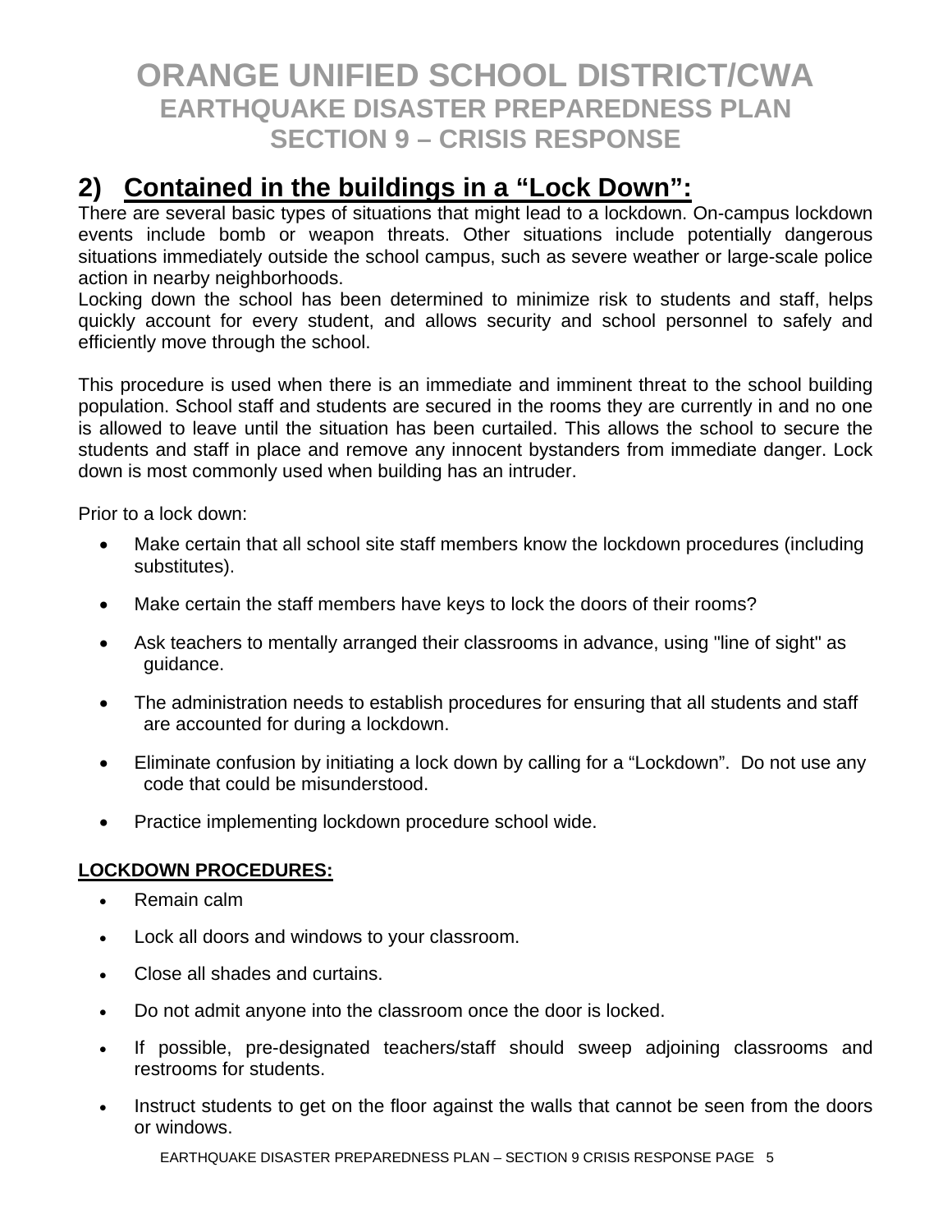# ORANGE UNIFIED SCHOOL DISTRICT/CWA
## EARTHQUAKE DISASTER PREPAREDNESS PLAN
## SECTION 9 – CRISIS RESPONSE

## 2) Contained in the buildings in a "Lock Down":

There are several basic types of situations that might lead to a lockdown. On-campus lockdown events include bomb or weapon threats. Other situations include potentially dangerous situations immediately outside the school campus, such as severe weather or large-scale police action in nearby neighborhoods.
Locking down the school has been determined to minimize risk to students and staff, helps quickly account for every student, and allows security and school personnel to safely and efficiently move through the school.

This procedure is used when there is an immediate and imminent threat to the school building population. School staff and students are secured in the rooms they are currently in and no one is allowed to leave until the situation has been curtailed. This allows the school to secure the students and staff in place and remove any innocent bystanders from immediate danger. Lock down is most commonly used when building has an intruder.

Prior to a lock down:

- Make certain that all school site staff members know the lockdown procedures (including substitutes).
- Make certain the staff members have keys to lock the doors of their rooms?
- Ask teachers to mentally arranged their classrooms in advance, using "line of sight" as guidance.
- The administration needs to establish procedures for ensuring that all students and staff are accounted for during a lockdown.
- Eliminate confusion by initiating a lock down by calling for a "Lockdown". Do not use any code that could be misunderstood.
- Practice implementing lockdown procedure school wide.

**LOCKDOWN PROCEDURES:**

- Remain calm
- Lock all doors and windows to your classroom.
- Close all shades and curtains.
- Do not admit anyone into the classroom once the door is locked.
- If possible, pre-designated teachers/staff should sweep adjoining classrooms and restrooms for students.
- Instruct students to get on the floor against the walls that cannot be seen from the doors or windows.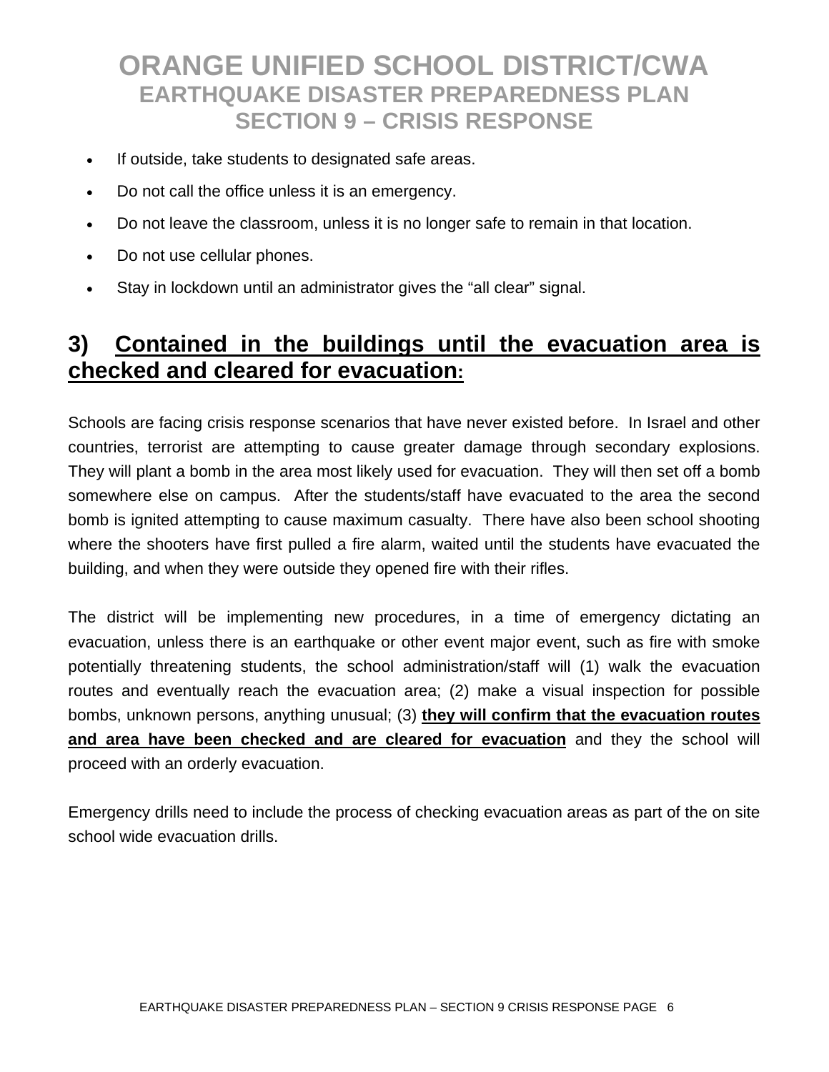- If outside, take students to designated safe areas.
- Do not call the office unless it is an emergency.
- Do not leave the classroom, unless it is no longer safe to remain in that location.
- Do not use cellular phones.
- Stay in lockdown until an administrator gives the "all clear" signal.

## 3) Contained in the buildings until the evacuation area is checked and cleared for evacuation:

Schools are facing crisis response scenarios that have never existed before. In Israel and other countries, terrorist are attempting to cause greater damage through secondary explosions. They will plant a bomb in the area most likely used for evacuation. They will then set off a bomb somewhere else on campus. After the students/staff have evacuated to the area the second bomb is ignited attempting to cause maximum casualty. There have also been school shooting where the shooters have first pulled a fire alarm, waited until the students have evacuated the building, and when they were outside they opened fire with their rifles.

The district will be implementing new procedures, in a time of emergency dictating an evacuation, unless there is an earthquake or other event major event, such as fire with smoke potentially threatening students, the school administration/staff will (1) walk the evacuation routes and eventually reach the evacuation area; (2) make a visual inspection for possible bombs, unknown persons, anything unusual; (3) **they will confirm that the evacuation routes and area have been checked and are cleared for evacuation** and they the school will proceed with an orderly evacuation.

Emergency drills need to include the process of checking evacuation areas as part of the on site school wide evacuation drills.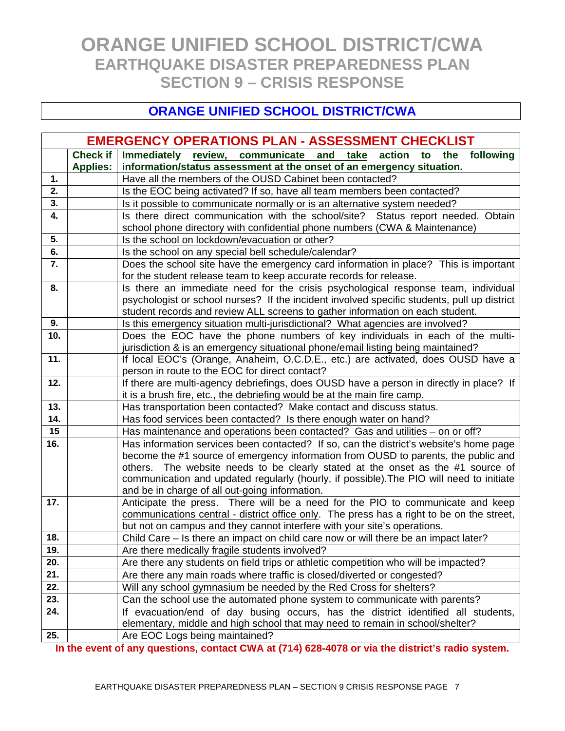# ORANGE UNIFIED SCHOOL DISTRICT/CWA
## EARTHQUAKE DISASTER PREPAREDNESS PLAN
## SECTION 9 – CRISIS RESPONSE

## ORANGE UNIFIED SCHOOL DISTRICT/CWA

### EMERGENCY OPERATIONS PLAN - ASSESSMENT CHECKLIST

| | Check if Applies: | Immediately review, communicate and take action to the following information/status assessment at the onset of an emergency situation. |
|---|---|---|
| 1. | | Have all the members of the OUSD Cabinet been contacted? |
| 2. | | Is the EOC being activated? If so, have all team members been contacted? |
| 3. | | Is it possible to communicate normally or is an alternative system needed? |
| 4. | | Is there direct communication with the school/site? Status report needed. Obtain school phone directory with confidential phone numbers (CWA & Maintenance) |
| 5. | | Is the school on lockdown/evacuation or other? |
| 6. | | Is the school on any special bell schedule/calendar? |
| 7. | | Does the school site have the emergency card information in place? This is important for the student release team to keep accurate records for release. |
| 8. | | Is there an immediate need for the crisis psychological response team, individual psychologist or school nurses? If the incident involved specific students, pull up district student records and review ALL screens to gather information on each student. |
| 9. | | Is this emergency situation multi-jurisdictional? What agencies are involved? |
| 10. | | Does the EOC have the phone numbers of key individuals in each of the multi-jurisdiction & is an emergency situational phone/email listing being maintained? |
| 11. | | If local EOC's (Orange, Anaheim, O.C.D.E., etc.) are activated, does OUSD have a person in route to the EOC for direct contact? |
| 12. | | If there are multi-agency debriefings, does OUSD have a person in directly in place? If it is a brush fire, etc., the debriefing would be at the main fire camp. |
| 13. | | Has transportation been contacted? Make contact and discuss status. |
| 14. | | Has food services been contacted? Is there enough water on hand? |
| 15 | | Has maintenance and operations been contacted? Gas and utilities – on or off? |
| 16. | | Has information services been contacted? If so, can the district's website's home page become the #1 source of emergency information from OUSD to parents, the public and others. The website needs to be clearly stated at the onset as the #1 source of communication and updated regularly (hourly, if possible).The PIO will need to initiate and be in charge of all out-going information. |
| 17. | | Anticipate the press. There will be a need for the PIO to communicate and keep communications central - district office only. The press has a right to be on the street, but not on campus and they cannot interfere with your site's operations. |
| 18. | | Child Care – Is there an impact on child care now or will there be an impact later? |
| 19. | | Are there medically fragile students involved? |
| 20. | | Are there any students on field trips or athletic competition who will be impacted? |
| 21. | | Are there any main roads where traffic is closed/diverted or congested? |
| 22. | | Will any school gymnasium be needed by the Red Cross for shelters? |
| 23. | | Can the school use the automated phone system to communicate with parents? |
| 24. | | If evacuation/end of day busing occurs, has the district identified all students, elementary, middle and high school that may need to remain in school/shelter? |
| 25. | | Are EOC Logs being maintained? |

**In the event of any questions, contact CWA at (714) 628-4078 or via the district's radio system.**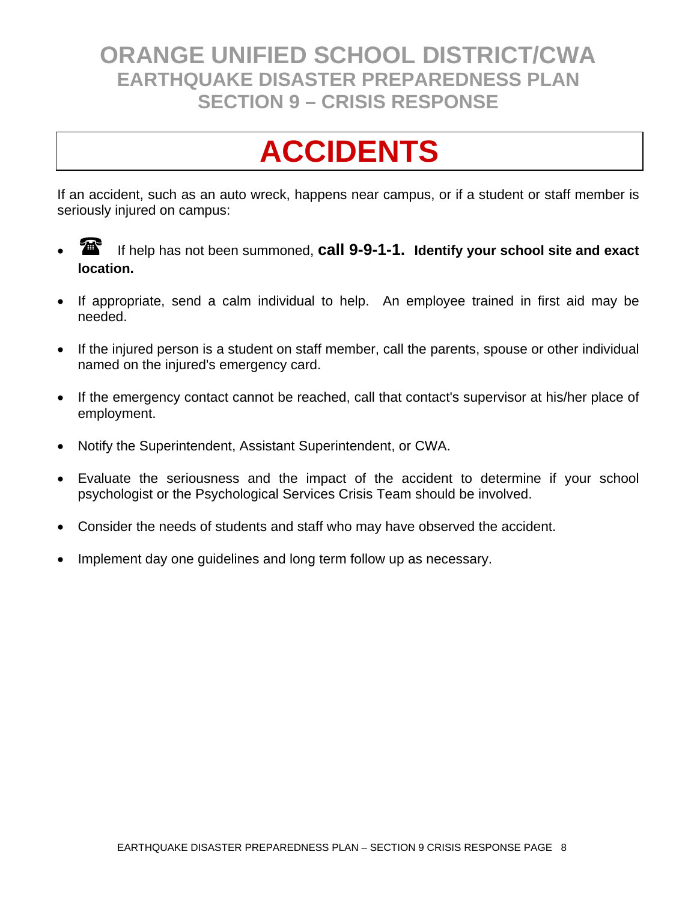# ORANGE UNIFIED SCHOOL DISTRICT/CWA
## EARTHQUAKE DISASTER PREPAREDNESS PLAN
## SECTION 9 – CRISIS RESPONSE

# ACCIDENTS

If an accident, such as an auto wreck, happens near campus, or if a student or staff member is seriously injured on campus:

- ☎ If help has not been summoned, **call 9-9-1-1. Identify your school site and exact location.**
- If appropriate, send a calm individual to help. An employee trained in first aid may be needed.
- If the injured person is a student on staff member, call the parents, spouse or other individual named on the injured's emergency card.
- If the emergency contact cannot be reached, call that contact's supervisor at his/her place of employment.
- Notify the Superintendent, Assistant Superintendent, or CWA.
- Evaluate the seriousness and the impact of the accident to determine if your school psychologist or the Psychological Services Crisis Team should be involved.
- Consider the needs of students and staff who may have observed the accident.
- Implement day one guidelines and long term follow up as necessary.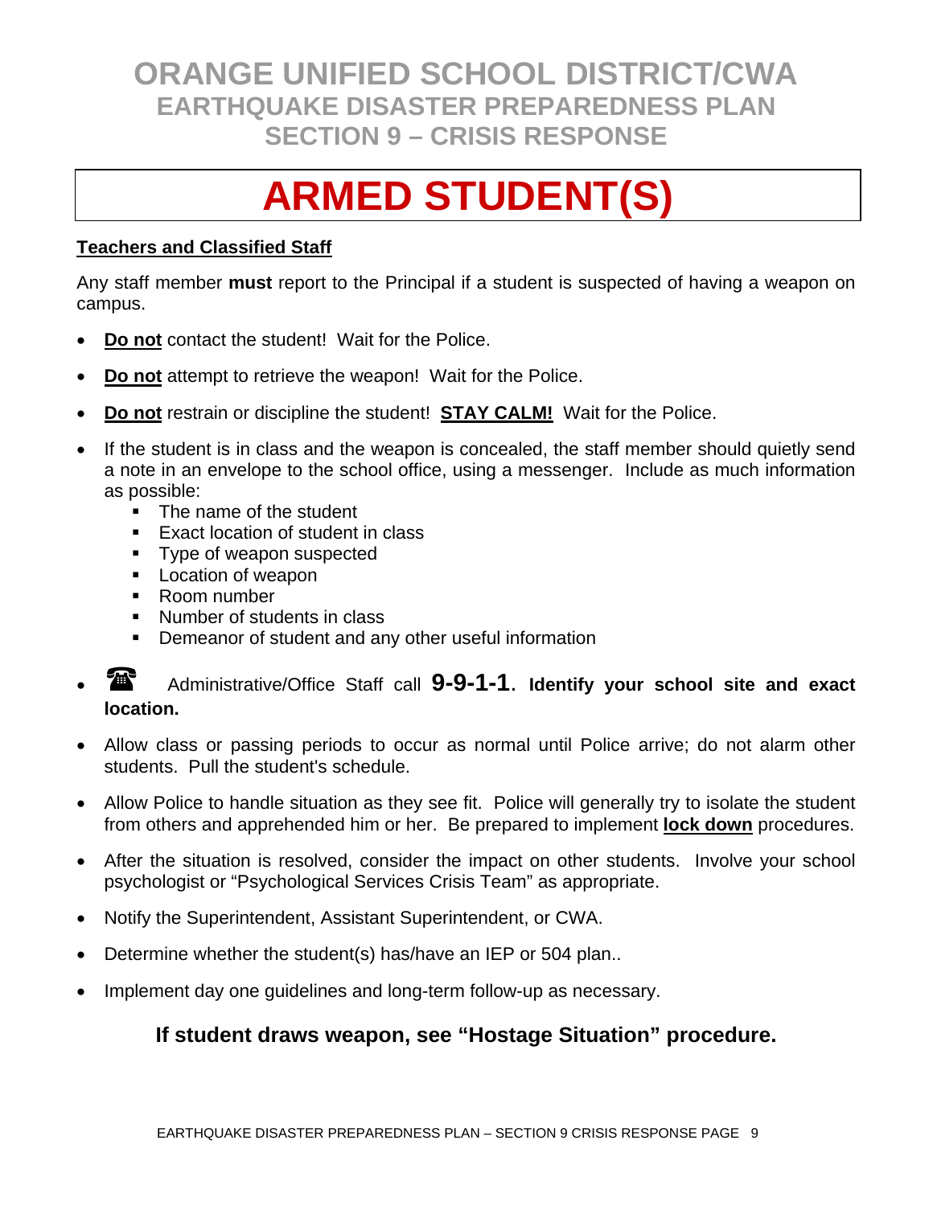# ORANGE UNIFIED SCHOOL DISTRICT/CWA
## EARTHQUAKE DISASTER PREPAREDNESS PLAN
## SECTION 9 – CRISIS RESPONSE

# ARMED STUDENT(S)

**Teachers and Classified Staff**

Any staff member **must** report to the Principal if a student is suspected of having a weapon on campus.

- **Do not** contact the student! Wait for the Police.
- **Do not** attempt to retrieve the weapon! Wait for the Police.
- **Do not** restrain or discipline the student! **STAY CALM!** Wait for the Police.
- If the student is in class and the weapon is concealed, the staff member should quietly send a note in an envelope to the school office, using a messenger. Include as much information as possible:
  - The name of the student
  - Exact location of student in class
  - Type of weapon suspected
  - Location of weapon
  - Room number
  - Number of students in class
  - Demeanor of student and any other useful information
- ☎ Administrative/Office Staff call **9-9-1-1**. **Identify your school site and exact location.**
- Allow class or passing periods to occur as normal until Police arrive; do not alarm other students. Pull the student's schedule.
- Allow Police to handle situation as they see fit. Police will generally try to isolate the student from others and apprehended him or her. Be prepared to implement **lock down** procedures.
- After the situation is resolved, consider the impact on other students. Involve your school psychologist or "Psychological Services Crisis Team" as appropriate.
- Notify the Superintendent, Assistant Superintendent, or CWA.
- Determine whether the student(s) has/have an IEP or 504 plan..
- Implement day one guidelines and long-term follow-up as necessary.

**If student draws weapon, see "Hostage Situation" procedure.**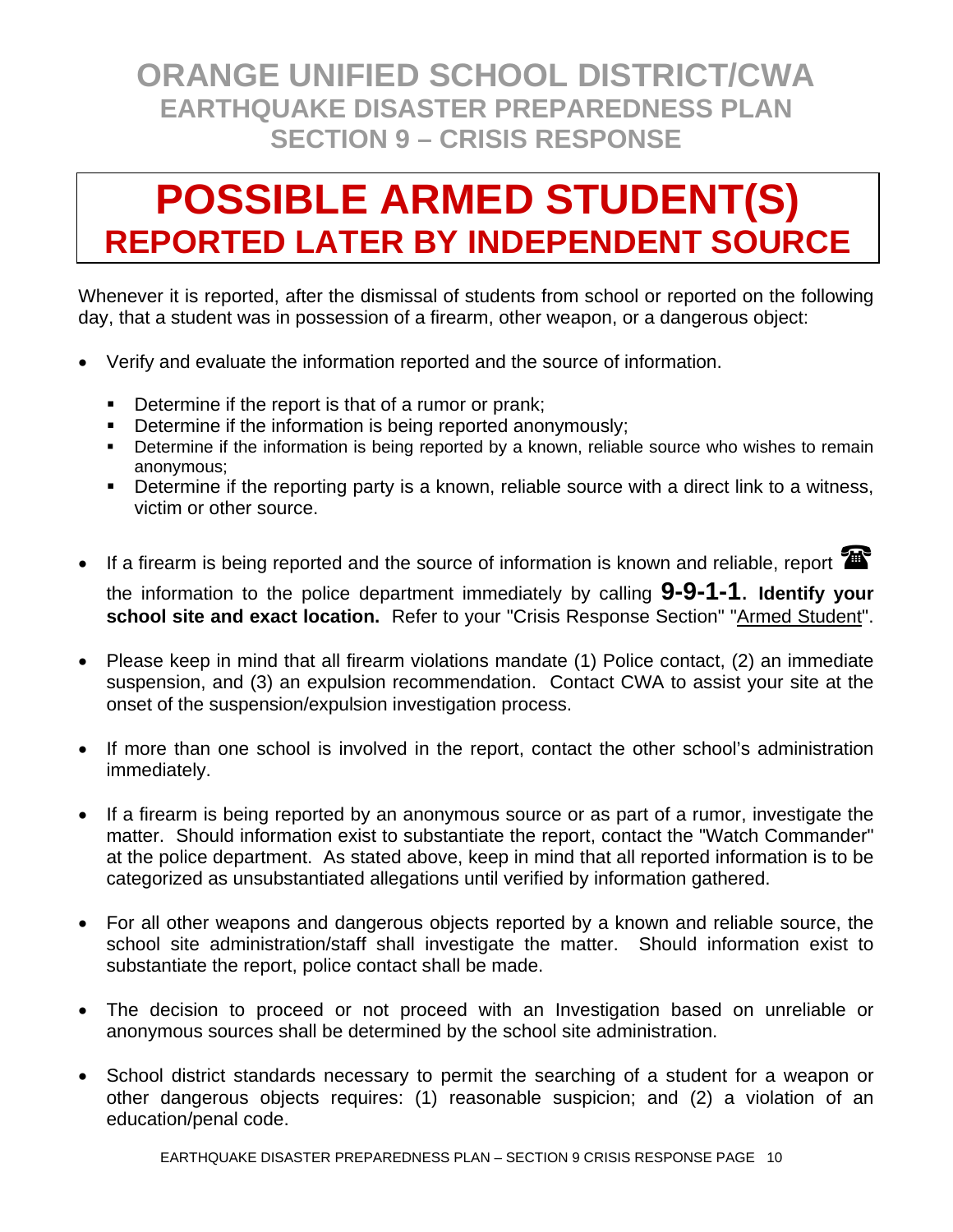# ORANGE UNIFIED SCHOOL DISTRICT/CWA
## EARTHQUAKE DISASTER PREPAREDNESS PLAN
## SECTION 9 – CRISIS RESPONSE

# POSSIBLE ARMED STUDENT(S)
## REPORTED LATER BY INDEPENDENT SOURCE

Whenever it is reported, after the dismissal of students from school or reported on the following day, that a student was in possession of a firearm, other weapon, or a dangerous object:

- Verify and evaluate the information reported and the source of information.
  - Determine if the report is that of a rumor or prank;
  - Determine if the information is being reported anonymously;
  - Determine if the information is being reported by a known, reliable source who wishes to remain anonymous;
  - Determine if the reporting party is a known, reliable source with a direct link to a witness, victim or other source.

- If a firearm is being reported and the source of information is known and reliable, report the information to the police department immediately by calling **9-9-1-1**. **Identify your school site and exact location.** Refer to your "Crisis Response Section" "Armed Student".

- Please keep in mind that all firearm violations mandate (1) Police contact, (2) an immediate suspension, and (3) an expulsion recommendation. Contact CWA to assist your site at the onset of the suspension/expulsion investigation process.

- If more than one school is involved in the report, contact the other school's administration immediately.

- If a firearm is being reported by an anonymous source or as part of a rumor, investigate the matter. Should information exist to substantiate the report, contact the "Watch Commander" at the police department. As stated above, keep in mind that all reported information is to be categorized as unsubstantiated allegations until verified by information gathered.

- For all other weapons and dangerous objects reported by a known and reliable source, the school site administration/staff shall investigate the matter. Should information exist to substantiate the report, police contact shall be made.

- The decision to proceed or not proceed with an Investigation based on unreliable or anonymous sources shall be determined by the school site administration.

- School district standards necessary to permit the searching of a student for a weapon or other dangerous objects requires: (1) reasonable suspicion; and (2) a violation of an education/penal code.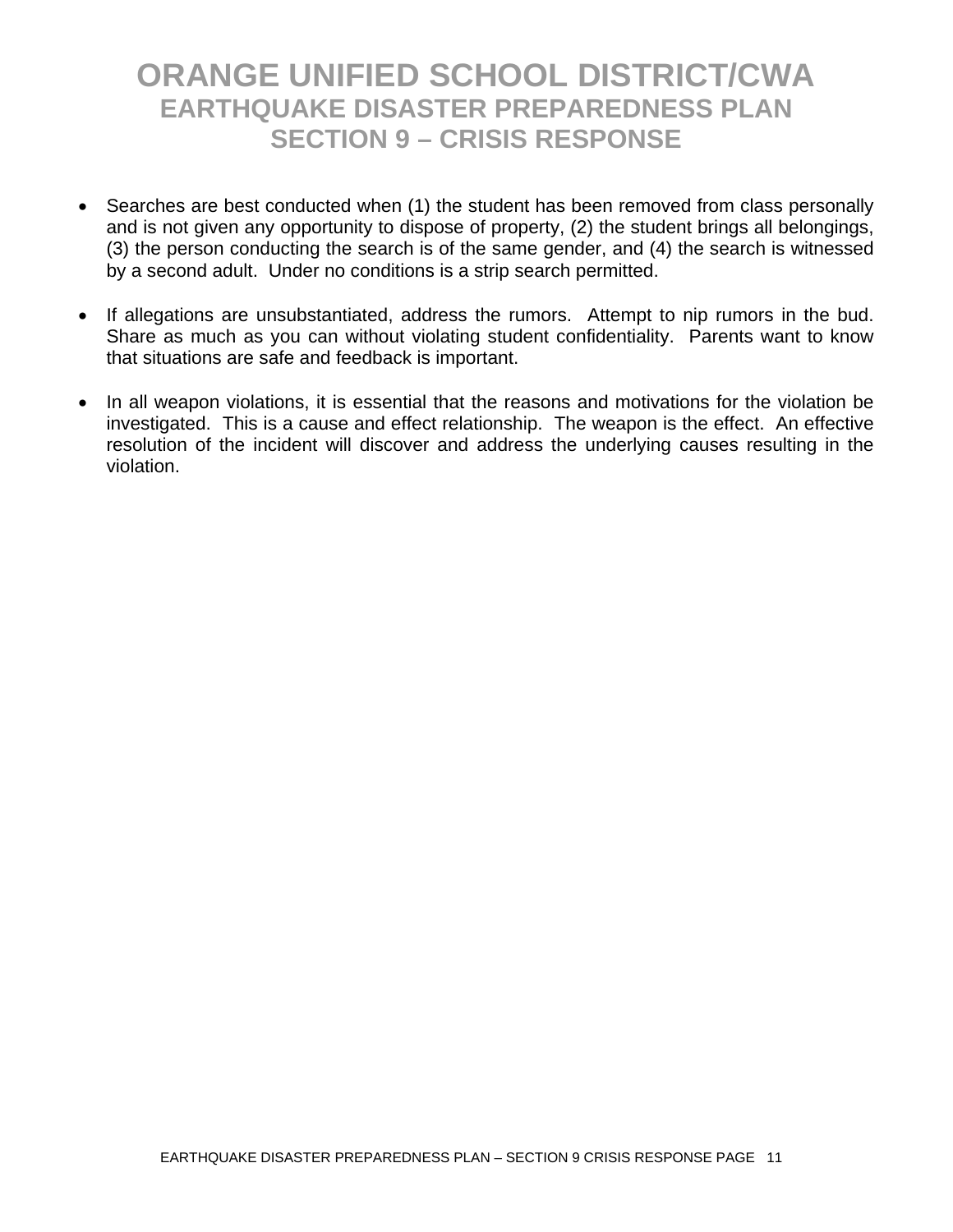# ORANGE UNIFIED SCHOOL DISTRICT/CWA
## EARTHQUAKE DISASTER PREPAREDNESS PLAN
## SECTION 9 – CRISIS RESPONSE

- Searches are best conducted when (1) the student has been removed from class personally and is not given any opportunity to dispose of property, (2) the student brings all belongings, (3) the person conducting the search is of the same gender, and (4) the search is witnessed by a second adult. Under no conditions is a strip search permitted.

- If allegations are unsubstantiated, address the rumors. Attempt to nip rumors in the bud. Share as much as you can without violating student confidentiality. Parents want to know that situations are safe and feedback is important.

- In all weapon violations, it is essential that the reasons and motivations for the violation be investigated. This is a cause and effect relationship. The weapon is the effect. An effective resolution of the incident will discover and address the underlying causes resulting in the violation.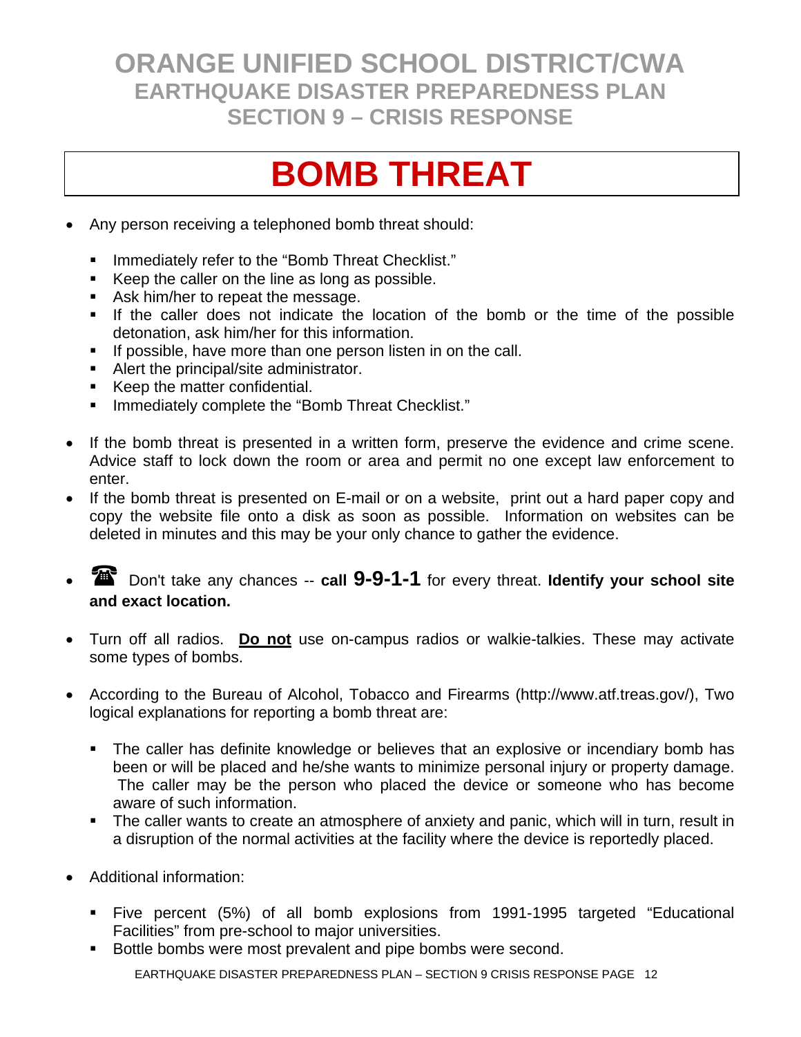# ORANGE UNIFIED SCHOOL DISTRICT/CWA
## EARTHQUAKE DISASTER PREPAREDNESS PLAN
## SECTION 9 – CRISIS RESPONSE

# BOMB THREAT

- Any person receiving a telephoned bomb threat should:
  - Immediately refer to the "Bomb Threat Checklist."
  - Keep the caller on the line as long as possible.
  - Ask him/her to repeat the message.
  - If the caller does not indicate the location of the bomb or the time of the possible detonation, ask him/her for this information.
  - If possible, have more than one person listen in on the call.
  - Alert the principal/site administrator.
  - Keep the matter confidential.
  - Immediately complete the "Bomb Threat Checklist."

- If the bomb threat is presented in a written form, preserve the evidence and crime scene. Advice staff to lock down the room or area and permit no one except law enforcement to enter.
- If the bomb threat is presented on E-mail or on a website, print out a hard paper copy and copy the website file onto a disk as soon as possible. Information on websites can be deleted in minutes and this may be your only chance to gather the evidence.

- ☎ Don't take any chances -- **call 9-9-1-1** for every threat. **Identify your school site and exact location.**

- Turn off all radios. **Do not** use on-campus radios or walkie-talkies. These may activate some types of bombs.

- According to the Bureau of Alcohol, Tobacco and Firearms (http://www.atf.treas.gov/), Two logical explanations for reporting a bomb threat are:
  - The caller has definite knowledge or believes that an explosive or incendiary bomb has been or will be placed and he/she wants to minimize personal injury or property damage. The caller may be the person who placed the device or someone who has become aware of such information.
  - The caller wants to create an atmosphere of anxiety and panic, which will in turn, result in a disruption of the normal activities at the facility where the device is reportedly placed.

- Additional information:
  - Five percent (5%) of all bomb explosions from 1991-1995 targeted "Educational Facilities" from pre-school to major universities.
  - Bottle bombs were most prevalent and pipe bombs were second.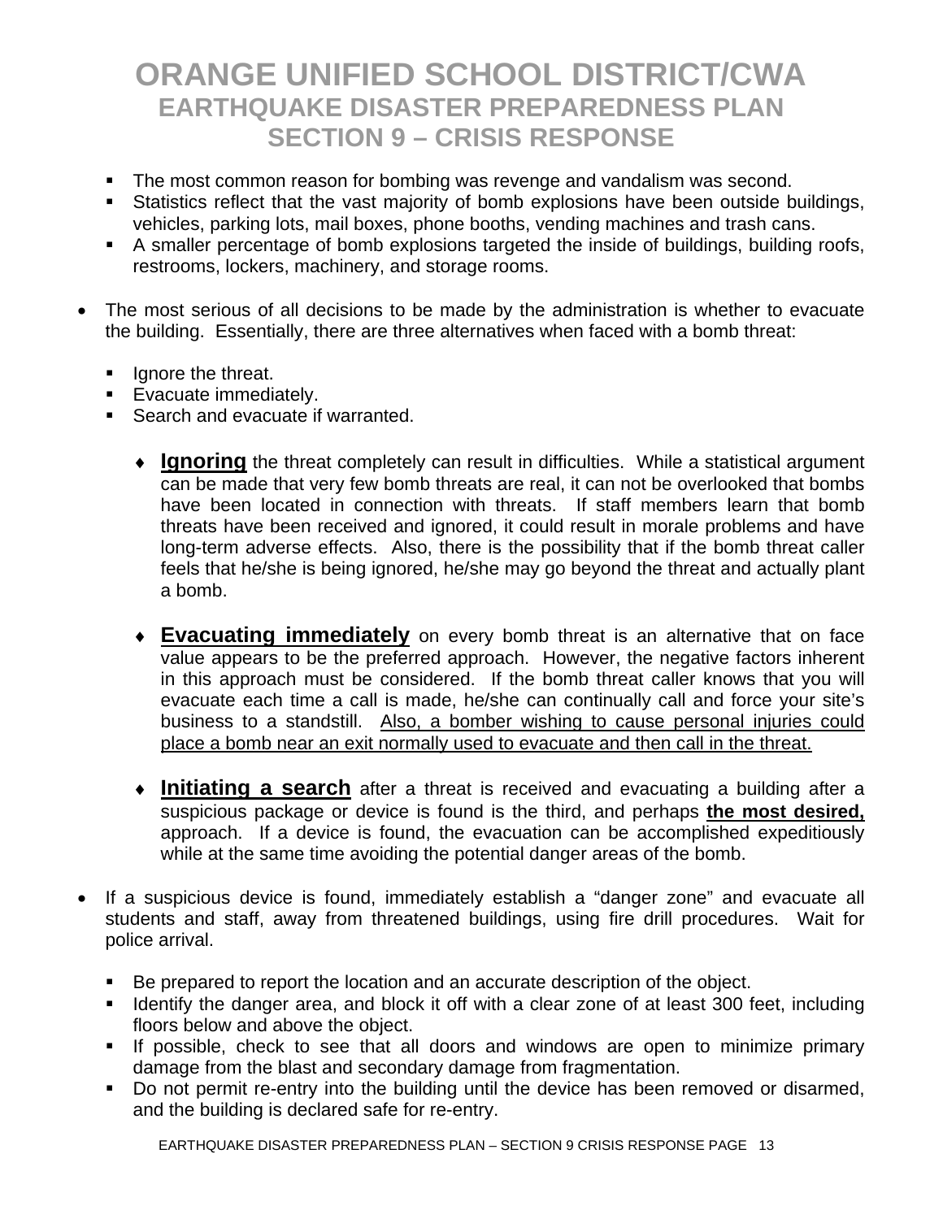- The most common reason for bombing was revenge and vandalism was second.
- Statistics reflect that the vast majority of bomb explosions have been outside buildings, vehicles, parking lots, mail boxes, phone booths, vending machines and trash cans.
- A smaller percentage of bomb explosions targeted the inside of buildings, building roofs, restrooms, lockers, machinery, and storage rooms.

- The most serious of all decisions to be made by the administration is whether to evacuate the building. Essentially, there are three alternatives when faced with a bomb threat:

  - Ignore the threat.
  - Evacuate immediately.
  - Search and evacuate if warranted.

    - **Ignoring** the threat completely can result in difficulties. While a statistical argument can be made that very few bomb threats are real, it can not be overlooked that bombs have been located in connection with threats. If staff members learn that bomb threats have been received and ignored, it could result in morale problems and have long-term adverse effects. Also, there is the possibility that if the bomb threat caller feels that he/she is being ignored, he/she may go beyond the threat and actually plant a bomb.

    - **Evacuating immediately** on every bomb threat is an alternative that on face value appears to be the preferred approach. However, the negative factors inherent in this approach must be considered. If the bomb threat caller knows that you will evacuate each time a call is made, he/she can continually call and force your site's business to a standstill. Also, a bomber wishing to cause personal injuries could place a bomb near an exit normally used to evacuate and then call in the threat.

    - **Initiating a search** after a threat is received and evacuating a building after a suspicious package or device is found is the third, and perhaps **the most desired,** approach. If a device is found, the evacuation can be accomplished expeditiously while at the same time avoiding the potential danger areas of the bomb.

- If a suspicious device is found, immediately establish a "danger zone" and evacuate all students and staff, away from threatened buildings, using fire drill procedures. Wait for police arrival.

  - Be prepared to report the location and an accurate description of the object.
  - Identify the danger area, and block it off with a clear zone of at least 300 feet, including floors below and above the object.
  - If possible, check to see that all doors and windows are open to minimize primary damage from the blast and secondary damage from fragmentation.
  - Do not permit re-entry into the building until the device has been removed or disarmed, and the building is declared safe for re-entry.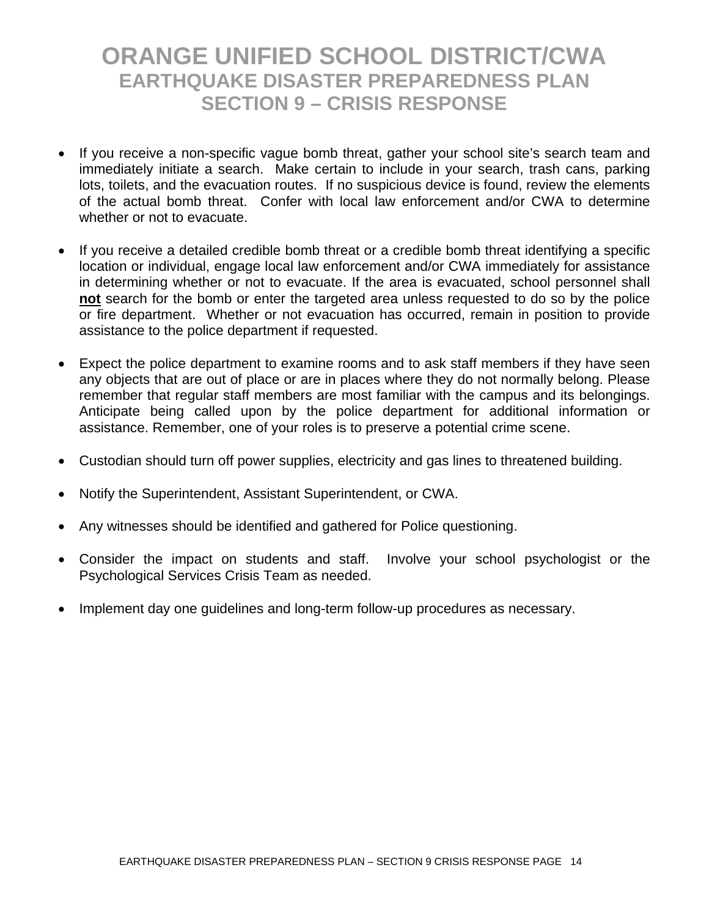# ORANGE UNIFIED SCHOOL DISTRICT/CWA
## EARTHQUAKE DISASTER PREPAREDNESS PLAN
## SECTION 9 – CRISIS RESPONSE

- If you receive a non-specific vague bomb threat, gather your school site's search team and immediately initiate a search. Make certain to include in your search, trash cans, parking lots, toilets, and the evacuation routes. If no suspicious device is found, review the elements of the actual bomb threat. Confer with local law enforcement and/or CWA to determine whether or not to evacuate.

- If you receive a detailed credible bomb threat or a credible bomb threat identifying a specific location or individual, engage local law enforcement and/or CWA immediately for assistance in determining whether or not to evacuate. If the area is evacuated, school personnel shall **not** search for the bomb or enter the targeted area unless requested to do so by the police or fire department. Whether or not evacuation has occurred, remain in position to provide assistance to the police department if requested.

- Expect the police department to examine rooms and to ask staff members if they have seen any objects that are out of place or are in places where they do not normally belong. Please remember that regular staff members are most familiar with the campus and its belongings. Anticipate being called upon by the police department for additional information or assistance. Remember, one of your roles is to preserve a potential crime scene.

- Custodian should turn off power supplies, electricity and gas lines to threatened building.

- Notify the Superintendent, Assistant Superintendent, or CWA.

- Any witnesses should be identified and gathered for Police questioning.

- Consider the impact on students and staff. Involve your school psychologist or the Psychological Services Crisis Team as needed.

- Implement day one guidelines and long-term follow-up procedures as necessary.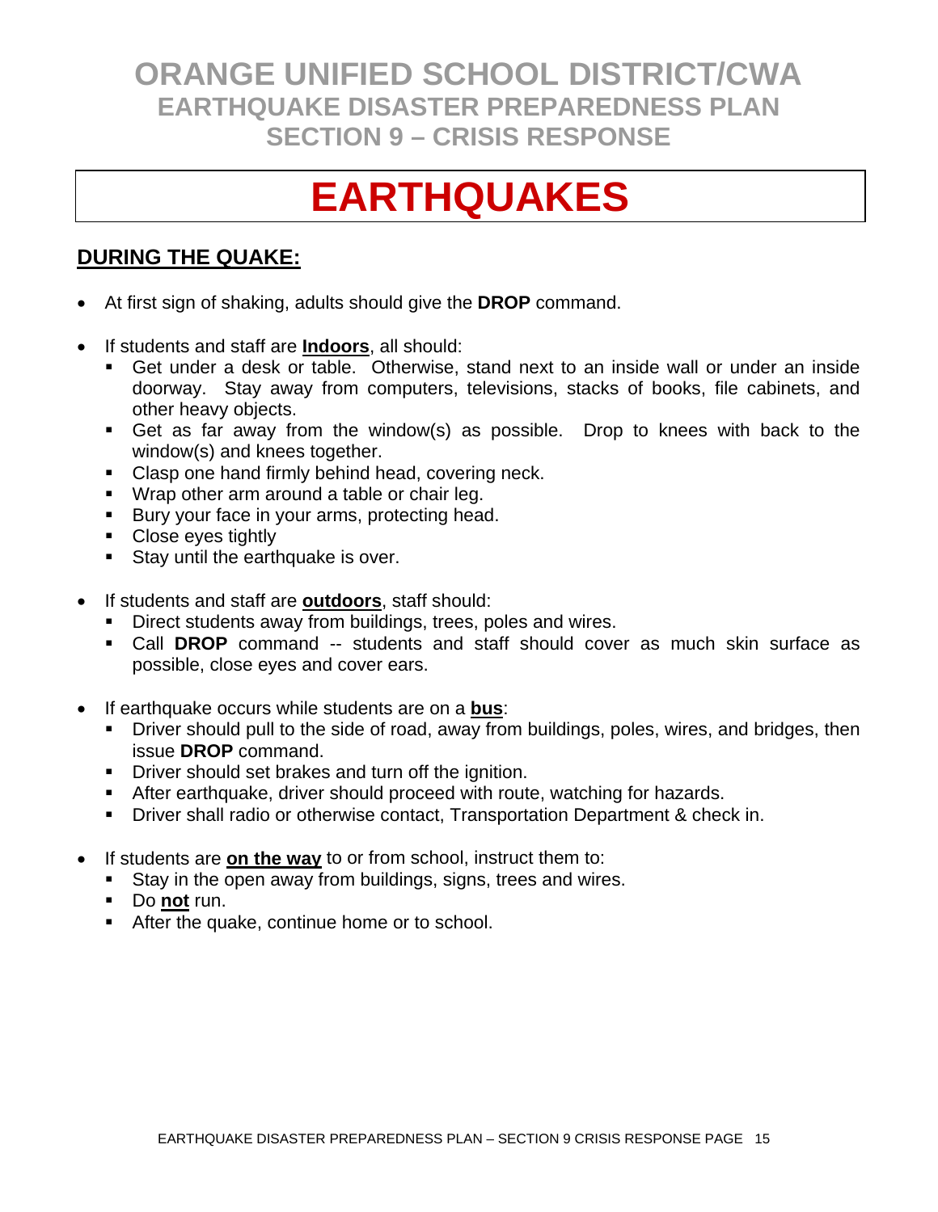# ORANGE UNIFIED SCHOOL DISTRICT/CWA
## EARTHQUAKE DISASTER PREPAREDNESS PLAN
## SECTION 9 – CRISIS RESPONSE

# EARTHQUAKES

## DURING THE QUAKE:

- At first sign of shaking, adults should give the **DROP** command.

- If students and staff are **Indoors**, all should:
  - Get under a desk or table. Otherwise, stand next to an inside wall or under an inside doorway. Stay away from computers, televisions, stacks of books, file cabinets, and other heavy objects.
  - Get as far away from the window(s) as possible. Drop to knees with back to the window(s) and knees together.
  - Clasp one hand firmly behind head, covering neck.
  - Wrap other arm around a table or chair leg.
  - Bury your face in your arms, protecting head.
  - Close eyes tightly
  - Stay until the earthquake is over.

- If students and staff are **outdoors**, staff should:
  - Direct students away from buildings, trees, poles and wires.
  - Call **DROP** command -- students and staff should cover as much skin surface as possible, close eyes and cover ears.

- If earthquake occurs while students are on a **bus**:
  - Driver should pull to the side of road, away from buildings, poles, wires, and bridges, then issue **DROP** command.
  - Driver should set brakes and turn off the ignition.
  - After earthquake, driver should proceed with route, watching for hazards.
  - Driver shall radio or otherwise contact, Transportation Department & check in.

- If students are **on the way** to or from school, instruct them to:
  - Stay in the open away from buildings, signs, trees and wires.
  - Do **not** run.
  - After the quake, continue home or to school.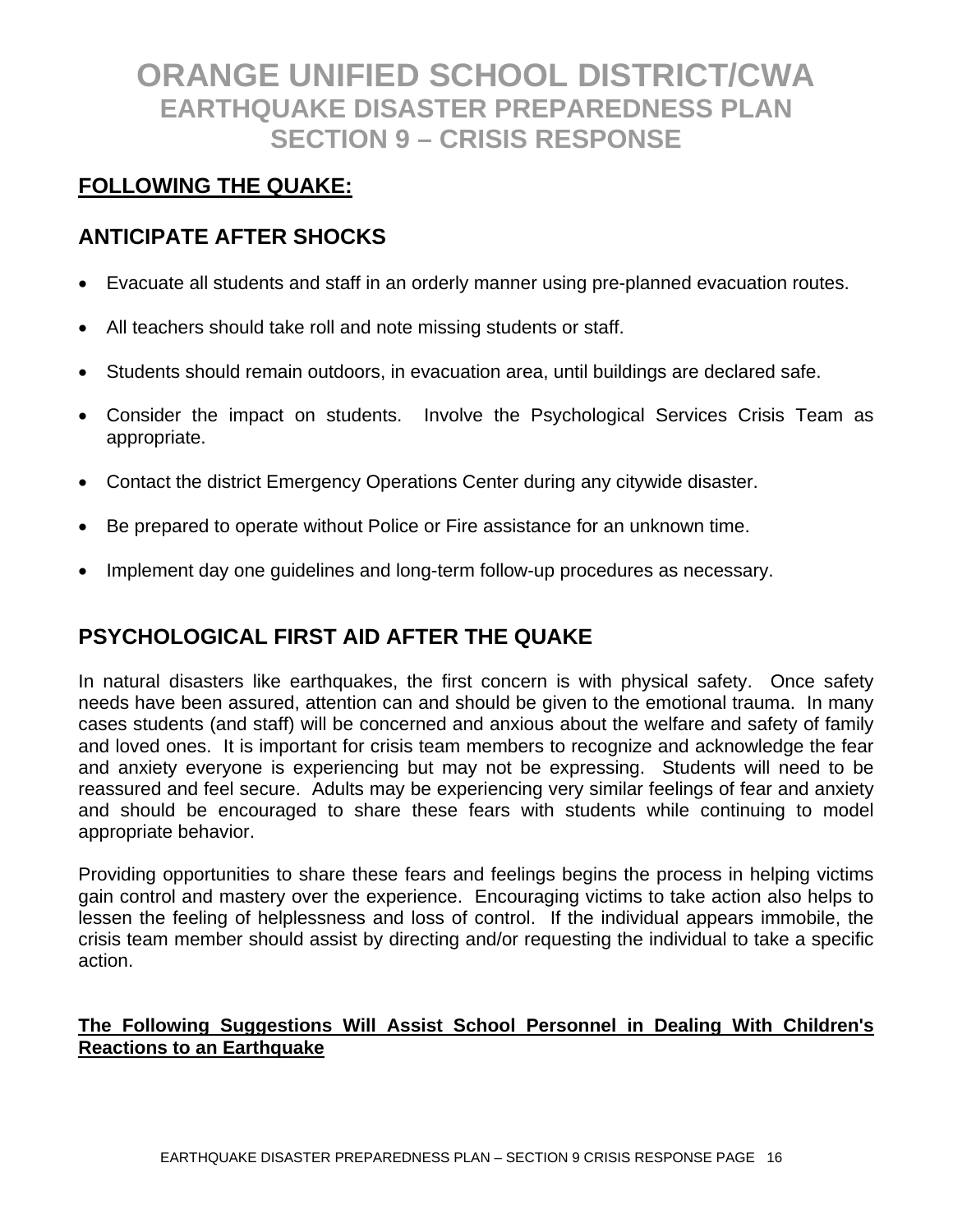# ORANGE UNIFIED SCHOOL DISTRICT/CWA
## EARTHQUAKE DISASTER PREPAREDNESS PLAN
## SECTION 9 – CRISIS RESPONSE

**FOLLOWING THE QUAKE:**

### ANTICIPATE AFTER SHOCKS

- Evacuate all students and staff in an orderly manner using pre-planned evacuation routes.
- All teachers should take roll and note missing students or staff.
- Students should remain outdoors, in evacuation area, until buildings are declared safe.
- Consider the impact on students. Involve the Psychological Services Crisis Team as appropriate.
- Contact the district Emergency Operations Center during any citywide disaster.
- Be prepared to operate without Police or Fire assistance for an unknown time.
- Implement day one guidelines and long-term follow-up procedures as necessary.

### PSYCHOLOGICAL FIRST AID AFTER THE QUAKE

In natural disasters like earthquakes, the first concern is with physical safety. Once safety needs have been assured, attention can and should be given to the emotional trauma. In many cases students (and staff) will be concerned and anxious about the welfare and safety of family and loved ones. It is important for crisis team members to recognize and acknowledge the fear and anxiety everyone is experiencing but may not be expressing. Students will need to be reassured and feel secure. Adults may be experiencing very similar feelings of fear and anxiety and should be encouraged to share these fears with students while continuing to model appropriate behavior.

Providing opportunities to share these fears and feelings begins the process in helping victims gain control and mastery over the experience. Encouraging victims to take action also helps to lessen the feeling of helplessness and loss of control. If the individual appears immobile, the crisis team member should assist by directing and/or requesting the individual to take a specific action.

**The Following Suggestions Will Assist School Personnel in Dealing With Children's Reactions to an Earthquake**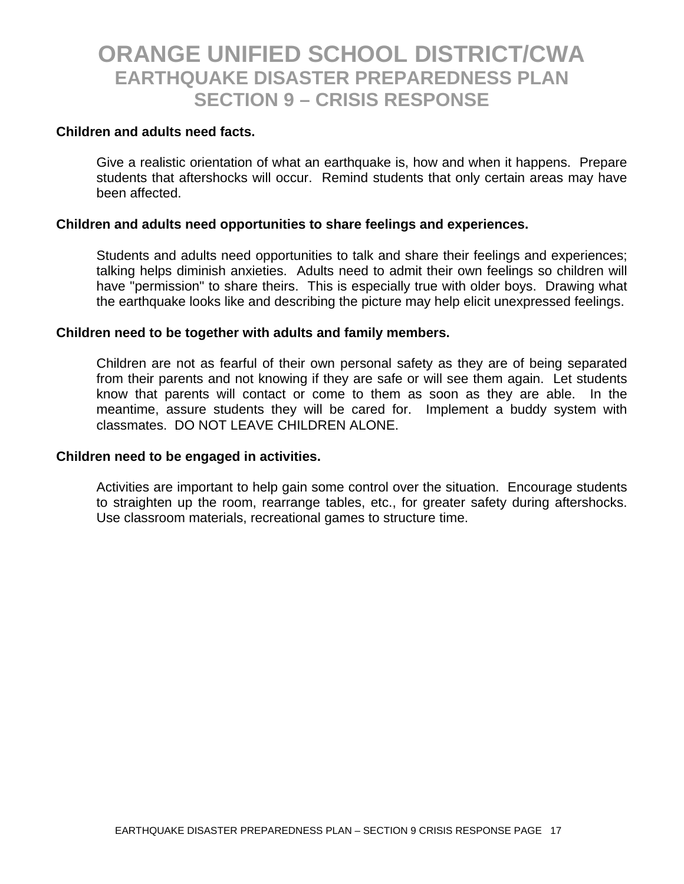# ORANGE UNIFIED SCHOOL DISTRICT/CWA
## EARTHQUAKE DISASTER PREPAREDNESS PLAN
## SECTION 9 – CRISIS RESPONSE

**Children and adults need facts.**

Give a realistic orientation of what an earthquake is, how and when it happens. Prepare students that aftershocks will occur. Remind students that only certain areas may have been affected.

**Children and adults need opportunities to share feelings and experiences.**

Students and adults need opportunities to talk and share their feelings and experiences; talking helps diminish anxieties. Adults need to admit their own feelings so children will have "permission" to share theirs. This is especially true with older boys. Drawing what the earthquake looks like and describing the picture may help elicit unexpressed feelings.

**Children need to be together with adults and family members.**

Children are not as fearful of their own personal safety as they are of being separated from their parents and not knowing if they are safe or will see them again. Let students know that parents will contact or come to them as soon as they are able. In the meantime, assure students they will be cared for. Implement a buddy system with classmates. DO NOT LEAVE CHILDREN ALONE.

**Children need to be engaged in activities.**

Activities are important to help gain some control over the situation. Encourage students to straighten up the room, rearrange tables, etc., for greater safety during aftershocks. Use classroom materials, recreational games to structure time.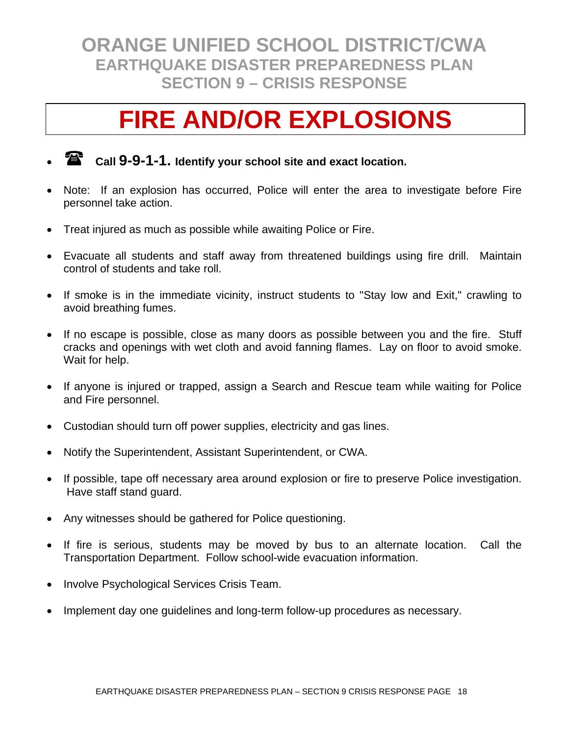# ORANGE UNIFIED SCHOOL DISTRICT/CWA

## EARTHQUAKE DISASTER PREPAREDNESS PLAN

## SECTION 9 – CRISIS RESPONSE

# FIRE AND/OR EXPLOSIONS

- ☎ **Call 9-9-1-1. Identify your school site and exact location.**
- Note: If an explosion has occurred, Police will enter the area to investigate before Fire personnel take action.
- Treat injured as much as possible while awaiting Police or Fire.
- Evacuate all students and staff away from threatened buildings using fire drill. Maintain control of students and take roll.
- If smoke is in the immediate vicinity, instruct students to "Stay low and Exit," crawling to avoid breathing fumes.
- If no escape is possible, close as many doors as possible between you and the fire. Stuff cracks and openings with wet cloth and avoid fanning flames. Lay on floor to avoid smoke. Wait for help.
- If anyone is injured or trapped, assign a Search and Rescue team while waiting for Police and Fire personnel.
- Custodian should turn off power supplies, electricity and gas lines.
- Notify the Superintendent, Assistant Superintendent, or CWA.
- If possible, tape off necessary area around explosion or fire to preserve Police investigation. Have staff stand guard.
- Any witnesses should be gathered for Police questioning.
- If fire is serious, students may be moved by bus to an alternate location. Call the Transportation Department. Follow school-wide evacuation information.
- Involve Psychological Services Crisis Team.
- Implement day one guidelines and long-term follow-up procedures as necessary.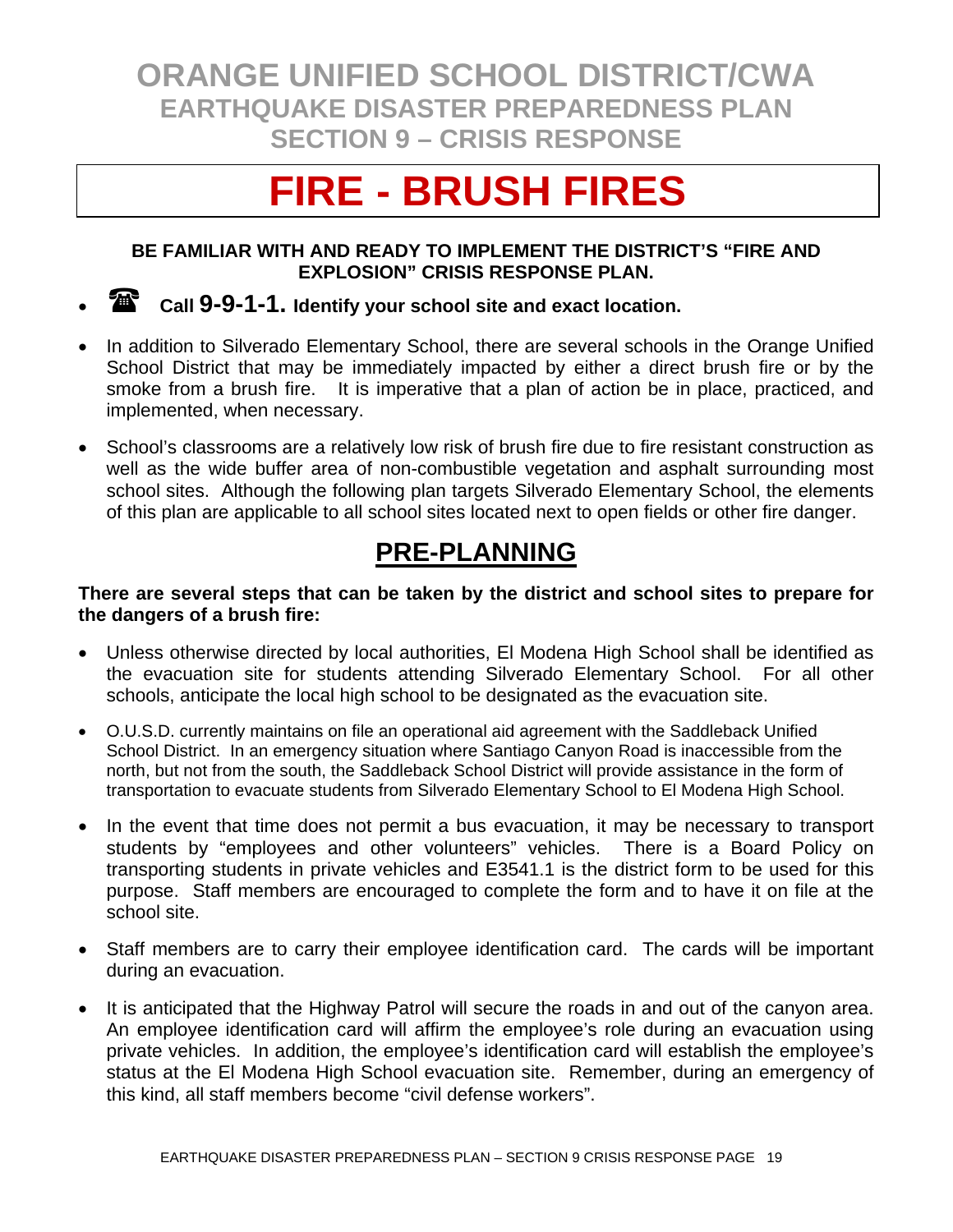# ORANGE UNIFIED SCHOOL DISTRICT/CWA
## EARTHQUAKE DISASTER PREPAREDNESS PLAN
## SECTION 9 – CRISIS RESPONSE

# FIRE - BRUSH FIRES

**BE FAMILIAR WITH AND READY TO IMPLEMENT THE DISTRICT'S "FIRE AND EXPLOSION" CRISIS RESPONSE PLAN.**

- ☎ **Call 9-9-1-1. Identify your school site and exact location.**
- In addition to Silverado Elementary School, there are several schools in the Orange Unified School District that may be immediately impacted by either a direct brush fire or by the smoke from a brush fire. It is imperative that a plan of action be in place, practiced, and implemented, when necessary.
- School's classrooms are a relatively low risk of brush fire due to fire resistant construction as well as the wide buffer area of non-combustible vegetation and asphalt surrounding most school sites. Although the following plan targets Silverado Elementary School, the elements of this plan are applicable to all school sites located next to open fields or other fire danger.

## PRE-PLANNING

**There are several steps that can be taken by the district and school sites to prepare for the dangers of a brush fire:**

- Unless otherwise directed by local authorities, El Modena High School shall be identified as the evacuation site for students attending Silverado Elementary School. For all other schools, anticipate the local high school to be designated as the evacuation site.
- O.U.S.D. currently maintains on file an operational aid agreement with the Saddleback Unified School District. In an emergency situation where Santiago Canyon Road is inaccessible from the north, but not from the south, the Saddleback School District will provide assistance in the form of transportation to evacuate students from Silverado Elementary School to El Modena High School.
- In the event that time does not permit a bus evacuation, it may be necessary to transport students by "employees and other volunteers" vehicles. There is a Board Policy on transporting students in private vehicles and E3541.1 is the district form to be used for this purpose. Staff members are encouraged to complete the form and to have it on file at the school site.
- Staff members are to carry their employee identification card. The cards will be important during an evacuation.
- It is anticipated that the Highway Patrol will secure the roads in and out of the canyon area. An employee identification card will affirm the employee's role during an evacuation using private vehicles. In addition, the employee's identification card will establish the employee's status at the El Modena High School evacuation site. Remember, during an emergency of this kind, all staff members become "civil defense workers".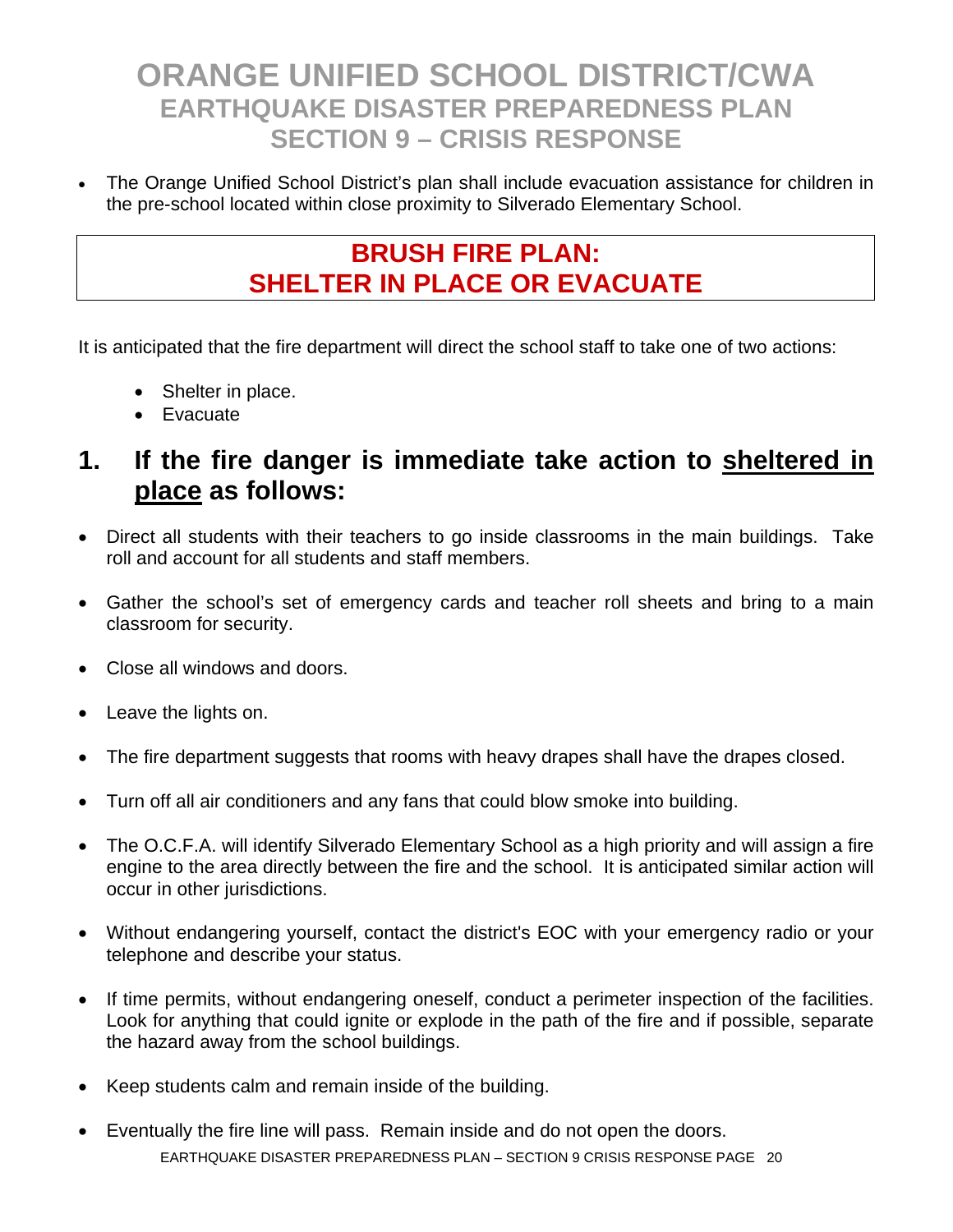# ORANGE UNIFIED SCHOOL DISTRICT/CWA
## EARTHQUAKE DISASTER PREPAREDNESS PLAN
## SECTION 9 – CRISIS RESPONSE

- The Orange Unified School District's plan shall include evacuation assistance for children in the pre-school located within close proximity to Silverado Elementary School.

## BRUSH FIRE PLAN: SHELTER IN PLACE OR EVACUATE

It is anticipated that the fire department will direct the school staff to take one of two actions:

- Shelter in place.
- Evacuate

## 1. If the fire danger is immediate take action to <u>sheltered in place</u> as follows:

- Direct all students with their teachers to go inside classrooms in the main buildings. Take roll and account for all students and staff members.
- Gather the school's set of emergency cards and teacher roll sheets and bring to a main classroom for security.
- Close all windows and doors.
- Leave the lights on.
- The fire department suggests that rooms with heavy drapes shall have the drapes closed.
- Turn off all air conditioners and any fans that could blow smoke into building.
- The O.C.F.A. will identify Silverado Elementary School as a high priority and will assign a fire engine to the area directly between the fire and the school. It is anticipated similar action will occur in other jurisdictions.
- Without endangering yourself, contact the district's EOC with your emergency radio or your telephone and describe your status.
- If time permits, without endangering oneself, conduct a perimeter inspection of the facilities. Look for anything that could ignite or explode in the path of the fire and if possible, separate the hazard away from the school buildings.
- Keep students calm and remain inside of the building.
- Eventually the fire line will pass. Remain inside and do not open the doors.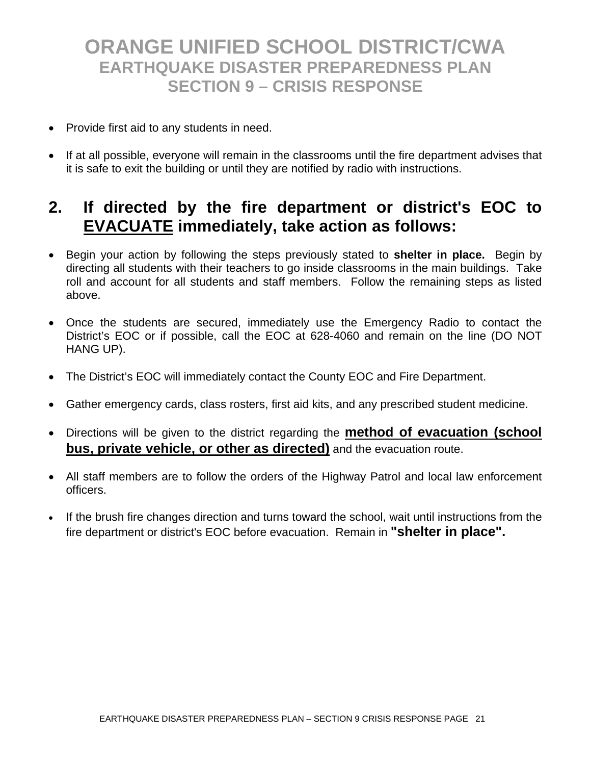# ORANGE UNIFIED SCHOOL DISTRICT/CWA
## EARTHQUAKE DISASTER PREPAREDNESS PLAN
## SECTION 9 – CRISIS RESPONSE

- Provide first aid to any students in need.

- If at all possible, everyone will remain in the classrooms until the fire department advises that it is safe to exit the building or until they are notified by radio with instructions.

## 2. If directed by the fire department or district's EOC to EVACUATE immediately, take action as follows:

- Begin your action by following the steps previously stated to **shelter in place.** Begin by directing all students with their teachers to go inside classrooms in the main buildings. Take roll and account for all students and staff members. Follow the remaining steps as listed above.

- Once the students are secured, immediately use the Emergency Radio to contact the District's EOC or if possible, call the EOC at 628-4060 and remain on the line (DO NOT HANG UP).

- The District's EOC will immediately contact the County EOC and Fire Department.

- Gather emergency cards, class rosters, first aid kits, and any prescribed student medicine.

- Directions will be given to the district regarding the **method of evacuation (school bus, private vehicle, or other as directed)** and the evacuation route.

- All staff members are to follow the orders of the Highway Patrol and local law enforcement officers.

- If the brush fire changes direction and turns toward the school, wait until instructions from the fire department or district's EOC before evacuation. Remain in **"shelter in place".**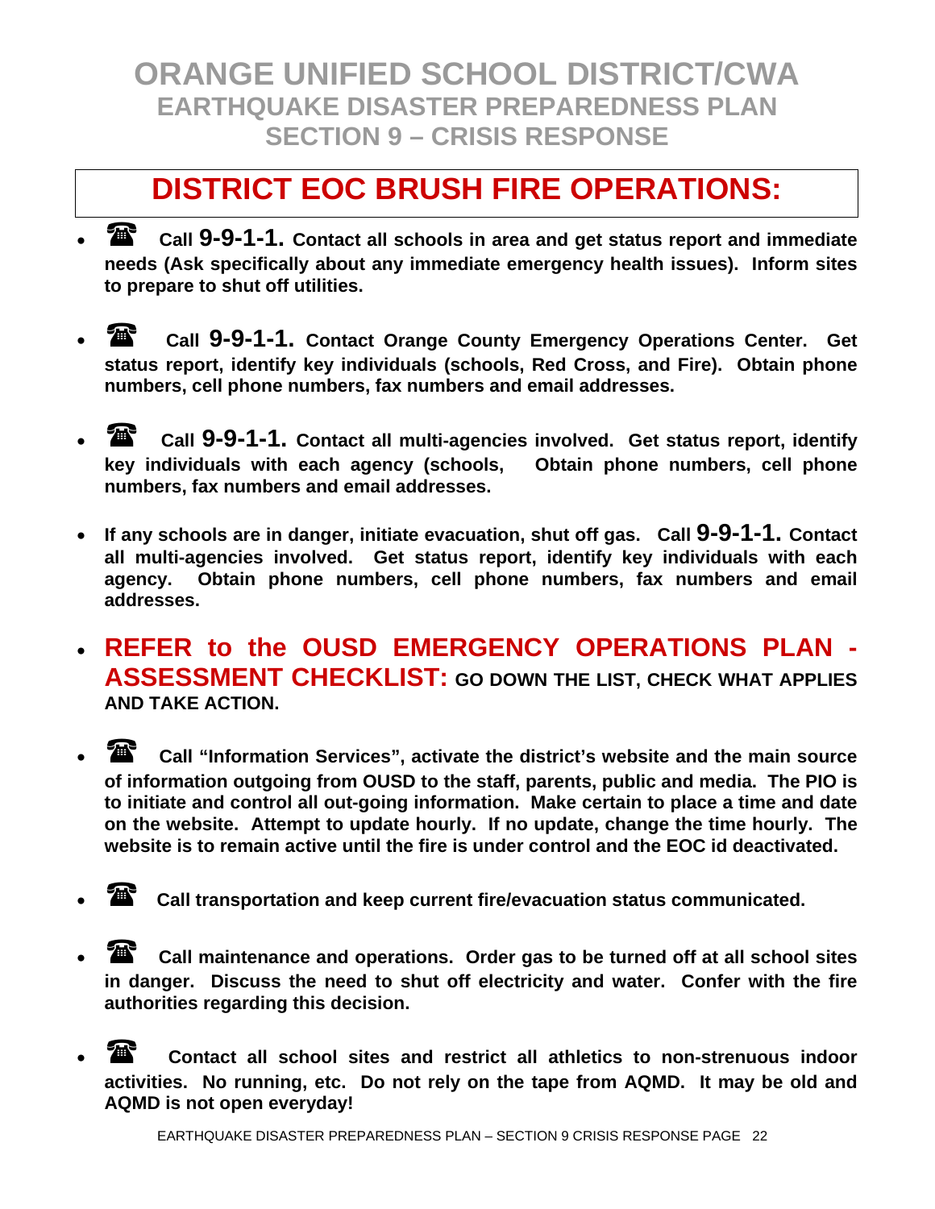# ORANGE UNIFIED SCHOOL DISTRICT/CWA
## EARTHQUAKE DISASTER PREPAREDNESS PLAN
## SECTION 9 – CRISIS RESPONSE

## DISTRICT EOC BRUSH FIRE OPERATIONS:

- ☎ **Call 9-9-1-1. Contact all schools in area and get status report and immediate needs (Ask specifically about any immediate emergency health issues). Inform sites to prepare to shut off utilities.**

- ☎ **Call 9-9-1-1. Contact Orange County Emergency Operations Center. Get status report, identify key individuals (schools, Red Cross, and Fire). Obtain phone numbers, cell phone numbers, fax numbers and email addresses.**

- ☎ **Call 9-9-1-1. Contact all multi-agencies involved. Get status report, identify key individuals with each agency (schools, Obtain phone numbers, cell phone numbers, fax numbers and email addresses.**

- **If any schools are in danger, initiate evacuation, shut off gas. Call 9-9-1-1. Contact all multi-agencies involved. Get status report, identify key individuals with each agency. Obtain phone numbers, cell phone numbers, fax numbers and email addresses.**

- **REFER to the OUSD EMERGENCY OPERATIONS PLAN - ASSESSMENT CHECKLIST: GO DOWN THE LIST, CHECK WHAT APPLIES AND TAKE ACTION.**

- ☎ **Call "Information Services", activate the district's website and the main source of information outgoing from OUSD to the staff, parents, public and media. The PIO is to initiate and control all out-going information. Make certain to place a time and date on the website. Attempt to update hourly. If no update, change the time hourly. The website is to remain active until the fire is under control and the EOC id deactivated.**

- ☎ **Call transportation and keep current fire/evacuation status communicated.**

- ☎ **Call maintenance and operations. Order gas to be turned off at all school sites in danger. Discuss the need to shut off electricity and water. Confer with the fire authorities regarding this decision.**

- ☎ **Contact all school sites and restrict all athletics to non-strenuous indoor activities. No running, etc. Do not rely on the tape from AQMD. It may be old and AQMD is not open everyday!**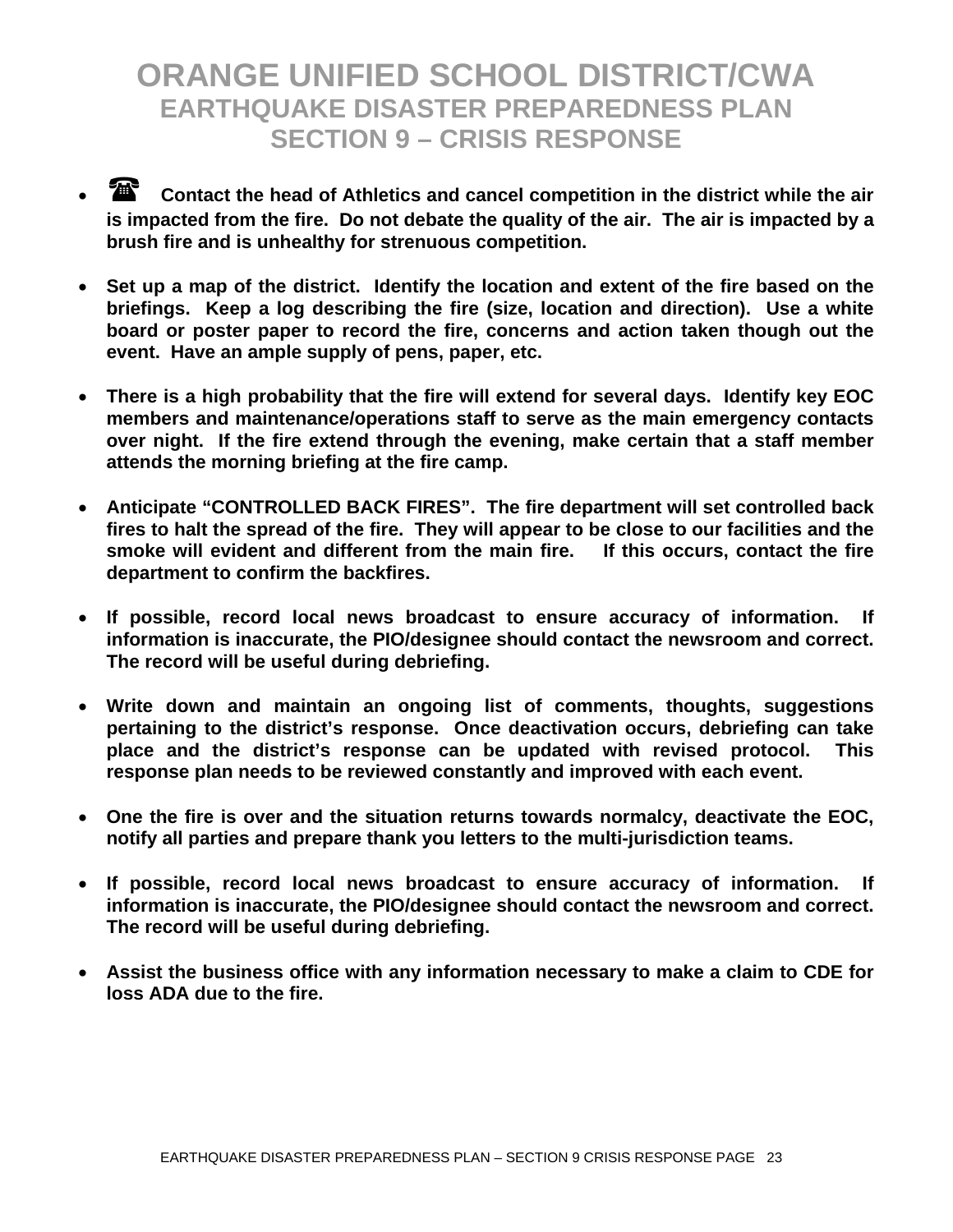# ORANGE UNIFIED SCHOOL DISTRICT/CWA
## EARTHQUAKE DISASTER PREPAREDNESS PLAN
## SECTION 9 – CRISIS RESPONSE

- ☎ **Contact the head of Athletics and cancel competition in the district while the air is impacted from the fire. Do not debate the quality of the air. The air is impacted by a brush fire and is unhealthy for strenuous competition.**

- **Set up a map of the district. Identify the location and extent of the fire based on the briefings. Keep a log describing the fire (size, location and direction). Use a white board or poster paper to record the fire, concerns and action taken though out the event. Have an ample supply of pens, paper, etc.**

- **There is a high probability that the fire will extend for several days. Identify key EOC members and maintenance/operations staff to serve as the main emergency contacts over night. If the fire extend through the evening, make certain that a staff member attends the morning briefing at the fire camp.**

- **Anticipate "CONTROLLED BACK FIRES". The fire department will set controlled back fires to halt the spread of the fire. They will appear to be close to our facilities and the smoke will evident and different from the main fire. If this occurs, contact the fire department to confirm the backfires.**

- **If possible, record local news broadcast to ensure accuracy of information. If information is inaccurate, the PIO/designee should contact the newsroom and correct. The record will be useful during debriefing.**

- **Write down and maintain an ongoing list of comments, thoughts, suggestions pertaining to the district's response. Once deactivation occurs, debriefing can take place and the district's response can be updated with revised protocol. This response plan needs to be reviewed constantly and improved with each event.**

- **One the fire is over and the situation returns towards normalcy, deactivate the EOC, notify all parties and prepare thank you letters to the multi-jurisdiction teams.**

- **If possible, record local news broadcast to ensure accuracy of information. If information is inaccurate, the PIO/designee should contact the newsroom and correct. The record will be useful during debriefing.**

- **Assist the business office with any information necessary to make a claim to CDE for loss ADA due to the fire.**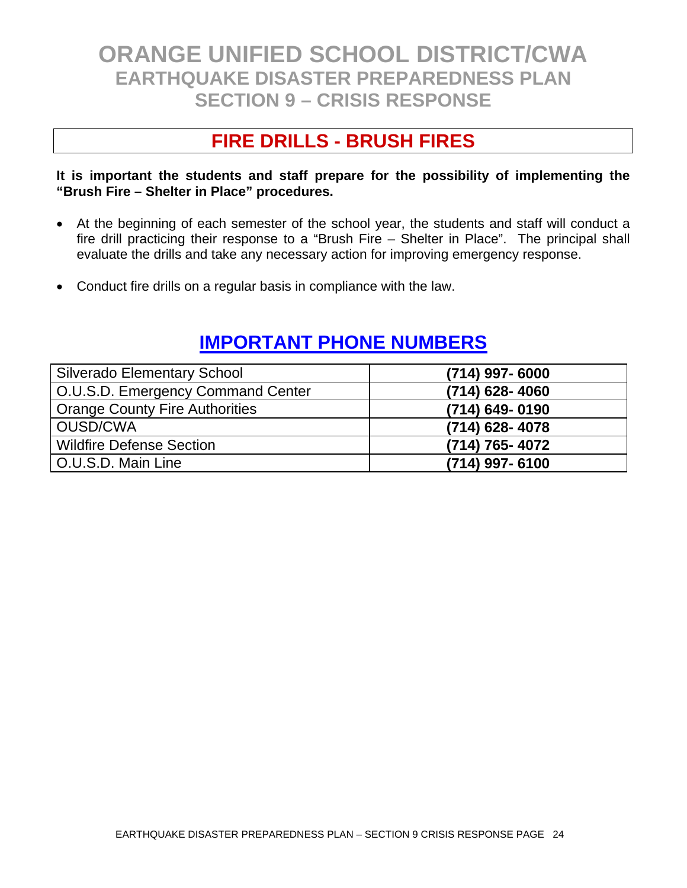# ORANGE UNIFIED SCHOOL DISTRICT/CWA
## EARTHQUAKE DISASTER PREPAREDNESS PLAN
## SECTION 9 – CRISIS RESPONSE

## FIRE DRILLS - BRUSH FIRES

**It is important the students and staff prepare for the possibility of implementing the "Brush Fire – Shelter in Place" procedures.**

- At the beginning of each semester of the school year, the students and staff will conduct a fire drill practicing their response to a "Brush Fire – Shelter in Place". The principal shall evaluate the drills and take any necessary action for improving emergency response.
- Conduct fire drills on a regular basis in compliance with the law.

## IMPORTANT PHONE NUMBERS

| | |
|---|---|
| Silverado Elementary School | **(714) 997- 6000** |
| O.U.S.D. Emergency Command Center | **(714) 628- 4060** |
| Orange County Fire Authorities | **(714) 649- 0190** |
| OUSD/CWA | **(714) 628- 4078** |
| Wildfire Defense Section | **(714) 765- 4072** |
| O.U.S.D. Main Line | **(714) 997- 6100** |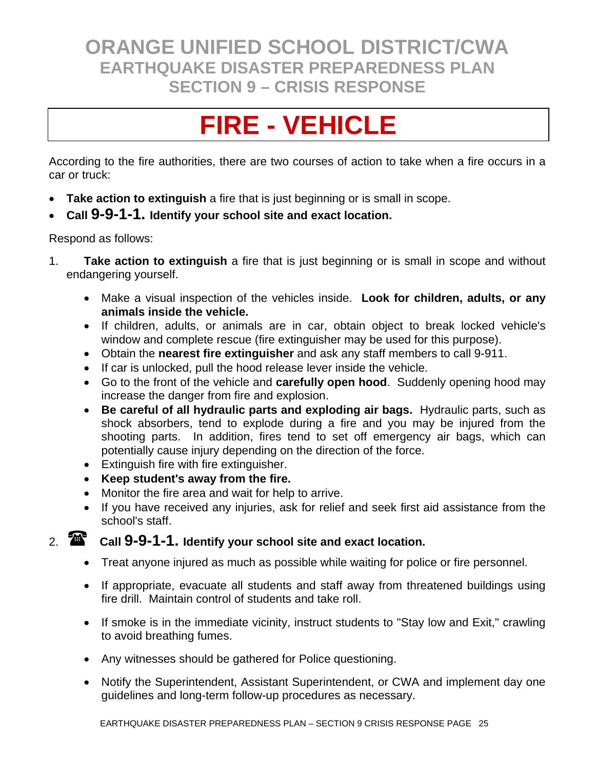# ORANGE UNIFIED SCHOOL DISTRICT/CWA
## EARTHQUAKE DISASTER PREPAREDNESS PLAN
## SECTION 9 – CRISIS RESPONSE

# FIRE - VEHICLE

According to the fire authorities, there are two courses of action to take when a fire occurs in a car or truck:

- **Take action to extinguish** a fire that is just beginning or is small in scope.
- **Call 9-9-1-1. Identify your school site and exact location.**

Respond as follows:

1. **Take action to extinguish** a fire that is just beginning or is small in scope and without endangering yourself.
   - Make a visual inspection of the vehicles inside. **Look for children, adults, or any animals inside the vehicle.**
   - If children, adults, or animals are in car, obtain object to break locked vehicle's window and complete rescue (fire extinguisher may be used for this purpose).
   - Obtain the **nearest fire extinguisher** and ask any staff members to call 9-911.
   - If car is unlocked, pull the hood release lever inside the vehicle.
   - Go to the front of the vehicle and **carefully open hood**. Suddenly opening hood may increase the danger from fire and explosion.
   - **Be careful of all hydraulic parts and exploding air bags.** Hydraulic parts, such as shock absorbers, tend to explode during a fire and you may be injured from the shooting parts. In addition, fires tend to set off emergency air bags, which can potentially cause injury depending on the direction of the force.
   - Extinguish fire with fire extinguisher.
   - **Keep student's away from the fire.**
   - Monitor the fire area and wait for help to arrive.
   - If you have received any injuries, ask for relief and seek first aid assistance from the school's staff.

2. ☎ **Call 9-9-1-1. Identify your school site and exact location.**
   - Treat anyone injured as much as possible while waiting for police or fire personnel.
   - If appropriate, evacuate all students and staff away from threatened buildings using fire drill. Maintain control of students and take roll.
   - If smoke is in the immediate vicinity, instruct students to "Stay low and Exit," crawling to avoid breathing fumes.
   - Any witnesses should be gathered for Police questioning.
   - Notify the Superintendent, Assistant Superintendent, or CWA and implement day one guidelines and long-term follow-up procedures as necessary.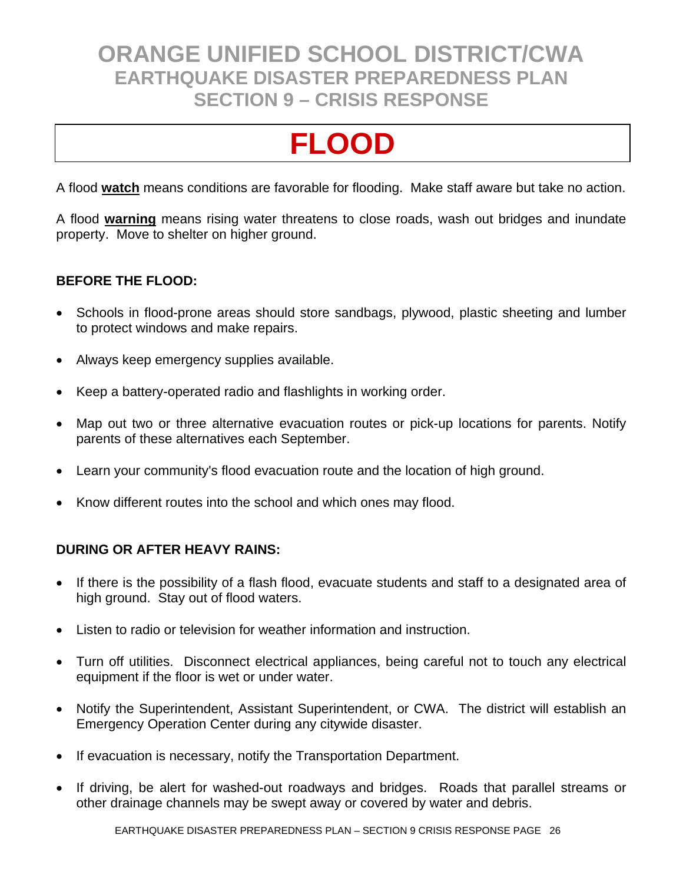# ORANGE UNIFIED SCHOOL DISTRICT/CWA
## EARTHQUAKE DISASTER PREPAREDNESS PLAN
## SECTION 9 – CRISIS RESPONSE

# FLOOD

A flood **watch** means conditions are favorable for flooding. Make staff aware but take no action.

A flood **warning** means rising water threatens to close roads, wash out bridges and inundate property. Move to shelter on higher ground.

**BEFORE THE FLOOD:**

- Schools in flood-prone areas should store sandbags, plywood, plastic sheeting and lumber to protect windows and make repairs.
- Always keep emergency supplies available.
- Keep a battery-operated radio and flashlights in working order.
- Map out two or three alternative evacuation routes or pick-up locations for parents. Notify parents of these alternatives each September.
- Learn your community's flood evacuation route and the location of high ground.
- Know different routes into the school and which ones may flood.

**DURING OR AFTER HEAVY RAINS:**

- If there is the possibility of a flash flood, evacuate students and staff to a designated area of high ground. Stay out of flood waters.
- Listen to radio or television for weather information and instruction.
- Turn off utilities. Disconnect electrical appliances, being careful not to touch any electrical equipment if the floor is wet or under water.
- Notify the Superintendent, Assistant Superintendent, or CWA. The district will establish an Emergency Operation Center during any citywide disaster.
- If evacuation is necessary, notify the Transportation Department.
- If driving, be alert for washed-out roadways and bridges. Roads that parallel streams or other drainage channels may be swept away or covered by water and debris.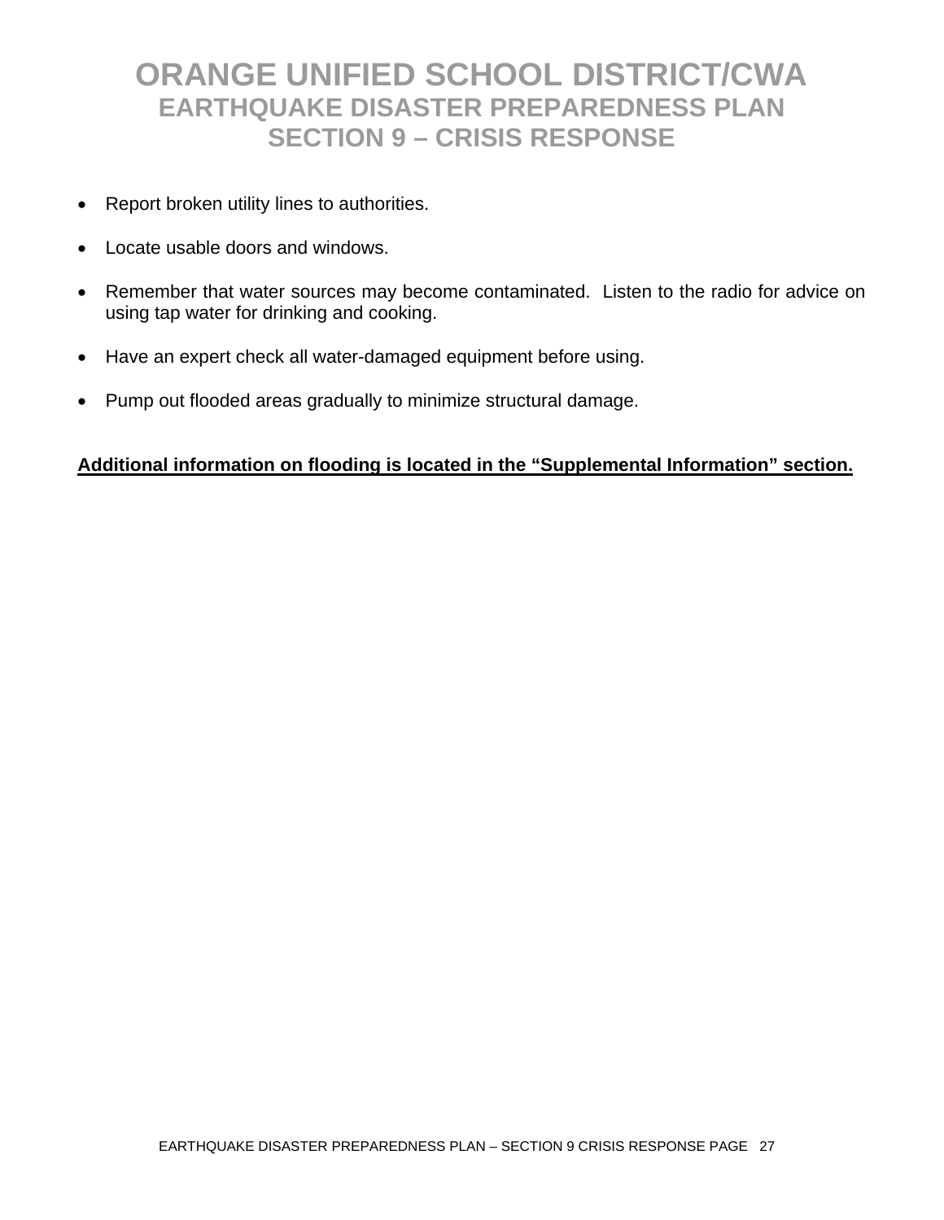# ORANGE UNIFIED SCHOOL DISTRICT/CWA
## EARTHQUAKE DISASTER PREPAREDNESS PLAN
## SECTION 9 – CRISIS RESPONSE

- Report broken utility lines to authorities.
- Locate usable doors and windows.
- Remember that water sources may become contaminated. Listen to the radio for advice on using tap water for drinking and cooking.
- Have an expert check all water-damaged equipment before using.
- Pump out flooded areas gradually to minimize structural damage.

**<u>Additional information on flooding is located in the "Supplemental Information" section.</u>**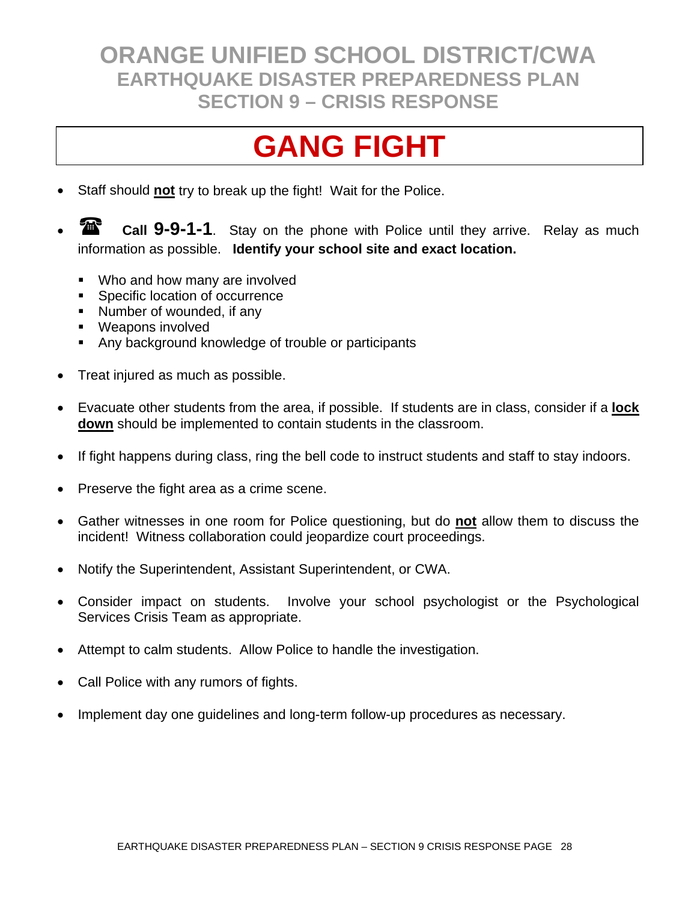# ORANGE UNIFIED SCHOOL DISTRICT/CWA

## EARTHQUAKE DISASTER PREPAREDNESS PLAN

## SECTION 9 – CRISIS RESPONSE

# GANG FIGHT

- Staff should **not** try to break up the fight! Wait for the Police.

- ☎ **Call 9-9-1-1**. Stay on the phone with Police until they arrive. Relay as much information as possible. **Identify your school site and exact location.**
  - Who and how many are involved
  - Specific location of occurrence
  - Number of wounded, if any
  - Weapons involved
  - Any background knowledge of trouble or participants

- Treat injured as much as possible.

- Evacuate other students from the area, if possible. If students are in class, consider if a **lock down** should be implemented to contain students in the classroom.

- If fight happens during class, ring the bell code to instruct students and staff to stay indoors.

- Preserve the fight area as a crime scene.

- Gather witnesses in one room for Police questioning, but do **not** allow them to discuss the incident! Witness collaboration could jeopardize court proceedings.

- Notify the Superintendent, Assistant Superintendent, or CWA.

- Consider impact on students. Involve your school psychologist or the Psychological Services Crisis Team as appropriate.

- Attempt to calm students. Allow Police to handle the investigation.

- Call Police with any rumors of fights.

- Implement day one guidelines and long-term follow-up procedures as necessary.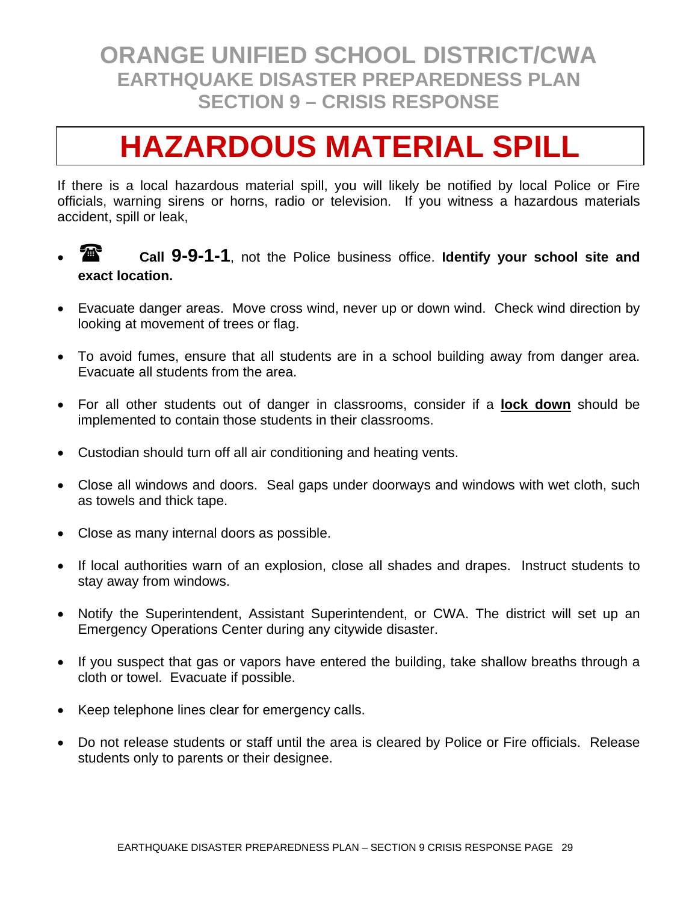# ORANGE UNIFIED SCHOOL DISTRICT/CWA
## EARTHQUAKE DISASTER PREPAREDNESS PLAN
## SECTION 9 – CRISIS RESPONSE

# HAZARDOUS MATERIAL SPILL

If there is a local hazardous material spill, you will likely be notified by local Police or Fire officials, warning sirens or horns, radio or television. If you witness a hazardous materials accident, spill or leak,

- ☎ **Call 9-9-1-1**, not the Police business office. **Identify your school site and exact location.**
- Evacuate danger areas. Move cross wind, never up or down wind. Check wind direction by looking at movement of trees or flag.
- To avoid fumes, ensure that all students are in a school building away from danger area. Evacuate all students from the area.
- For all other students out of danger in classrooms, consider if a **lock down** should be implemented to contain those students in their classrooms.
- Custodian should turn off all air conditioning and heating vents.
- Close all windows and doors. Seal gaps under doorways and windows with wet cloth, such as towels and thick tape.
- Close as many internal doors as possible.
- If local authorities warn of an explosion, close all shades and drapes. Instruct students to stay away from windows.
- Notify the Superintendent, Assistant Superintendent, or CWA. The district will set up an Emergency Operations Center during any citywide disaster.
- If you suspect that gas or vapors have entered the building, take shallow breaths through a cloth or towel. Evacuate if possible.
- Keep telephone lines clear for emergency calls.
- Do not release students or staff until the area is cleared by Police or Fire officials. Release students only to parents or their designee.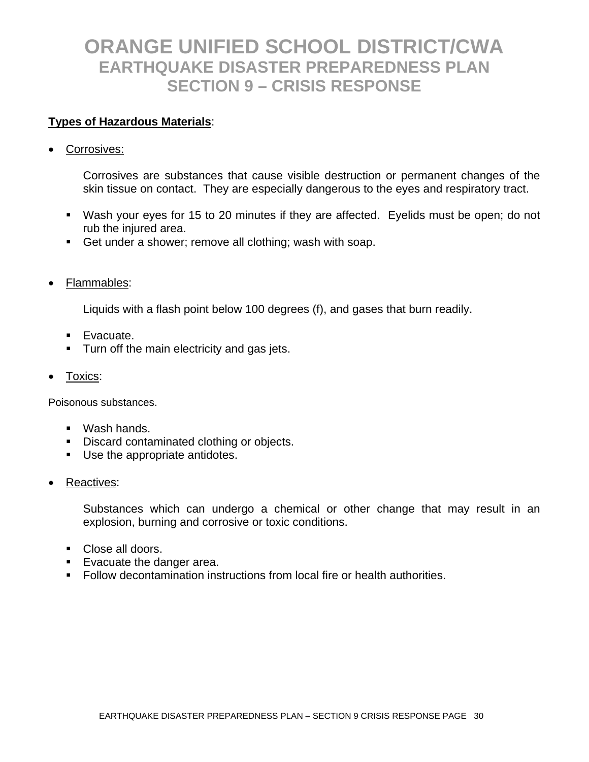# ORANGE UNIFIED SCHOOL DISTRICT/CWA
## EARTHQUAKE DISASTER PREPAREDNESS PLAN
## SECTION 9 – CRISIS RESPONSE

**Types of Hazardous Materials**:

- Corrosives:

  Corrosives are substances that cause visible destruction or permanent changes of the skin tissue on contact. They are especially dangerous to the eyes and respiratory tract.

  - Wash your eyes for 15 to 20 minutes if they are affected. Eyelids must be open; do not rub the injured area.
  - Get under a shower; remove all clothing; wash with soap.

- Flammables:

  Liquids with a flash point below 100 degrees (f), and gases that burn readily.

  - Evacuate.
  - Turn off the main electricity and gas jets.

- Toxics:

Poisonous substances.

  - Wash hands.
  - Discard contaminated clothing or objects.
  - Use the appropriate antidotes.

- Reactives:

  Substances which can undergo a chemical or other change that may result in an explosion, burning and corrosive or toxic conditions.

  - Close all doors.
  - Evacuate the danger area.
  - Follow decontamination instructions from local fire or health authorities.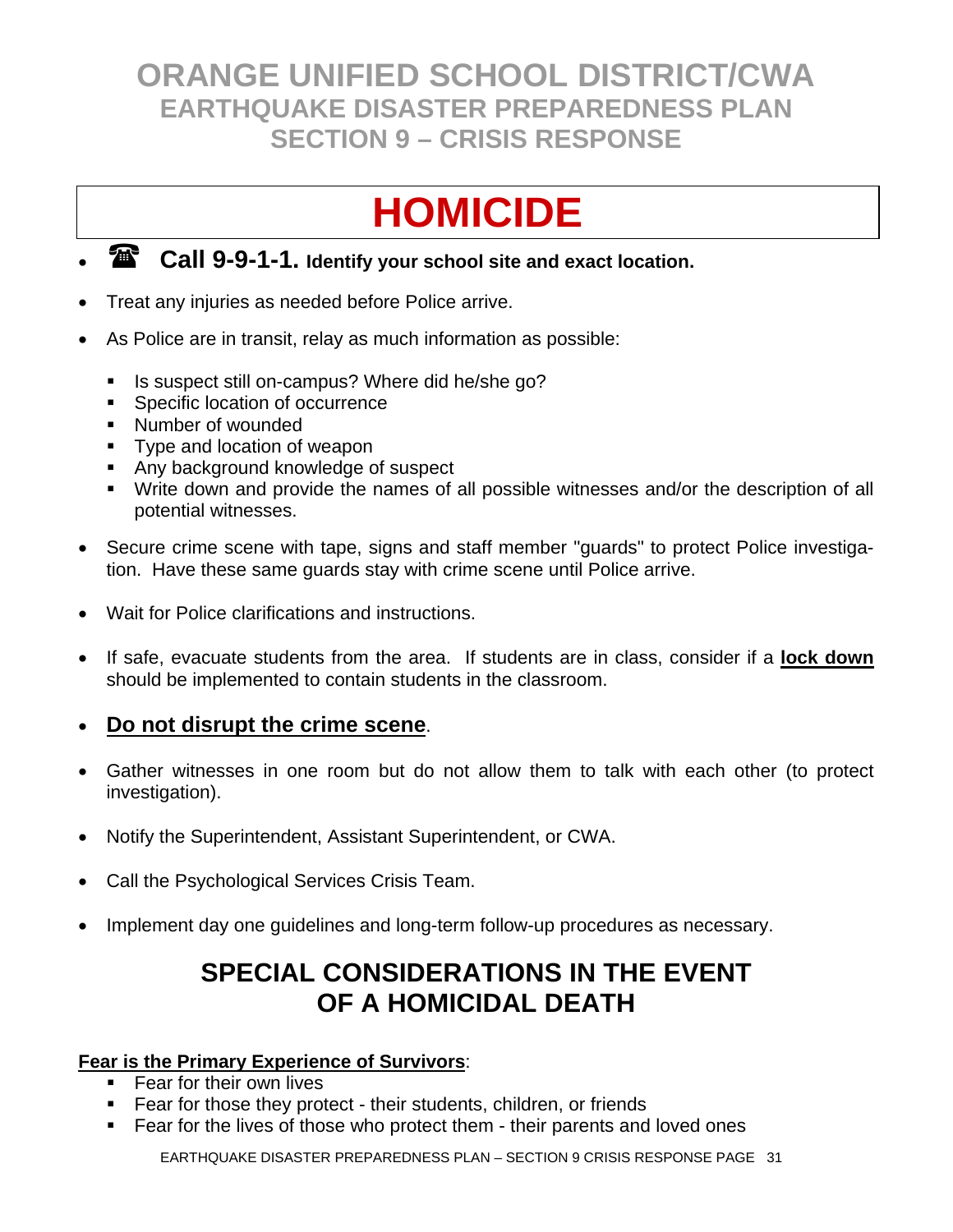# HOMICIDE

- ☎ **Call 9-9-1-1. Identify your school site and exact location.**
- Treat any injuries as needed before Police arrive.
- As Police are in transit, relay as much information as possible:
  - Is suspect still on-campus? Where did he/she go?
  - Specific location of occurrence
  - Number of wounded
  - Type and location of weapon
  - Any background knowledge of suspect
  - Write down and provide the names of all possible witnesses and/or the description of all potential witnesses.
- Secure crime scene with tape, signs and staff member "guards" to protect Police investigation. Have these same guards stay with crime scene until Police arrive.
- Wait for Police clarifications and instructions.
- If safe, evacuate students from the area. If students are in class, consider if a **lock down** should be implemented to contain students in the classroom.
- **Do not disrupt the crime scene**.
- Gather witnesses in one room but do not allow them to talk with each other (to protect investigation).
- Notify the Superintendent, Assistant Superintendent, or CWA.
- Call the Psychological Services Crisis Team.
- Implement day one guidelines and long-term follow-up procedures as necessary.

## SPECIAL CONSIDERATIONS IN THE EVENT OF A HOMICIDAL DEATH

**Fear is the Primary Experience of Survivors**:

- Fear for their own lives
- Fear for those they protect - their students, children, or friends
- Fear for the lives of those who protect them - their parents and loved ones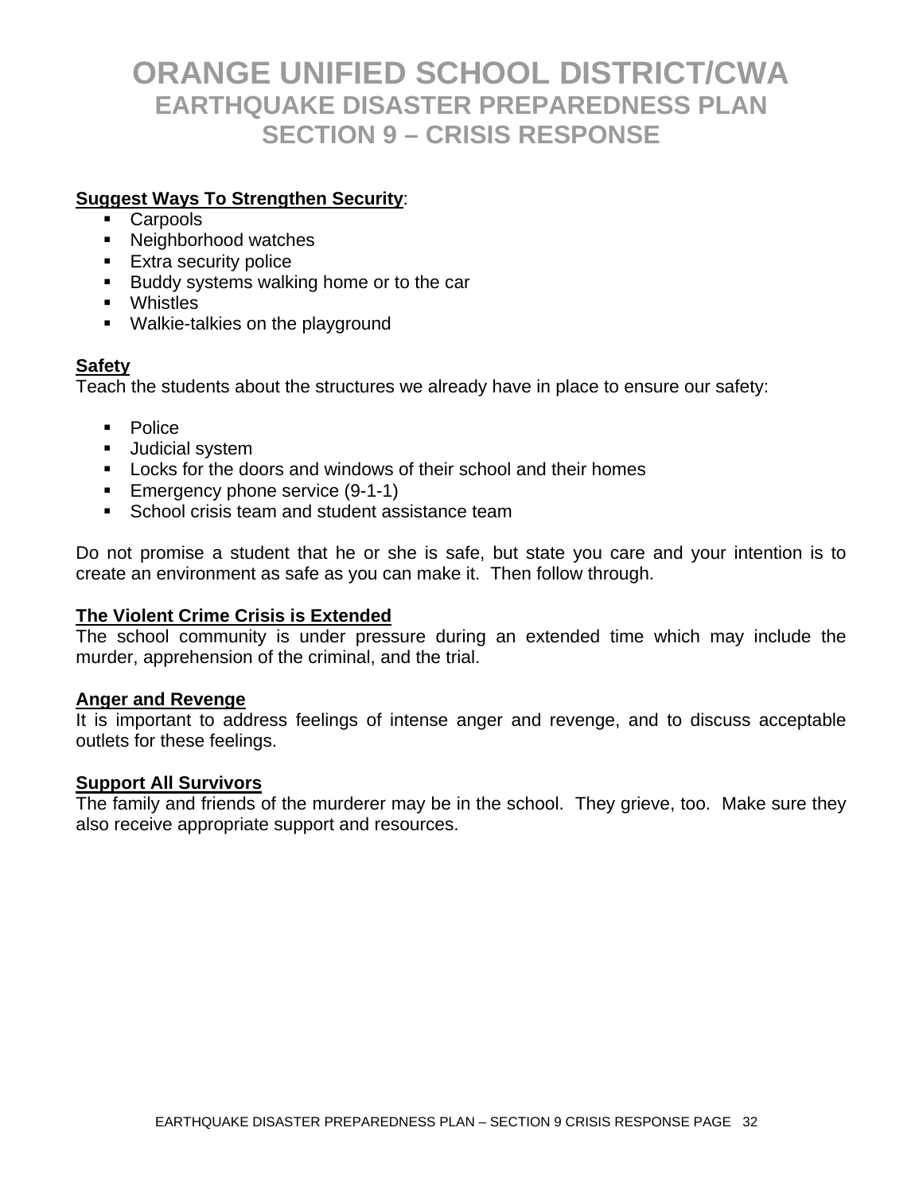# ORANGE UNIFIED SCHOOL DISTRICT/CWA
## EARTHQUAKE DISASTER PREPAREDNESS PLAN
## SECTION 9 – CRISIS RESPONSE

**Suggest Ways To Strengthen Security**:

- Carpools
- Neighborhood watches
- Extra security police
- Buddy systems walking home or to the car
- Whistles
- Walkie-talkies on the playground

**Safety**

Teach the students about the structures we already have in place to ensure our safety:

- Police
- Judicial system
- Locks for the doors and windows of their school and their homes
- Emergency phone service (9-1-1)
- School crisis team and student assistance team

Do not promise a student that he or she is safe, but state you care and your intention is to create an environment as safe as you can make it. Then follow through.

**The Violent Crime Crisis is Extended**

The school community is under pressure during an extended time which may include the murder, apprehension of the criminal, and the trial.

**Anger and Revenge**

It is important to address feelings of intense anger and revenge, and to discuss acceptable outlets for these feelings.

**Support All Survivors**

The family and friends of the murderer may be in the school. They grieve, too. Make sure they also receive appropriate support and resources.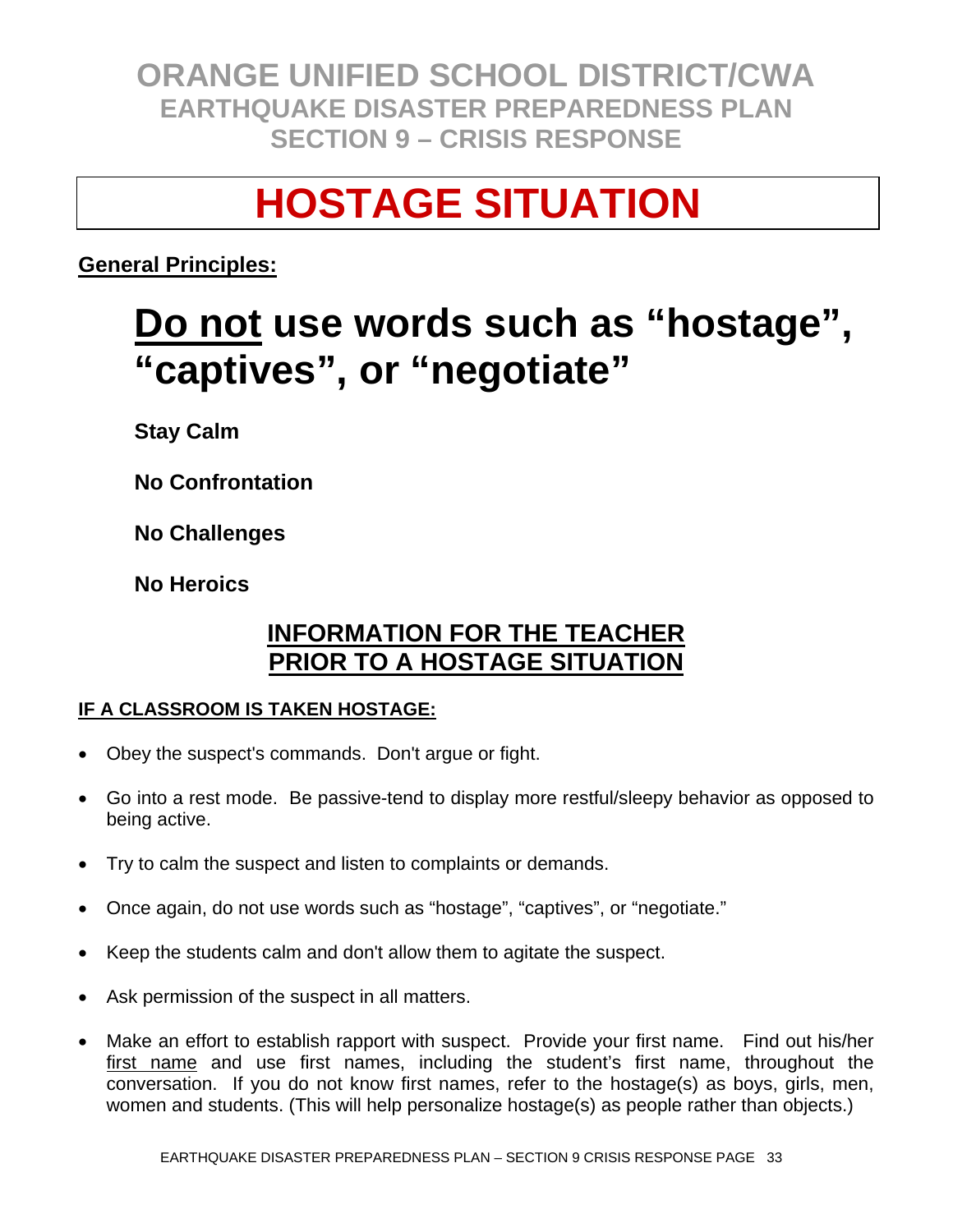# HOSTAGE SITUATION

**General Principles:**

## Do not use words such as "hostage", "captives", or "negotiate"

**Stay Calm**

**No Confrontation**

**No Challenges**

**No Heroics**

## INFORMATION FOR THE TEACHER PRIOR TO A HOSTAGE SITUATION

**IF A CLASSROOM IS TAKEN HOSTAGE:**

- Obey the suspect's commands. Don't argue or fight.
- Go into a rest mode. Be passive-tend to display more restful/sleepy behavior as opposed to being active.
- Try to calm the suspect and listen to complaints or demands.
- Once again, do not use words such as "hostage", "captives", or "negotiate."
- Keep the students calm and don't allow them to agitate the suspect.
- Ask permission of the suspect in all matters.
- Make an effort to establish rapport with suspect. Provide your first name. Find out his/her first name and use first names, including the student's first name, throughout the conversation. If you do not know first names, refer to the hostage(s) as boys, girls, men, women and students. (This will help personalize hostage(s) as people rather than objects.)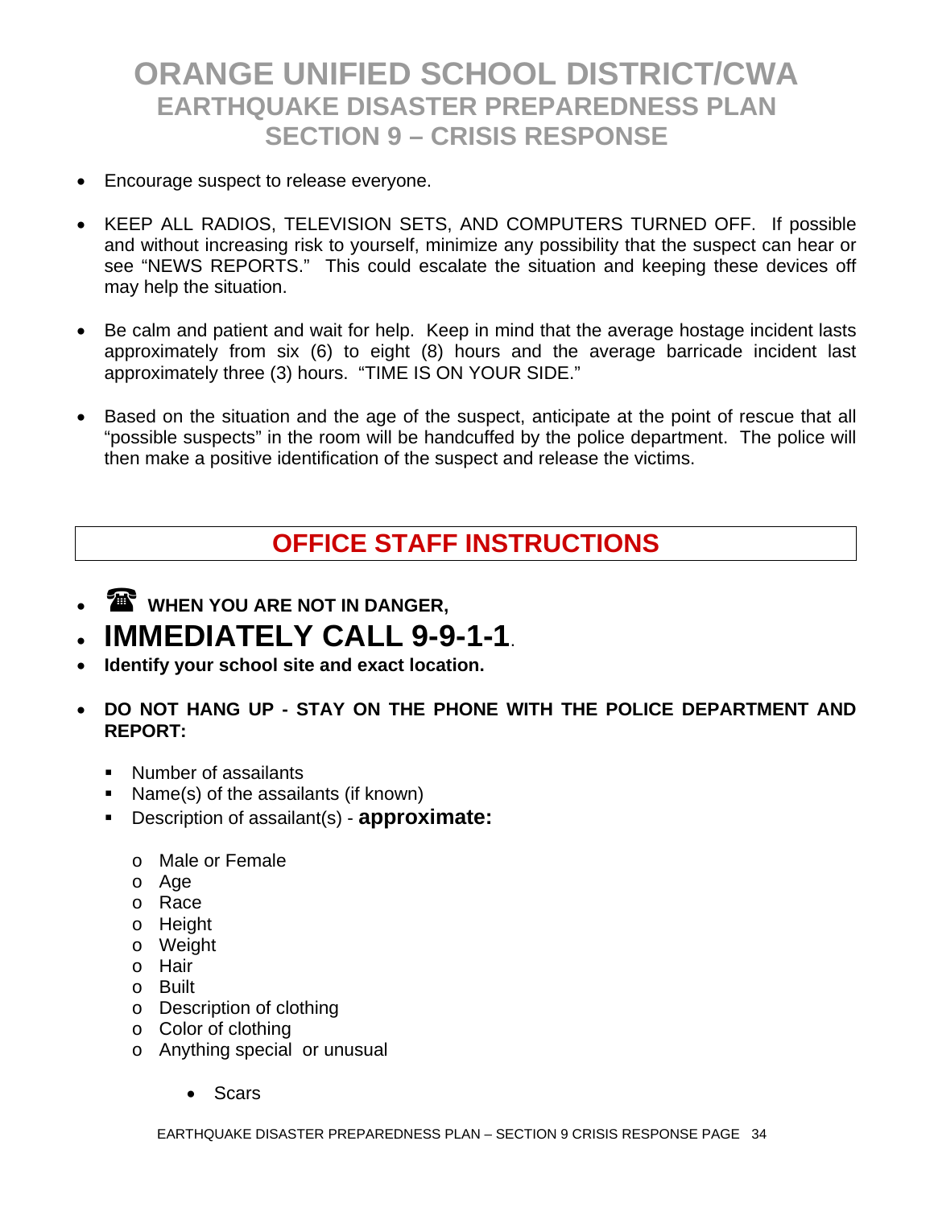- Encourage suspect to release everyone.
- KEEP ALL RADIOS, TELEVISION SETS, AND COMPUTERS TURNED OFF. If possible and without increasing risk to yourself, minimize any possibility that the suspect can hear or see "NEWS REPORTS." This could escalate the situation and keeping these devices off may help the situation.
- Be calm and patient and wait for help. Keep in mind that the average hostage incident lasts approximately from six (6) to eight (8) hours and the average barricade incident last approximately three (3) hours. "TIME IS ON YOUR SIDE."
- Based on the situation and the age of the suspect, anticipate at the point of rescue that all "possible suspects" in the room will be handcuffed by the police department. The police will then make a positive identification of the suspect and release the victims.

## OFFICE STAFF INSTRUCTIONS

- ☎ **WHEN YOU ARE NOT IN DANGER,**
- **IMMEDIATELY CALL 9-9-1-1**.
- **Identify your school site and exact location.**
- **DO NOT HANG UP - STAY ON THE PHONE WITH THE POLICE DEPARTMENT AND REPORT:**
  - Number of assailants
  - Name(s) of the assailants (if known)
  - Description of assailant(s) - **approximate:**
    - Male or Female
    - Age
    - Race
    - Height
    - Weight
    - Hair
    - Built
    - Description of clothing
    - Color of clothing
    - Anything special or unusual
      - Scars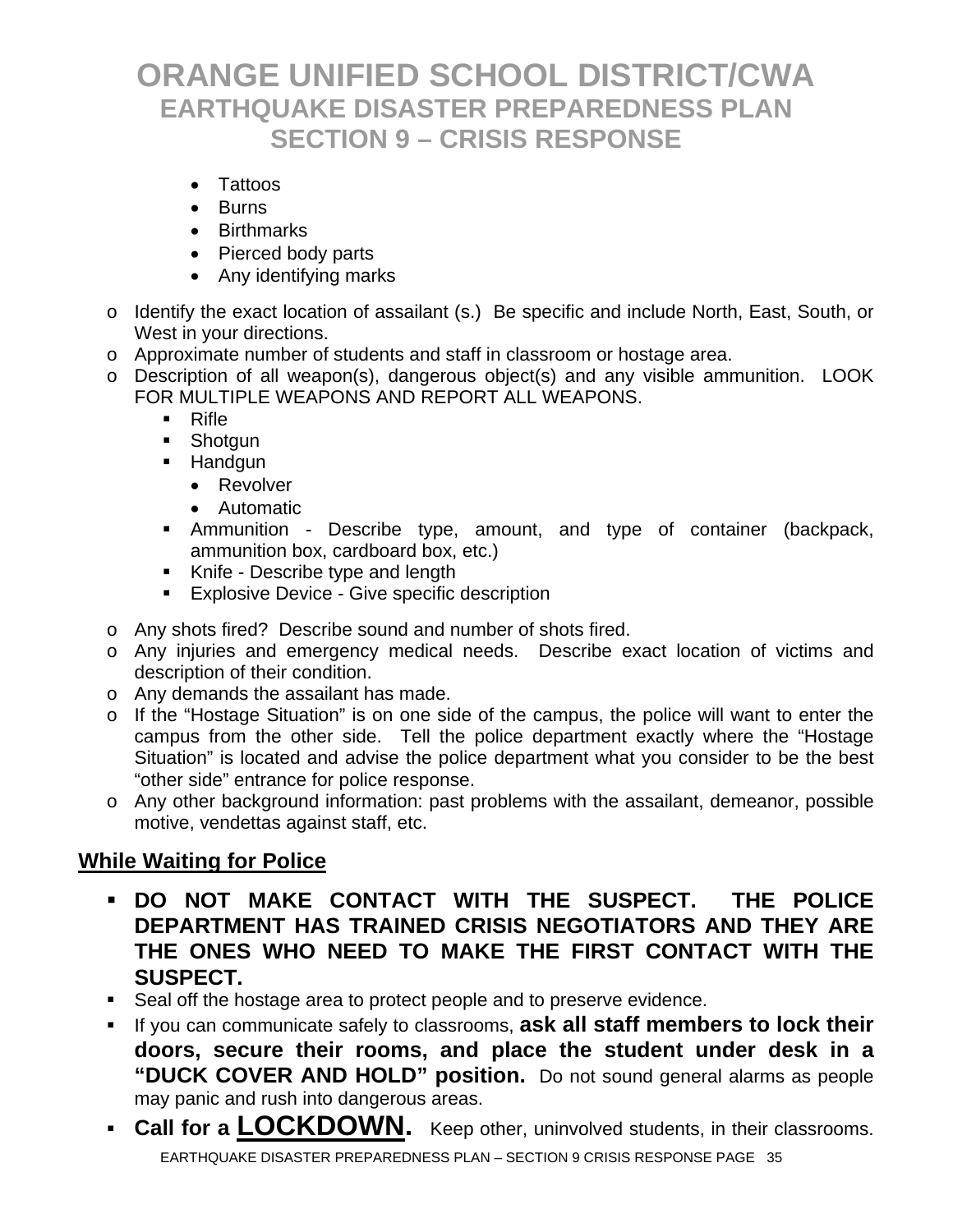- Tattoos
- Burns
- Birthmarks
- Pierced body parts
- Any identifying marks

- Identify the exact location of assailant (s.) Be specific and include North, East, South, or West in your directions.
- Approximate number of students and staff in classroom or hostage area.
- Description of all weapon(s), dangerous object(s) and any visible ammunition. LOOK FOR MULTIPLE WEAPONS AND REPORT ALL WEAPONS.
  - Rifle
  - Shotgun
  - Handgun
    - Revolver
    - Automatic
  - Ammunition - Describe type, amount, and type of container (backpack, ammunition box, cardboard box, etc.)
  - Knife - Describe type and length
  - Explosive Device - Give specific description
- Any shots fired? Describe sound and number of shots fired.
- Any injuries and emergency medical needs. Describe exact location of victims and description of their condition.
- Any demands the assailant has made.
- If the "Hostage Situation" is on one side of the campus, the police will want to enter the campus from the other side. Tell the police department exactly where the "Hostage Situation" is located and advise the police department what you consider to be the best "other side" entrance for police response.
- Any other background information: past problems with the assailant, demeanor, possible motive, vendettas against staff, etc.

## While Waiting for Police

- **DO NOT MAKE CONTACT WITH THE SUSPECT. THE POLICE DEPARTMENT HAS TRAINED CRISIS NEGOTIATORS AND THEY ARE THE ONES WHO NEED TO MAKE THE FIRST CONTACT WITH THE SUSPECT.**
- Seal off the hostage area to protect people and to preserve evidence.
- If you can communicate safely to classrooms, **ask all staff members to lock their doors, secure their rooms, and place the student under desk in a "DUCK COVER AND HOLD" position.** Do not sound general alarms as people may panic and rush into dangerous areas.
- **Call for a LOCKDOWN.** Keep other, uninvolved students, in their classrooms.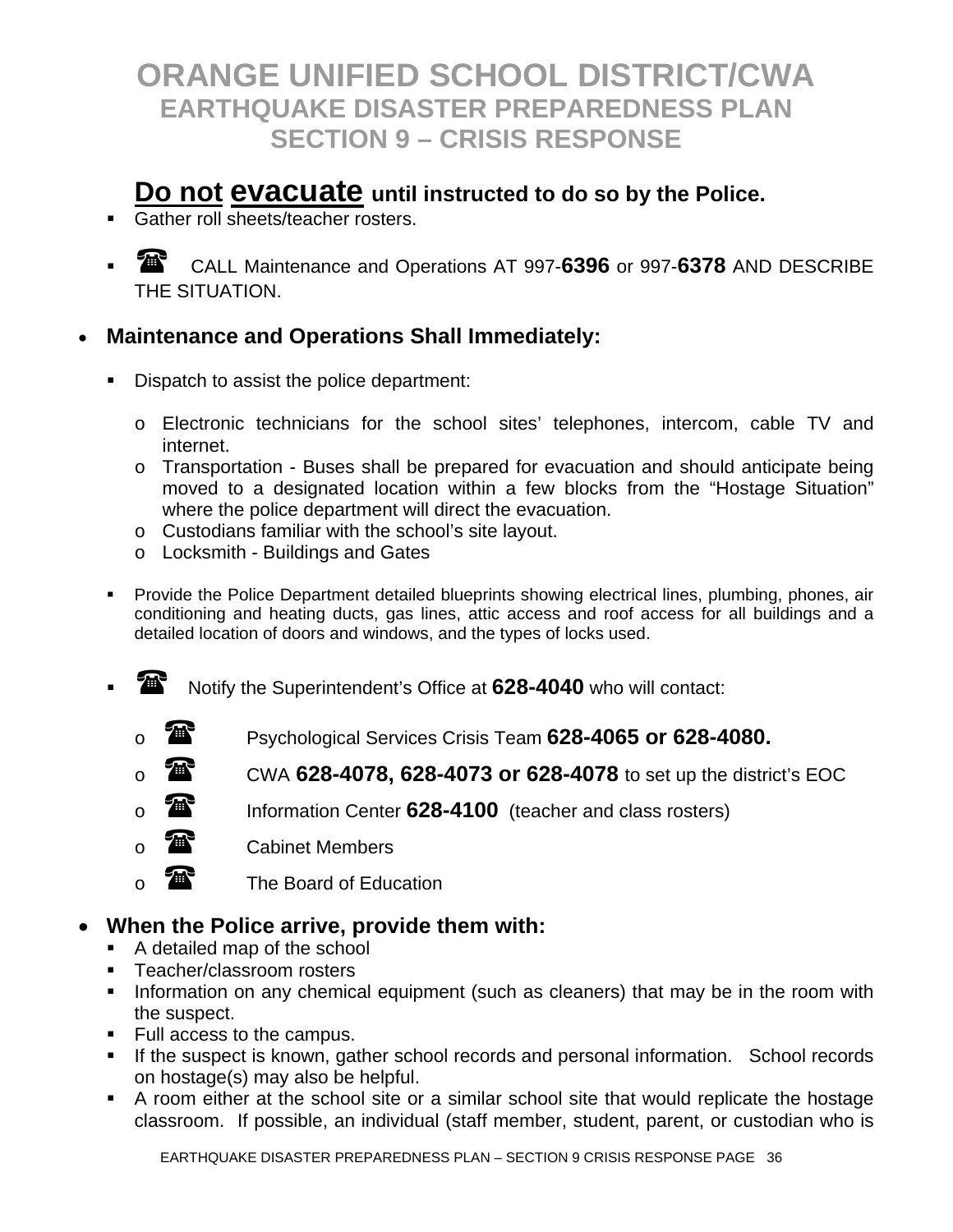# ORANGE UNIFIED SCHOOL DISTRICT/CWA
## EARTHQUAKE DISASTER PREPAREDNESS PLAN
## SECTION 9 – CRISIS RESPONSE

**<u>Do not</u> <u>evacuate</u> until instructed to do so by the Police.**

- Gather roll sheets/teacher rosters.
- ☎ CALL Maintenance and Operations AT 997-**6396** or 997-**6378** AND DESCRIBE THE SITUATION.

- **Maintenance and Operations Shall Immediately:**
  - Dispatch to assist the police department:
    - Electronic technicians for the school sites' telephones, intercom, cable TV and internet.
    - Transportation - Buses shall be prepared for evacuation and should anticipate being moved to a designated location within a few blocks from the "Hostage Situation" where the police department will direct the evacuation.
    - Custodians familiar with the school's site layout.
    - Locksmith - Buildings and Gates
  - Provide the Police Department detailed blueprints showing electrical lines, plumbing, phones, air conditioning and heating ducts, gas lines, attic access and roof access for all buildings and a detailed location of doors and windows, and the types of locks used.
  - ☎ Notify the Superintendent's Office at **628-4040** who will contact:
    - ☎ Psychological Services Crisis Team **628-4065 or 628-4080.**
    - ☎ CWA **628-4078, 628-4073 or 628-4078** to set up the district's EOC
    - ☎ Information Center **628-4100** (teacher and class rosters)
    - ☎ Cabinet Members
    - ☎ The Board of Education

- **When the Police arrive, provide them with:**
  - A detailed map of the school
  - Teacher/classroom rosters
  - Information on any chemical equipment (such as cleaners) that may be in the room with the suspect.
  - Full access to the campus.
  - If the suspect is known, gather school records and personal information. School records on hostage(s) may also be helpful.
  - A room either at the school site or a similar school site that would replicate the hostage classroom. If possible, an individual (staff member, student, parent, or custodian who is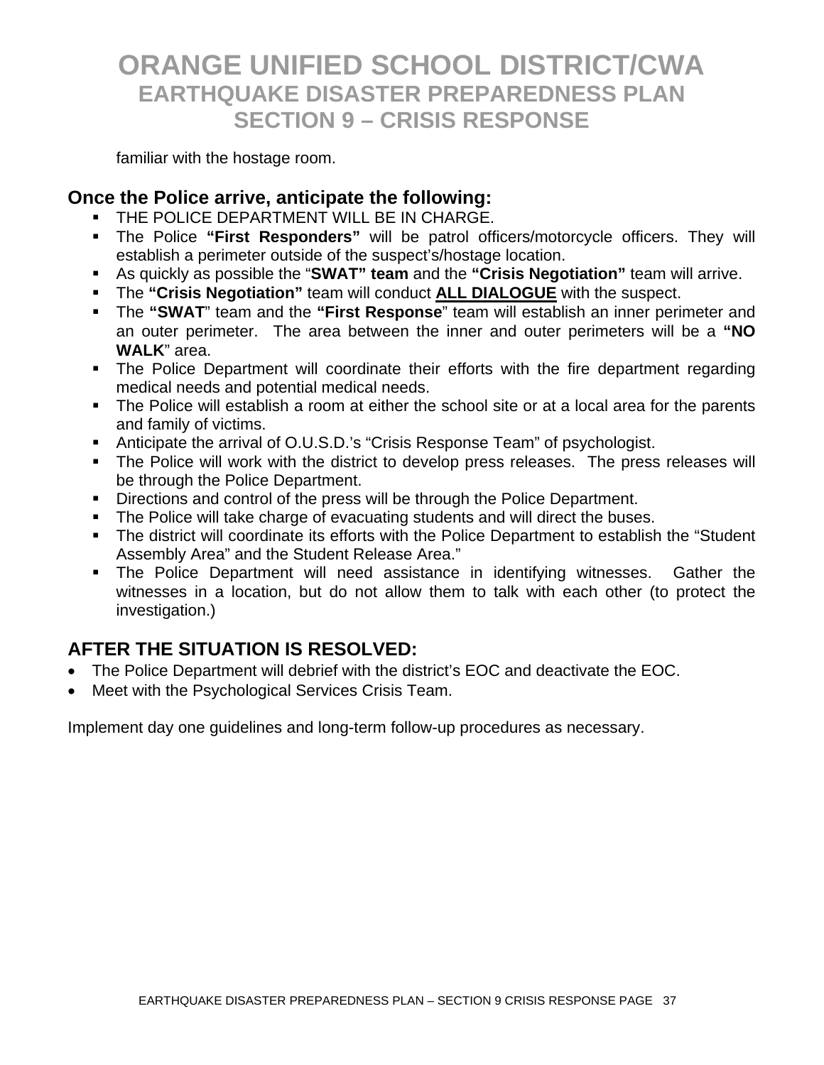familiar with the hostage room.

## Once the Police arrive, anticipate the following:

- THE POLICE DEPARTMENT WILL BE IN CHARGE.
- The Police **"First Responders"** will be patrol officers/motorcycle officers. They will establish a perimeter outside of the suspect's/hostage location.
- As quickly as possible the "**SWAT" team** and the **"Crisis Negotiation"** team will arrive.
- The **"Crisis Negotiation"** team will conduct **<u>ALL DIALOGUE</u>** with the suspect.
- The **"SWAT**" team and the **"First Response**" team will establish an inner perimeter and an outer perimeter. The area between the inner and outer perimeters will be a **"NO WALK**" area.
- The Police Department will coordinate their efforts with the fire department regarding medical needs and potential medical needs.
- The Police will establish a room at either the school site or at a local area for the parents and family of victims.
- Anticipate the arrival of O.U.S.D.'s "Crisis Response Team" of psychologist.
- The Police will work with the district to develop press releases. The press releases will be through the Police Department.
- Directions and control of the press will be through the Police Department.
- The Police will take charge of evacuating students and will direct the buses.
- The district will coordinate its efforts with the Police Department to establish the "Student Assembly Area" and the Student Release Area."
- The Police Department will need assistance in identifying witnesses. Gather the witnesses in a location, but do not allow them to talk with each other (to protect the investigation.)

## AFTER THE SITUATION IS RESOLVED:

- The Police Department will debrief with the district's EOC and deactivate the EOC.
- Meet with the Psychological Services Crisis Team.

Implement day one guidelines and long-term follow-up procedures as necessary.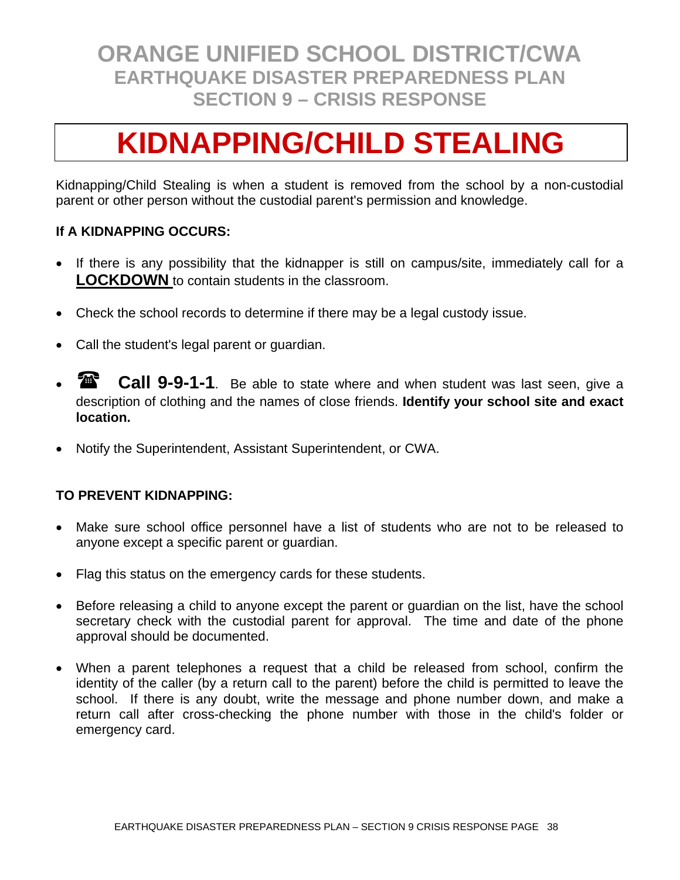# ORANGE UNIFIED SCHOOL DISTRICT/CWA
## EARTHQUAKE DISASTER PREPAREDNESS PLAN
## SECTION 9 – CRISIS RESPONSE

# KIDNAPPING/CHILD STEALING

Kidnapping/Child Stealing is when a student is removed from the school by a non-custodial parent or other person without the custodial parent's permission and knowledge.

**If A KIDNAPPING OCCURS:**

- If there is any possibility that the kidnapper is still on campus/site, immediately call for a **LOCKDOWN** to contain students in the classroom.
- Check the school records to determine if there may be a legal custody issue.
- Call the student's legal parent or guardian.
- ☎ **Call 9-9-1-1**. Be able to state where and when student was last seen, give a description of clothing and the names of close friends. **Identify your school site and exact location.**
- Notify the Superintendent, Assistant Superintendent, or CWA.

**TO PREVENT KIDNAPPING:**

- Make sure school office personnel have a list of students who are not to be released to anyone except a specific parent or guardian.
- Flag this status on the emergency cards for these students.
- Before releasing a child to anyone except the parent or guardian on the list, have the school secretary check with the custodial parent for approval. The time and date of the phone approval should be documented.
- When a parent telephones a request that a child be released from school, confirm the identity of the caller (by a return call to the parent) before the child is permitted to leave the school. If there is any doubt, write the message and phone number down, and make a return call after cross-checking the phone number with those in the child's folder or emergency card.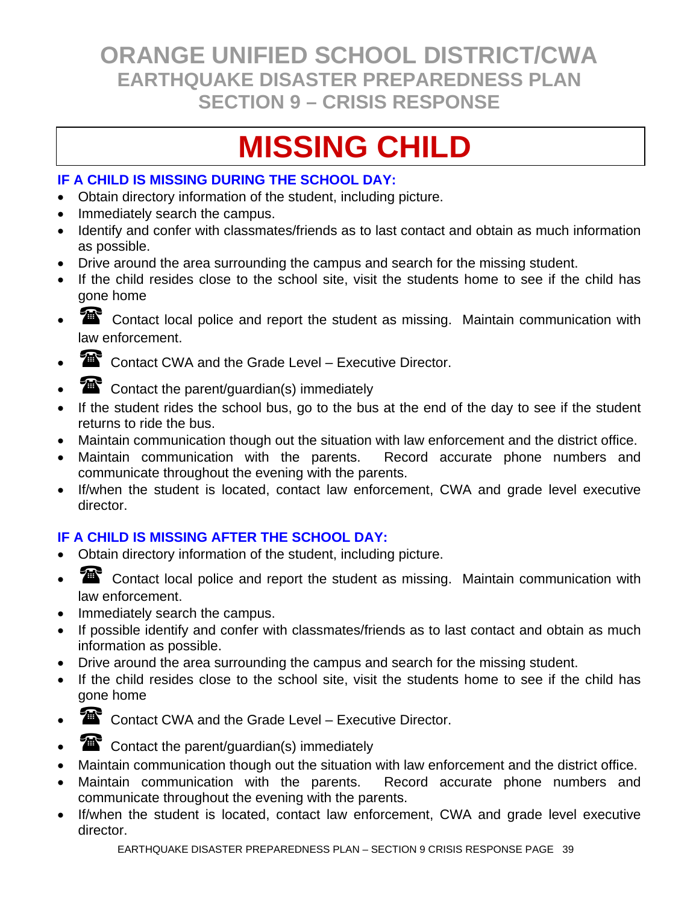# MISSING CHILD

### IF A CHILD IS MISSING DURING THE SCHOOL DAY:

- Obtain directory information of the student, including picture.
- Immediately search the campus.
- Identify and confer with classmates/friends as to last contact and obtain as much information as possible.
- Drive around the area surrounding the campus and search for the missing student.
- If the child resides close to the school site, visit the students home to see if the child has gone home
- ☎ Contact local police and report the student as missing. Maintain communication with law enforcement.
- ☎ Contact CWA and the Grade Level – Executive Director.
- ☎ Contact the parent/guardian(s) immediately
- If the student rides the school bus, go to the bus at the end of the day to see if the student returns to ride the bus.
- Maintain communication though out the situation with law enforcement and the district office.
- Maintain communication with the parents. Record accurate phone numbers and communicate throughout the evening with the parents.
- If/when the student is located, contact law enforcement, CWA and grade level executive director.

### IF A CHILD IS MISSING AFTER THE SCHOOL DAY:

- Obtain directory information of the student, including picture.
- ☎ Contact local police and report the student as missing. Maintain communication with law enforcement.
- Immediately search the campus.
- If possible identify and confer with classmates/friends as to last contact and obtain as much information as possible.
- Drive around the area surrounding the campus and search for the missing student.
- If the child resides close to the school site, visit the students home to see if the child has gone home
- ☎ Contact CWA and the Grade Level – Executive Director.
- ☎ Contact the parent/guardian(s) immediately
- Maintain communication though out the situation with law enforcement and the district office.
- Maintain communication with the parents. Record accurate phone numbers and communicate throughout the evening with the parents.
- If/when the student is located, contact law enforcement, CWA and grade level executive director.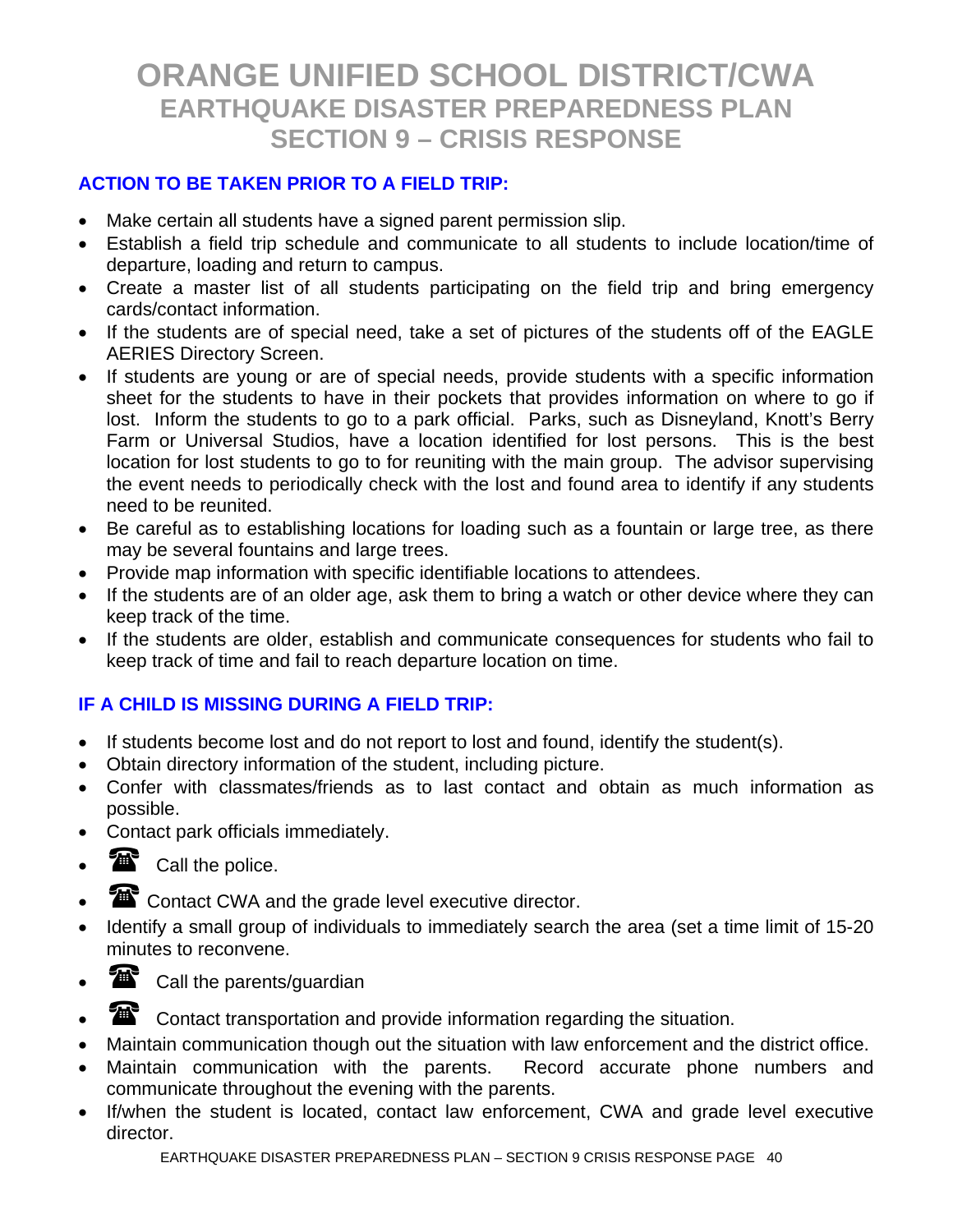# ORANGE UNIFIED SCHOOL DISTRICT/CWA
## EARTHQUAKE DISASTER PREPAREDNESS PLAN
## SECTION 9 – CRISIS RESPONSE

### ACTION TO BE TAKEN PRIOR TO A FIELD TRIP:

- Make certain all students have a signed parent permission slip.
- Establish a field trip schedule and communicate to all students to include location/time of departure, loading and return to campus.
- Create a master list of all students participating on the field trip and bring emergency cards/contact information.
- If the students are of special need, take a set of pictures of the students off of the EAGLE AERIES Directory Screen.
- If students are young or are of special needs, provide students with a specific information sheet for the students to have in their pockets that provides information on where to go if lost. Inform the students to go to a park official. Parks, such as Disneyland, Knott's Berry Farm or Universal Studios, have a location identified for lost persons. This is the best location for lost students to go to for reuniting with the main group. The advisor supervising the event needs to periodically check with the lost and found area to identify if any students need to be reunited.
- Be careful as to establishing locations for loading such as a fountain or large tree, as there may be several fountains and large trees.
- Provide map information with specific identifiable locations to attendees.
- If the students are of an older age, ask them to bring a watch or other device where they can keep track of the time.
- If the students are older, establish and communicate consequences for students who fail to keep track of time and fail to reach departure location on time.

### IF A CHILD IS MISSING DURING A FIELD TRIP:

- If students become lost and do not report to lost and found, identify the student(s).
- Obtain directory information of the student, including picture.
- Confer with classmates/friends as to last contact and obtain as much information as possible.
- Contact park officials immediately.
- ☎ Call the police.
- ☎ Contact CWA and the grade level executive director.
- Identify a small group of individuals to immediately search the area (set a time limit of 15-20 minutes to reconvene.
- ☎ Call the parents/guardian
- ☎ Contact transportation and provide information regarding the situation.
- Maintain communication though out the situation with law enforcement and the district office.
- Maintain communication with the parents. Record accurate phone numbers and communicate throughout the evening with the parents.
- If/when the student is located, contact law enforcement, CWA and grade level executive director.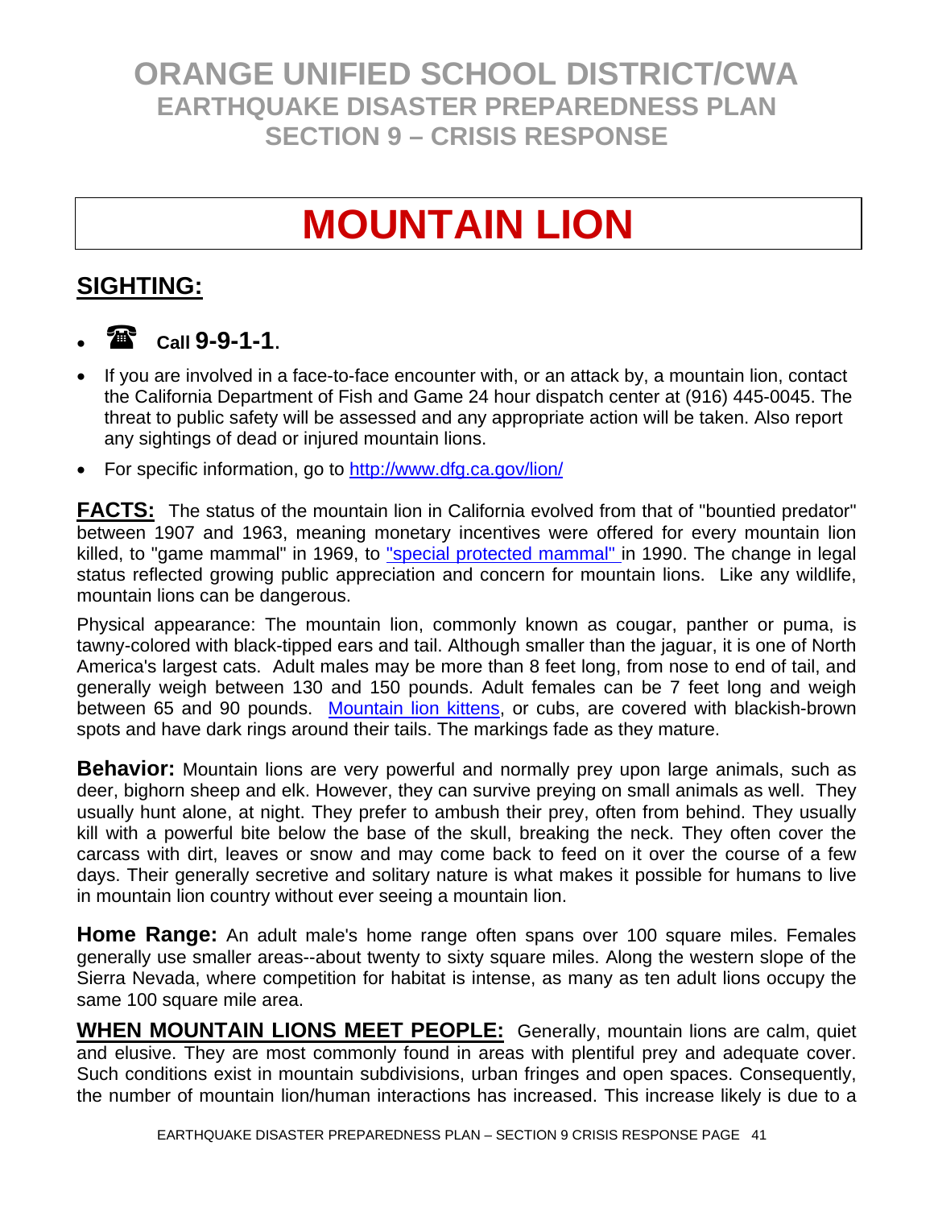# ORANGE UNIFIED SCHOOL DISTRICT/CWA
## EARTHQUAKE DISASTER PREPAREDNESS PLAN
## SECTION 9 – CRISIS RESPONSE

# MOUNTAIN LION

## SIGHTING:

- ☎ Call **9-9-1-1**.
- If you are involved in a face-to-face encounter with, or an attack by, a mountain lion, contact the California Department of Fish and Game 24 hour dispatch center at (916) 445-0045. The threat to public safety will be assessed and any appropriate action will be taken. Also report any sightings of dead or injured mountain lions.
- For specific information, go to http://www.dfg.ca.gov/lion/

**FACTS:** The status of the mountain lion in California evolved from that of "bountied predator" between 1907 and 1963, meaning monetary incentives were offered for every mountain lion killed, to "game mammal" in 1969, to "special protected mammal" in 1990. The change in legal status reflected growing public appreciation and concern for mountain lions. Like any wildlife, mountain lions can be dangerous.

Physical appearance: The mountain lion, commonly known as cougar, panther or puma, is tawny-colored with black-tipped ears and tail. Although smaller than the jaguar, it is one of North America's largest cats. Adult males may be more than 8 feet long, from nose to end of tail, and generally weigh between 130 and 150 pounds. Adult females can be 7 feet long and weigh between 65 and 90 pounds. Mountain lion kittens, or cubs, are covered with blackish-brown spots and have dark rings around their tails. The markings fade as they mature.

**Behavior:** Mountain lions are very powerful and normally prey upon large animals, such as deer, bighorn sheep and elk. However, they can survive preying on small animals as well. They usually hunt alone, at night. They prefer to ambush their prey, often from behind. They usually kill with a powerful bite below the base of the skull, breaking the neck. They often cover the carcass with dirt, leaves or snow and may come back to feed on it over the course of a few days. Their generally secretive and solitary nature is what makes it possible for humans to live in mountain lion country without ever seeing a mountain lion.

**Home Range:** An adult male's home range often spans over 100 square miles. Females generally use smaller areas--about twenty to sixty square miles. Along the western slope of the Sierra Nevada, where competition for habitat is intense, as many as ten adult lions occupy the same 100 square mile area.

**WHEN MOUNTAIN LIONS MEET PEOPLE:** Generally, mountain lions are calm, quiet and elusive. They are most commonly found in areas with plentiful prey and adequate cover. Such conditions exist in mountain subdivisions, urban fringes and open spaces. Consequently, the number of mountain lion/human interactions has increased. This increase likely is due to a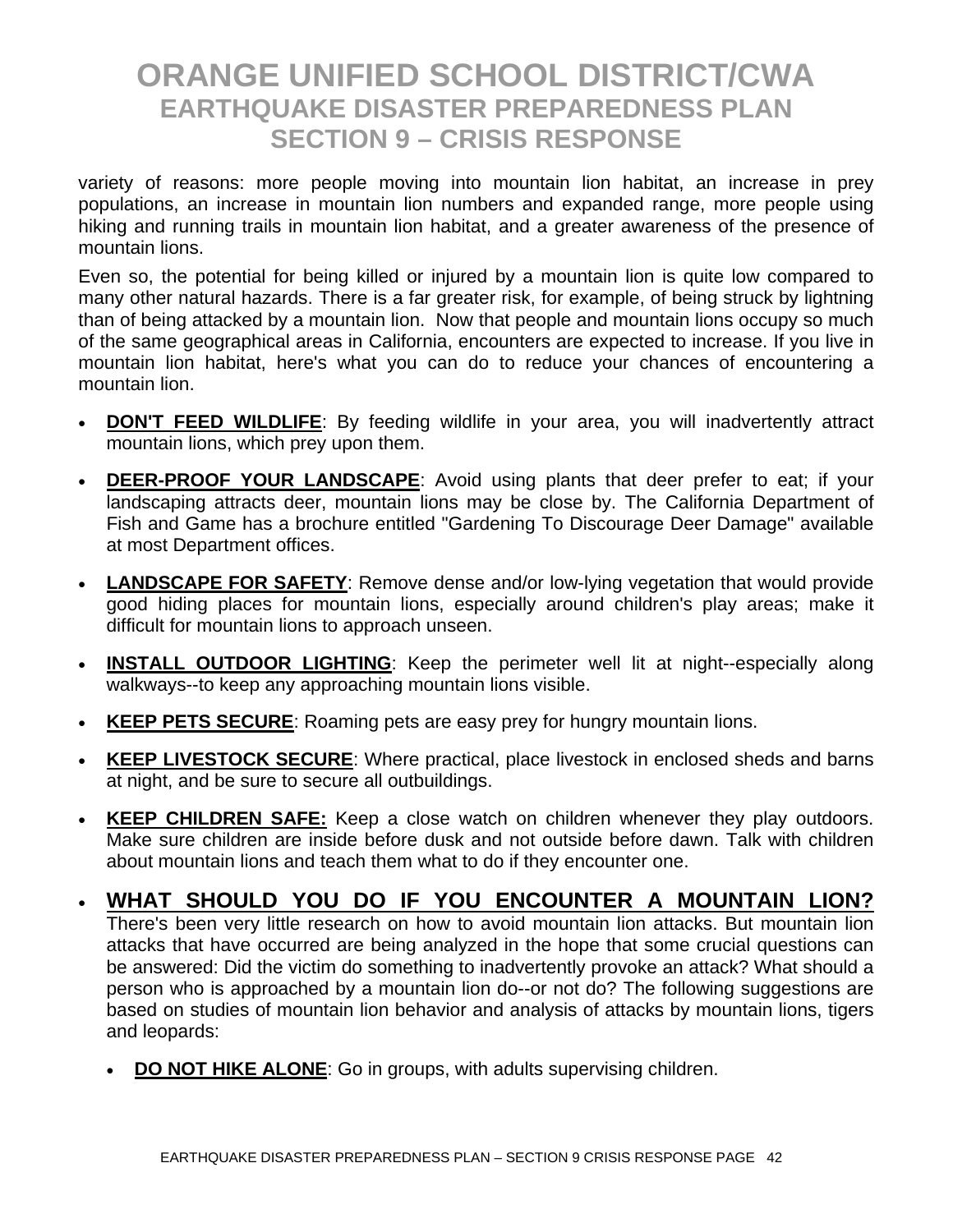variety of reasons: more people moving into mountain lion habitat, an increase in prey populations, an increase in mountain lion numbers and expanded range, more people using hiking and running trails in mountain lion habitat, and a greater awareness of the presence of mountain lions.

Even so, the potential for being killed or injured by a mountain lion is quite low compared to many other natural hazards. There is a far greater risk, for example, of being struck by lightning than of being attacked by a mountain lion. Now that people and mountain lions occupy so much of the same geographical areas in California, encounters are expected to increase. If you live in mountain lion habitat, here's what you can do to reduce your chances of encountering a mountain lion.

- **DON'T FEED WILDLIFE**: By feeding wildlife in your area, you will inadvertently attract mountain lions, which prey upon them.
- **DEER-PROOF YOUR LANDSCAPE**: Avoid using plants that deer prefer to eat; if your landscaping attracts deer, mountain lions may be close by. The California Department of Fish and Game has a brochure entitled "Gardening To Discourage Deer Damage" available at most Department offices.
- **LANDSCAPE FOR SAFETY**: Remove dense and/or low-lying vegetation that would provide good hiding places for mountain lions, especially around children's play areas; make it difficult for mountain lions to approach unseen.
- **INSTALL OUTDOOR LIGHTING**: Keep the perimeter well lit at night--especially along walkways--to keep any approaching mountain lions visible.
- **KEEP PETS SECURE**: Roaming pets are easy prey for hungry mountain lions.
- **KEEP LIVESTOCK SECURE**: Where practical, place livestock in enclosed sheds and barns at night, and be sure to secure all outbuildings.
- **KEEP CHILDREN SAFE:** Keep a close watch on children whenever they play outdoors. Make sure children are inside before dusk and not outside before dawn. Talk with children about mountain lions and teach them what to do if they encounter one.
- **WHAT SHOULD YOU DO IF YOU ENCOUNTER A MOUNTAIN LION?** There's been very little research on how to avoid mountain lion attacks. But mountain lion attacks that have occurred are being analyzed in the hope that some crucial questions can be answered: Did the victim do something to inadvertently provoke an attack? What should a person who is approached by a mountain lion do--or not do? The following suggestions are based on studies of mountain lion behavior and analysis of attacks by mountain lions, tigers and leopards:
  - **DO NOT HIKE ALONE**: Go in groups, with adults supervising children.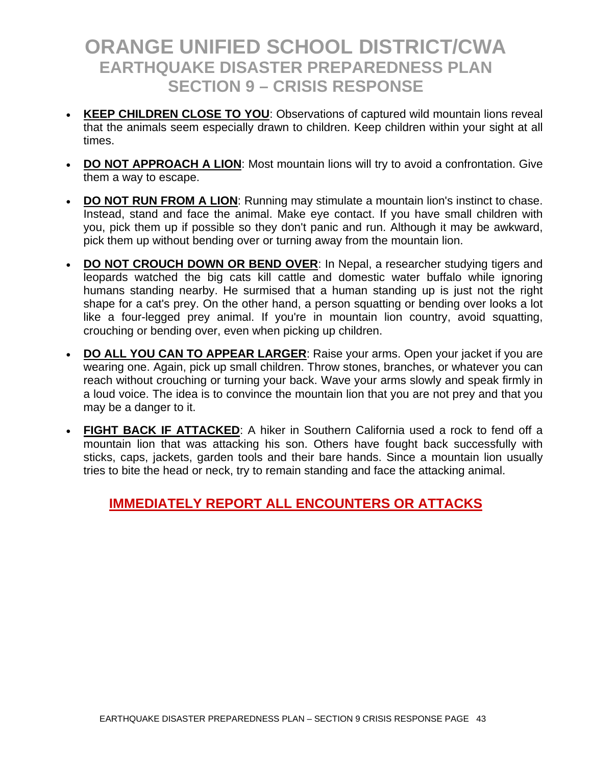# ORANGE UNIFIED SCHOOL DISTRICT/CWA
## EARTHQUAKE DISASTER PREPAREDNESS PLAN
## SECTION 9 – CRISIS RESPONSE

- **KEEP CHILDREN CLOSE TO YOU**: Observations of captured wild mountain lions reveal that the animals seem especially drawn to children. Keep children within your sight at all times.

- **DO NOT APPROACH A LION**: Most mountain lions will try to avoid a confrontation. Give them a way to escape.

- **DO NOT RUN FROM A LION**: Running may stimulate a mountain lion's instinct to chase. Instead, stand and face the animal. Make eye contact. If you have small children with you, pick them up if possible so they don't panic and run. Although it may be awkward, pick them up without bending over or turning away from the mountain lion.

- **DO NOT CROUCH DOWN OR BEND OVER**: In Nepal, a researcher studying tigers and leopards watched the big cats kill cattle and domestic water buffalo while ignoring humans standing nearby. He surmised that a human standing up is just not the right shape for a cat's prey. On the other hand, a person squatting or bending over looks a lot like a four-legged prey animal. If you're in mountain lion country, avoid squatting, crouching or bending over, even when picking up children.

- **DO ALL YOU CAN TO APPEAR LARGER**: Raise your arms. Open your jacket if you are wearing one. Again, pick up small children. Throw stones, branches, or whatever you can reach without crouching or turning your back. Wave your arms slowly and speak firmly in a loud voice. The idea is to convince the mountain lion that you are not prey and that you may be a danger to it.

- **FIGHT BACK IF ATTACKED**: A hiker in Southern California used a rock to fend off a mountain lion that was attacking his son. Others have fought back successfully with sticks, caps, jackets, garden tools and their bare hands. Since a mountain lion usually tries to bite the head or neck, try to remain standing and face the attacking animal.

**IMMEDIATELY REPORT ALL ENCOUNTERS OR ATTACKS**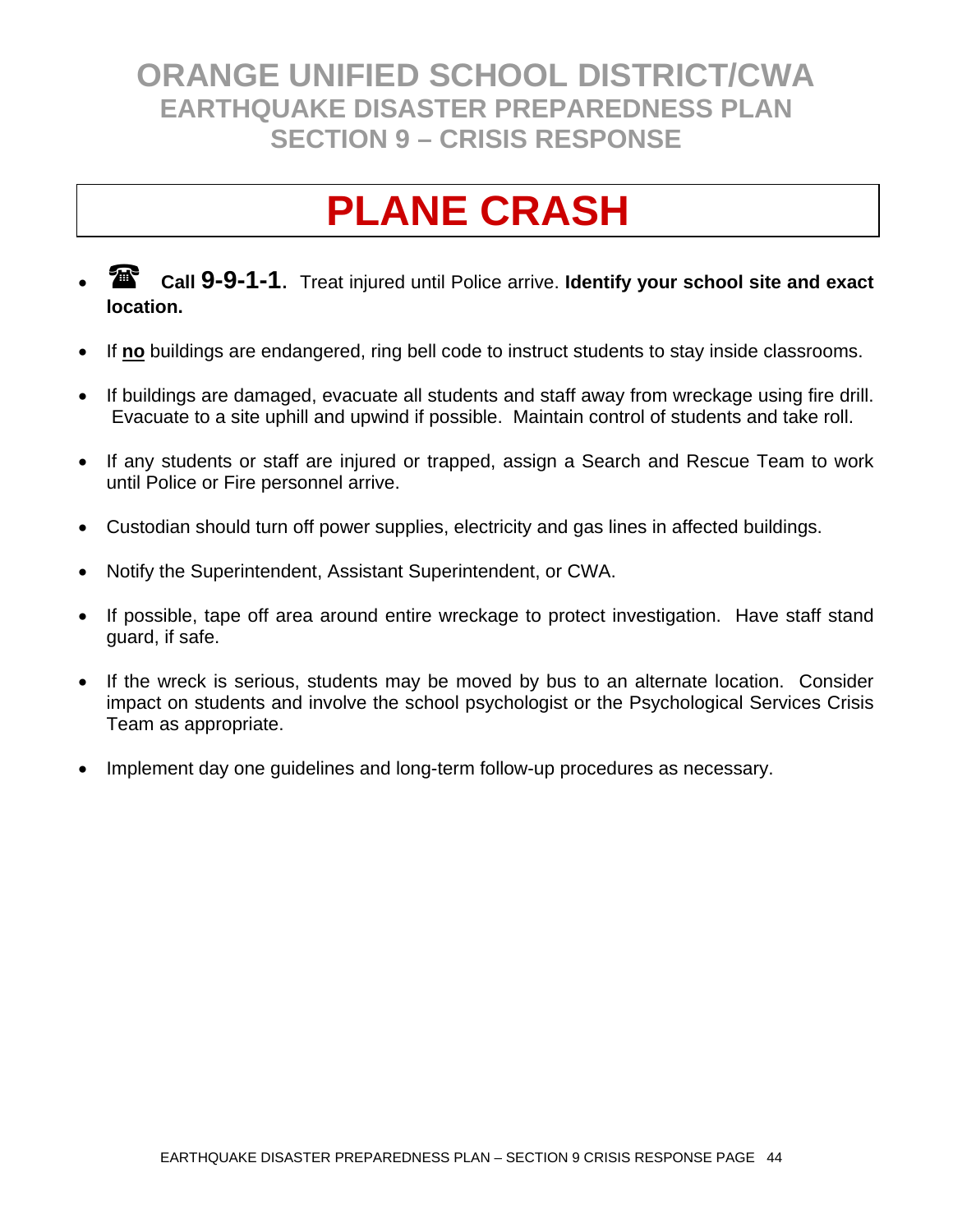# ORANGE UNIFIED SCHOOL DISTRICT/CWA
## EARTHQUAKE DISASTER PREPAREDNESS PLAN
## SECTION 9 – CRISIS RESPONSE

# PLANE CRASH

- ☎ **Call 9-9-1-1**. Treat injured until Police arrive. **Identify your school site and exact location.**
- If **no** buildings are endangered, ring bell code to instruct students to stay inside classrooms.
- If buildings are damaged, evacuate all students and staff away from wreckage using fire drill. Evacuate to a site uphill and upwind if possible. Maintain control of students and take roll.
- If any students or staff are injured or trapped, assign a Search and Rescue Team to work until Police or Fire personnel arrive.
- Custodian should turn off power supplies, electricity and gas lines in affected buildings.
- Notify the Superintendent, Assistant Superintendent, or CWA.
- If possible, tape off area around entire wreckage to protect investigation. Have staff stand guard, if safe.
- If the wreck is serious, students may be moved by bus to an alternate location. Consider impact on students and involve the school psychologist or the Psychological Services Crisis Team as appropriate.
- Implement day one guidelines and long-term follow-up procedures as necessary.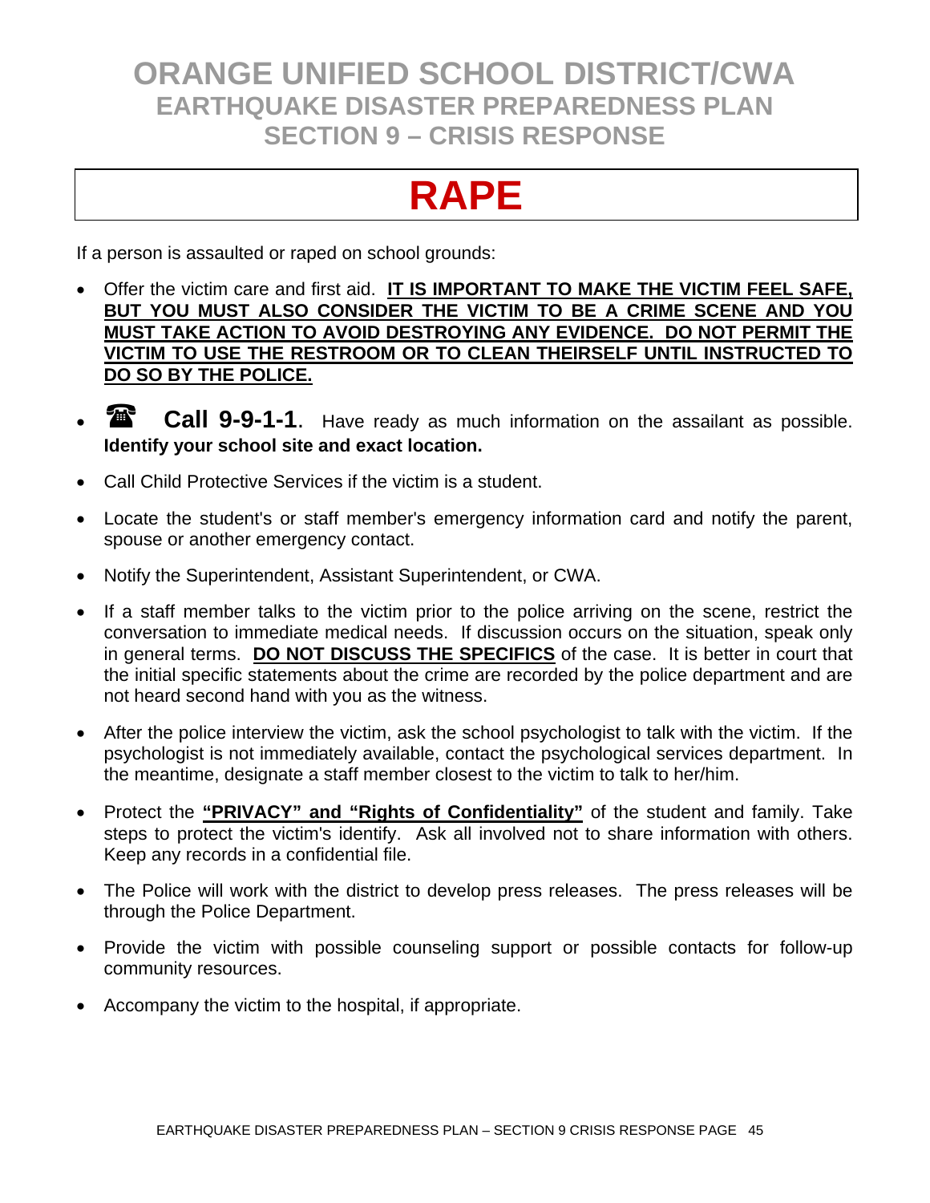# ORANGE UNIFIED SCHOOL DISTRICT/CWA

## EARTHQUAKE DISASTER PREPAREDNESS PLAN

## SECTION 9 – CRISIS RESPONSE

# RAPE

If a person is assaulted or raped on school grounds:

- Offer the victim care and first aid. **IT IS IMPORTANT TO MAKE THE VICTIM FEEL SAFE, BUT YOU MUST ALSO CONSIDER THE VICTIM TO BE A CRIME SCENE AND YOU MUST TAKE ACTION TO AVOID DESTROYING ANY EVIDENCE. DO NOT PERMIT THE VICTIM TO USE THE RESTROOM OR TO CLEAN THEIRSELF UNTIL INSTRUCTED TO DO SO BY THE POLICE.**
- ☎ **Call 9-9-1-1**. Have ready as much information on the assailant as possible. **Identify your school site and exact location.**
- Call Child Protective Services if the victim is a student.
- Locate the student's or staff member's emergency information card and notify the parent, spouse or another emergency contact.
- Notify the Superintendent, Assistant Superintendent, or CWA.
- If a staff member talks to the victim prior to the police arriving on the scene, restrict the conversation to immediate medical needs. If discussion occurs on the situation, speak only in general terms. **DO NOT DISCUSS THE SPECIFICS** of the case. It is better in court that the initial specific statements about the crime are recorded by the police department and are not heard second hand with you as the witness.
- After the police interview the victim, ask the school psychologist to talk with the victim. If the psychologist is not immediately available, contact the psychological services department. In the meantime, designate a staff member closest to the victim to talk to her/him.
- Protect the **"PRIVACY" and "Rights of Confidentiality"** of the student and family. Take steps to protect the victim's identify. Ask all involved not to share information with others. Keep any records in a confidential file.
- The Police will work with the district to develop press releases. The press releases will be through the Police Department.
- Provide the victim with possible counseling support or possible contacts for follow-up community resources.
- Accompany the victim to the hospital, if appropriate.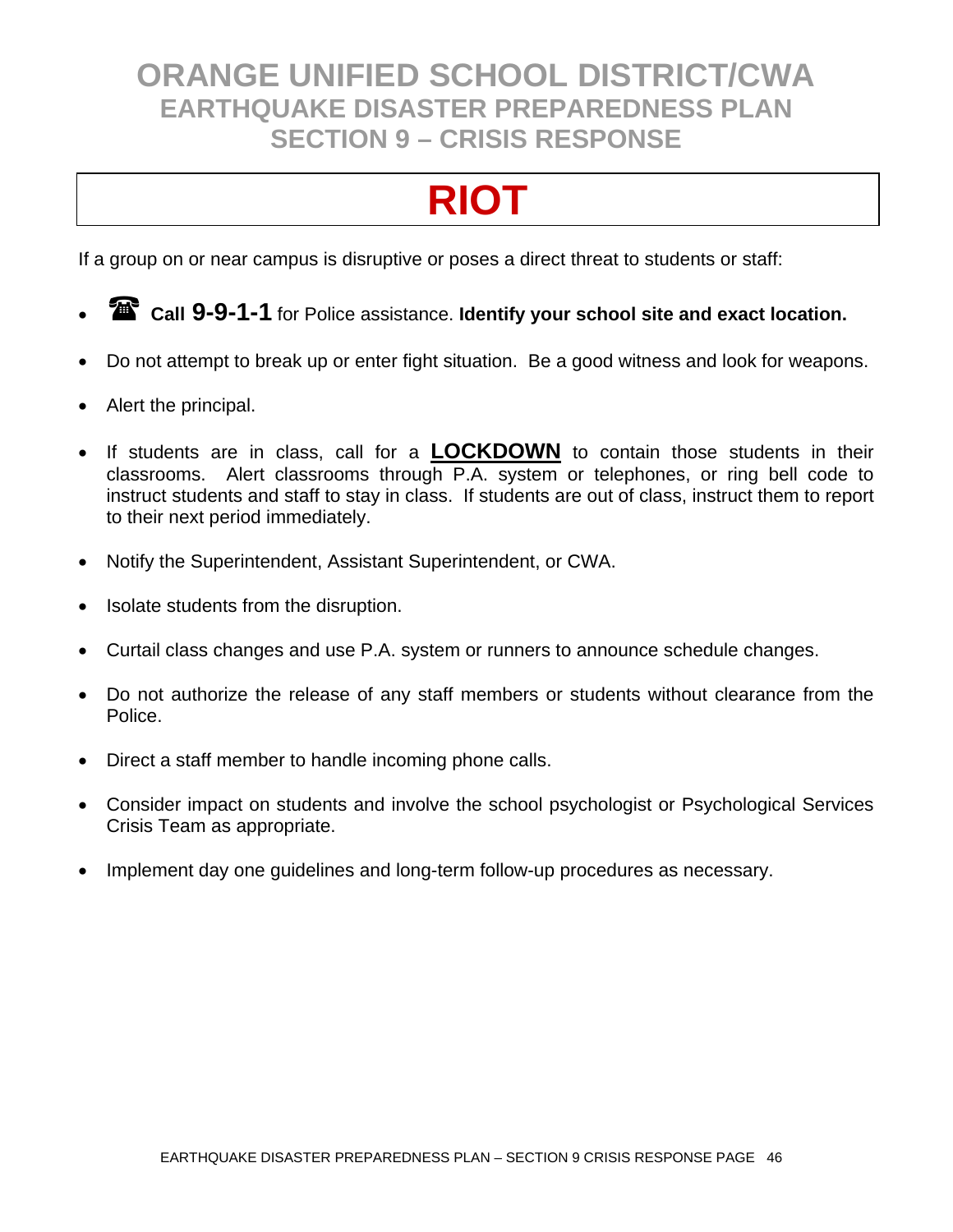# ORANGE UNIFIED SCHOOL DISTRICT/CWA
## EARTHQUAKE DISASTER PREPAREDNESS PLAN
## SECTION 9 – CRISIS RESPONSE

# RIOT

If a group on or near campus is disruptive or poses a direct threat to students or staff:

- ☎ **Call 9-9-1-1** for Police assistance. **Identify your school site and exact location.**
- Do not attempt to break up or enter fight situation. Be a good witness and look for weapons.
- Alert the principal.
- If students are in class, call for a **LOCKDOWN** to contain those students in their classrooms. Alert classrooms through P.A. system or telephones, or ring bell code to instruct students and staff to stay in class. If students are out of class, instruct them to report to their next period immediately.
- Notify the Superintendent, Assistant Superintendent, or CWA.
- Isolate students from the disruption.
- Curtail class changes and use P.A. system or runners to announce schedule changes.
- Do not authorize the release of any staff members or students without clearance from the Police.
- Direct a staff member to handle incoming phone calls.
- Consider impact on students and involve the school psychologist or Psychological Services Crisis Team as appropriate.
- Implement day one guidelines and long-term follow-up procedures as necessary.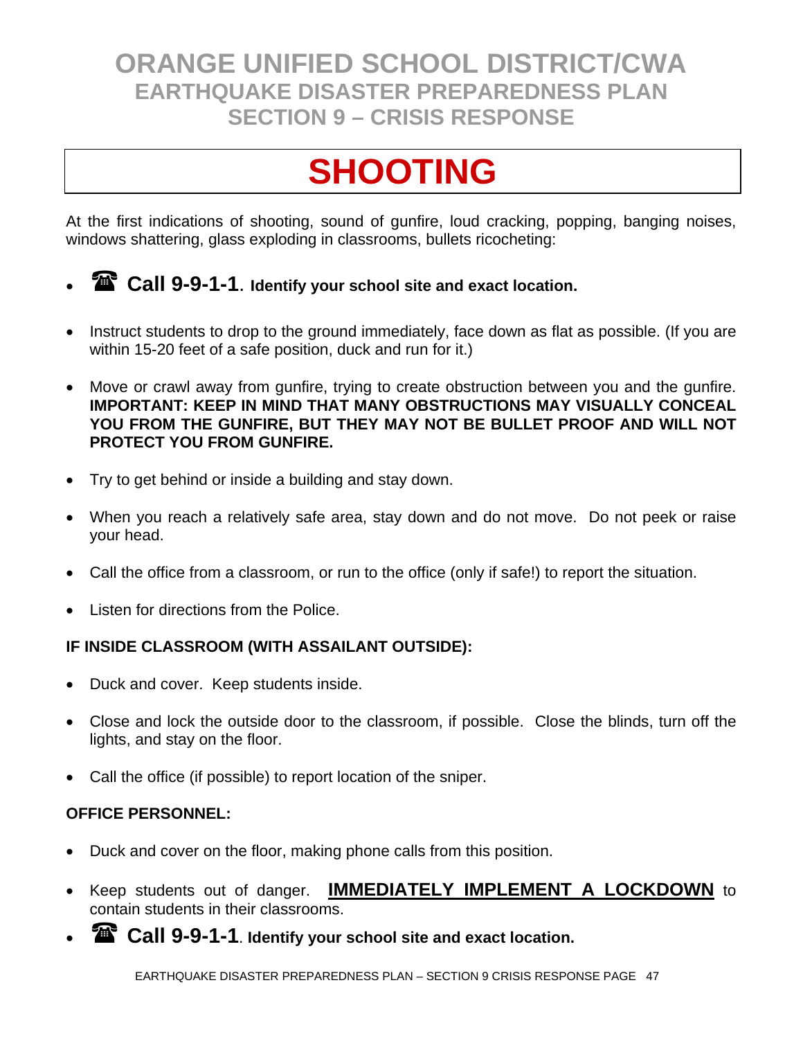# ORANGE UNIFIED SCHOOL DISTRICT/CWA
## EARTHQUAKE DISASTER PREPAREDNESS PLAN
## SECTION 9 – CRISIS RESPONSE

# SHOOTING

At the first indications of shooting, sound of gunfire, loud cracking, popping, banging noises, windows shattering, glass exploding in classrooms, bullets ricocheting:

- ☎ **Call 9-9-1-1. Identify your school site and exact location.**
- Instruct students to drop to the ground immediately, face down as flat as possible. (If you are within 15-20 feet of a safe position, duck and run for it.)
- Move or crawl away from gunfire, trying to create obstruction between you and the gunfire. **IMPORTANT: KEEP IN MIND THAT MANY OBSTRUCTIONS MAY VISUALLY CONCEAL YOU FROM THE GUNFIRE, BUT THEY MAY NOT BE BULLET PROOF AND WILL NOT PROTECT YOU FROM GUNFIRE.**
- Try to get behind or inside a building and stay down.
- When you reach a relatively safe area, stay down and do not move. Do not peek or raise your head.
- Call the office from a classroom, or run to the office (only if safe!) to report the situation.
- Listen for directions from the Police.

**IF INSIDE CLASSROOM (WITH ASSAILANT OUTSIDE):**

- Duck and cover. Keep students inside.
- Close and lock the outside door to the classroom, if possible. Close the blinds, turn off the lights, and stay on the floor.
- Call the office (if possible) to report location of the sniper.

**OFFICE PERSONNEL:**

- Duck and cover on the floor, making phone calls from this position.
- Keep students out of danger. **IMMEDIATELY IMPLEMENT A LOCKDOWN** to contain students in their classrooms.
- ☎ **Call 9-9-1-1. Identify your school site and exact location.**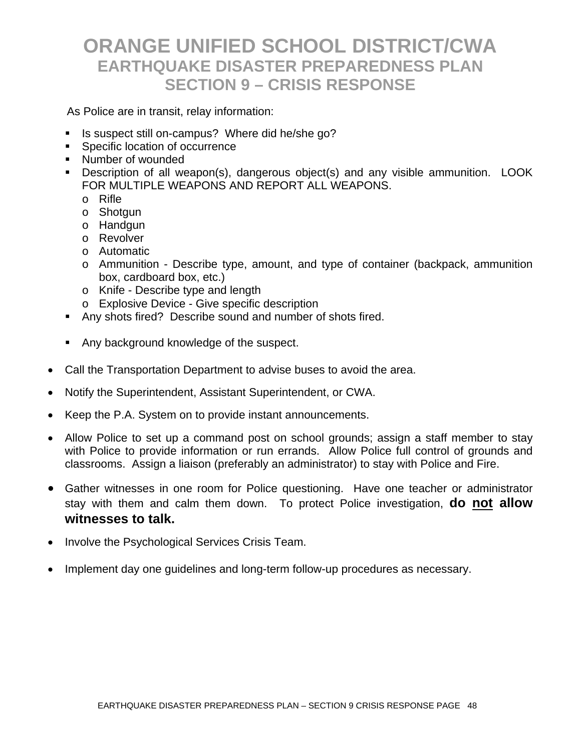# ORANGE UNIFIED SCHOOL DISTRICT/CWA
## EARTHQUAKE DISASTER PREPAREDNESS PLAN
## SECTION 9 – CRISIS RESPONSE

As Police are in transit, relay information:

- Is suspect still on-campus? Where did he/she go?
- Specific location of occurrence
- Number of wounded
- Description of all weapon(s), dangerous object(s) and any visible ammunition. LOOK FOR MULTIPLE WEAPONS AND REPORT ALL WEAPONS.
  - Rifle
  - Shotgun
  - Handgun
  - Revolver
  - Automatic
  - Ammunition - Describe type, amount, and type of container (backpack, ammunition box, cardboard box, etc.)
  - Knife - Describe type and length
  - Explosive Device - Give specific description
- Any shots fired? Describe sound and number of shots fired.
- Any background knowledge of the suspect.

- Call the Transportation Department to advise buses to avoid the area.
- Notify the Superintendent, Assistant Superintendent, or CWA.
- Keep the P.A. System on to provide instant announcements.
- Allow Police to set up a command post on school grounds; assign a staff member to stay with Police to provide information or run errands. Allow Police full control of grounds and classrooms. Assign a liaison (preferably an administrator) to stay with Police and Fire.
- Gather witnesses in one room for Police questioning. Have one teacher or administrator stay with them and calm them down. To protect Police investigation, **do <u>not</u> allow witnesses to talk.**
- Involve the Psychological Services Crisis Team.
- Implement day one guidelines and long-term follow-up procedures as necessary.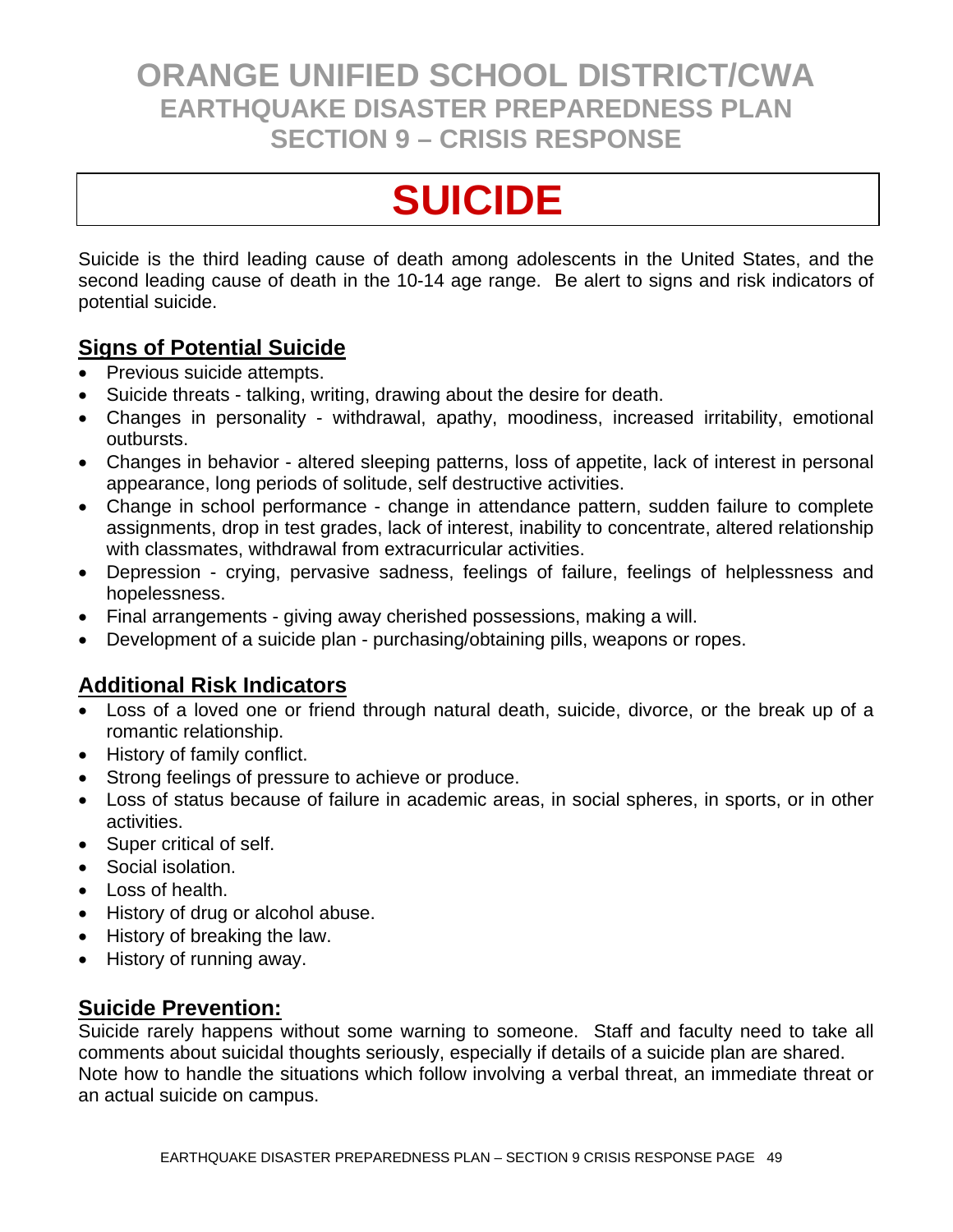# ORANGE UNIFIED SCHOOL DISTRICT/CWA
## EARTHQUAKE DISASTER PREPAREDNESS PLAN
## SECTION 9 – CRISIS RESPONSE

# SUICIDE

Suicide is the third leading cause of death among adolescents in the United States, and the second leading cause of death in the 10-14 age range. Be alert to signs and risk indicators of potential suicide.

## Signs of Potential Suicide

- Previous suicide attempts.
- Suicide threats - talking, writing, drawing about the desire for death.
- Changes in personality - withdrawal, apathy, moodiness, increased irritability, emotional outbursts.
- Changes in behavior - altered sleeping patterns, loss of appetite, lack of interest in personal appearance, long periods of solitude, self destructive activities.
- Change in school performance - change in attendance pattern, sudden failure to complete assignments, drop in test grades, lack of interest, inability to concentrate, altered relationship with classmates, withdrawal from extracurricular activities.
- Depression - crying, pervasive sadness, feelings of failure, feelings of helplessness and hopelessness.
- Final arrangements - giving away cherished possessions, making a will.
- Development of a suicide plan - purchasing/obtaining pills, weapons or ropes.

## Additional Risk Indicators

- Loss of a loved one or friend through natural death, suicide, divorce, or the break up of a romantic relationship.
- History of family conflict.
- Strong feelings of pressure to achieve or produce.
- Loss of status because of failure in academic areas, in social spheres, in sports, or in other activities.
- Super critical of self.
- Social isolation.
- Loss of health.
- History of drug or alcohol abuse.
- History of breaking the law.
- History of running away.

## Suicide Prevention:

Suicide rarely happens without some warning to someone. Staff and faculty need to take all comments about suicidal thoughts seriously, especially if details of a suicide plan are shared. Note how to handle the situations which follow involving a verbal threat, an immediate threat or an actual suicide on campus.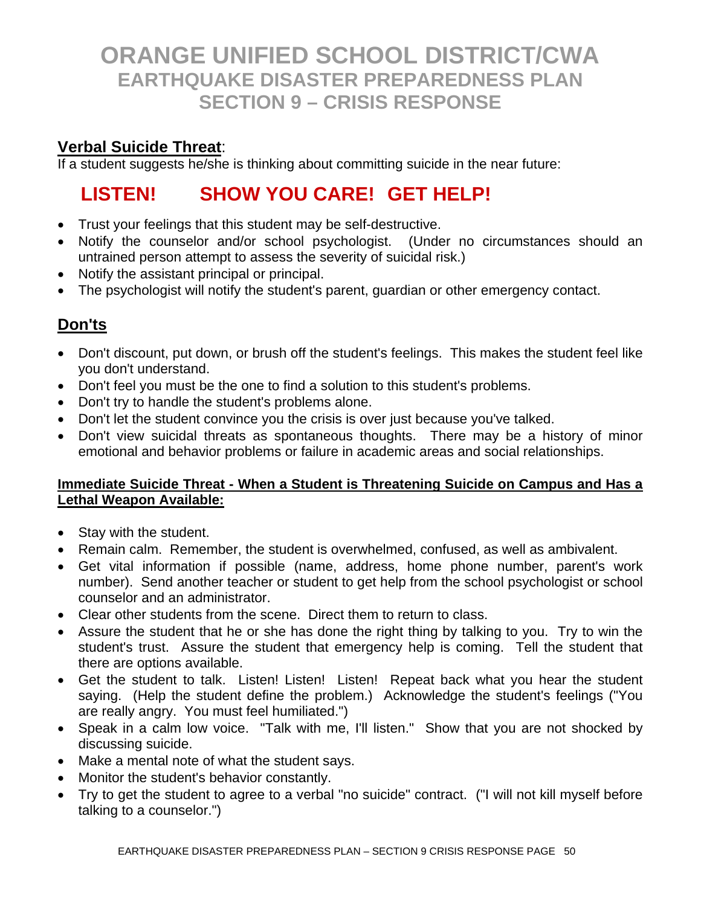# ORANGE UNIFIED SCHOOL DISTRICT/CWA
## EARTHQUAKE DISASTER PREPAREDNESS PLAN
## SECTION 9 – CRISIS RESPONSE

### Verbal Suicide Threat:

If a student suggests he/she is thinking about committing suicide in the near future:

**LISTEN! SHOW YOU CARE! GET HELP!**

- Trust your feelings that this student may be self-destructive.
- Notify the counselor and/or school psychologist. (Under no circumstances should an untrained person attempt to assess the severity of suicidal risk.)
- Notify the assistant principal or principal.
- The psychologist will notify the student's parent, guardian or other emergency contact.

### Don'ts

- Don't discount, put down, or brush off the student's feelings. This makes the student feel like you don't understand.
- Don't feel you must be the one to find a solution to this student's problems.
- Don't try to handle the student's problems alone.
- Don't let the student convince you the crisis is over just because you've talked.
- Don't view suicidal threats as spontaneous thoughts. There may be a history of minor emotional and behavior problems or failure in academic areas and social relationships.

#### Immediate Suicide Threat - When a Student is Threatening Suicide on Campus and Has a Lethal Weapon Available:

- Stay with the student.
- Remain calm. Remember, the student is overwhelmed, confused, as well as ambivalent.
- Get vital information if possible (name, address, home phone number, parent's work number). Send another teacher or student to get help from the school psychologist or school counselor and an administrator.
- Clear other students from the scene. Direct them to return to class.
- Assure the student that he or she has done the right thing by talking to you. Try to win the student's trust. Assure the student that emergency help is coming. Tell the student that there are options available.
- Get the student to talk. Listen! Listen! Listen! Repeat back what you hear the student saying. (Help the student define the problem.) Acknowledge the student's feelings ("You are really angry. You must feel humiliated.")
- Speak in a calm low voice. "Talk with me, I'll listen." Show that you are not shocked by discussing suicide.
- Make a mental note of what the student says.
- Monitor the student's behavior constantly.
- Try to get the student to agree to a verbal "no suicide" contract. ("I will not kill myself before talking to a counselor.")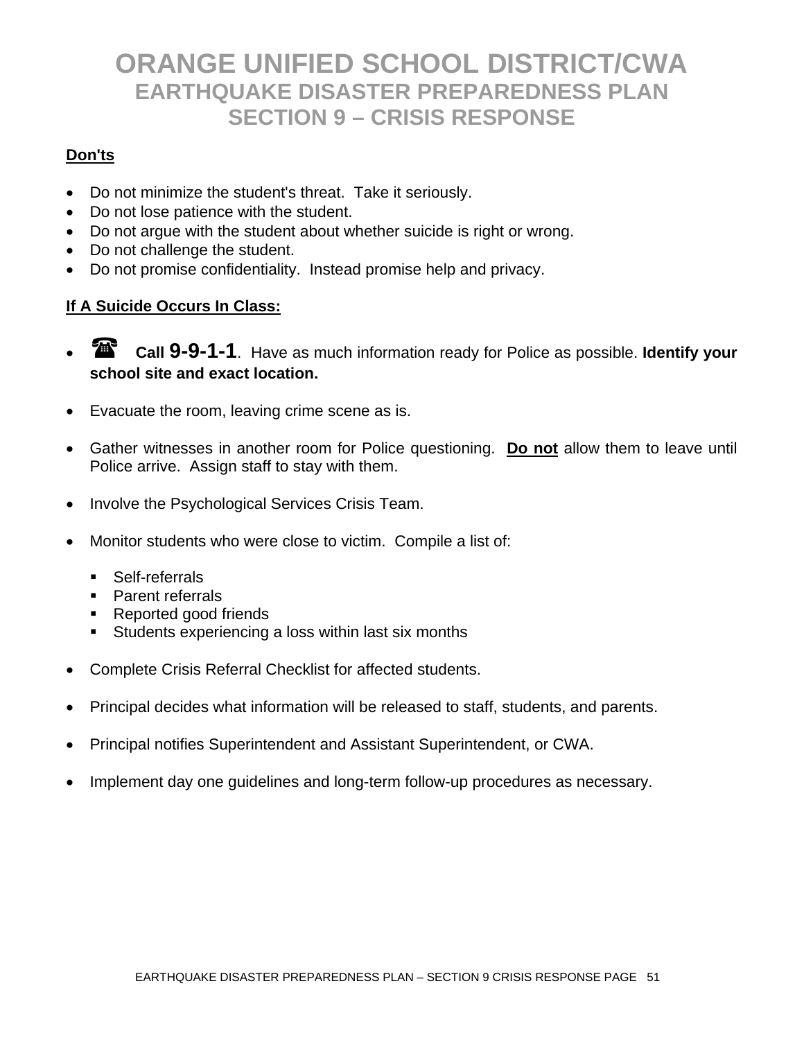# ORANGE UNIFIED SCHOOL DISTRICT/CWA
## EARTHQUAKE DISASTER PREPAREDNESS PLAN
## SECTION 9 – CRISIS RESPONSE

**Don'ts**

- Do not minimize the student's threat. Take it seriously.
- Do not lose patience with the student.
- Do not argue with the student about whether suicide is right or wrong.
- Do not challenge the student.
- Do not promise confidentiality. Instead promise help and privacy.

**If A Suicide Occurs In Class:**

- ☎ **Call 9-9-1-1**. Have as much information ready for Police as possible. **Identify your school site and exact location.**

- Evacuate the room, leaving crime scene as is.

- Gather witnesses in another room for Police questioning. **Do not** allow them to leave until Police arrive. Assign staff to stay with them.

- Involve the Psychological Services Crisis Team.

- Monitor students who were close to victim. Compile a list of:
  - Self-referrals
  - Parent referrals
  - Reported good friends
  - Students experiencing a loss within last six months

- Complete Crisis Referral Checklist for affected students.

- Principal decides what information will be released to staff, students, and parents.

- Principal notifies Superintendent and Assistant Superintendent, or CWA.

- Implement day one guidelines and long-term follow-up procedures as necessary.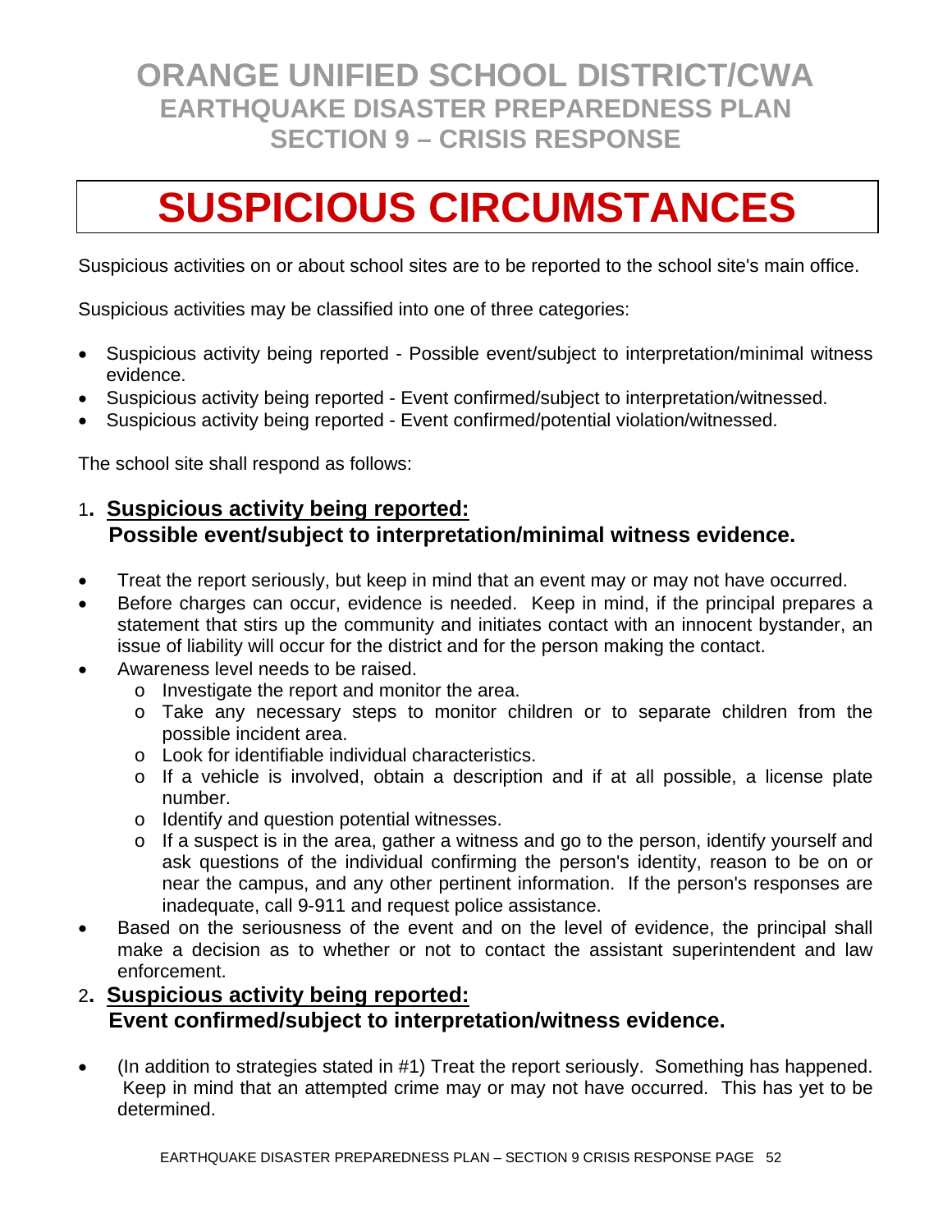# ORANGE UNIFIED SCHOOL DISTRICT/CWA
## EARTHQUAKE DISASTER PREPAREDNESS PLAN
## SECTION 9 – CRISIS RESPONSE

# SUSPICIOUS CIRCUMSTANCES

Suspicious activities on or about school sites are to be reported to the school site's main office.

Suspicious activities may be classified into one of three categories:

- Suspicious activity being reported - Possible event/subject to interpretation/minimal witness evidence.
- Suspicious activity being reported - Event confirmed/subject to interpretation/witnessed.
- Suspicious activity being reported - Event confirmed/potential violation/witnessed.

The school site shall respond as follows:

### 1. <u>Suspicious activity being reported:</u> Possible event/subject to interpretation/minimal witness evidence.

- Treat the report seriously, but keep in mind that an event may or may not have occurred.
- Before charges can occur, evidence is needed. Keep in mind, if the principal prepares a statement that stirs up the community and initiates contact with an innocent bystander, an issue of liability will occur for the district and for the person making the contact.
- Awareness level needs to be raised.
  - Investigate the report and monitor the area.
  - Take any necessary steps to monitor children or to separate children from the possible incident area.
  - Look for identifiable individual characteristics.
  - If a vehicle is involved, obtain a description and if at all possible, a license plate number.
  - Identify and question potential witnesses.
  - If a suspect is in the area, gather a witness and go to the person, identify yourself and ask questions of the individual confirming the person's identity, reason to be on or near the campus, and any other pertinent information. If the person's responses are inadequate, call 9-911 and request police assistance.
- Based on the seriousness of the event and on the level of evidence, the principal shall make a decision as to whether or not to contact the assistant superintendent and law enforcement.

### 2. <u>Suspicious activity being reported:</u> Event confirmed/subject to interpretation/witness evidence.

- (In addition to strategies stated in #1) Treat the report seriously. Something has happened. Keep in mind that an attempted crime may or may not have occurred. This has yet to be determined.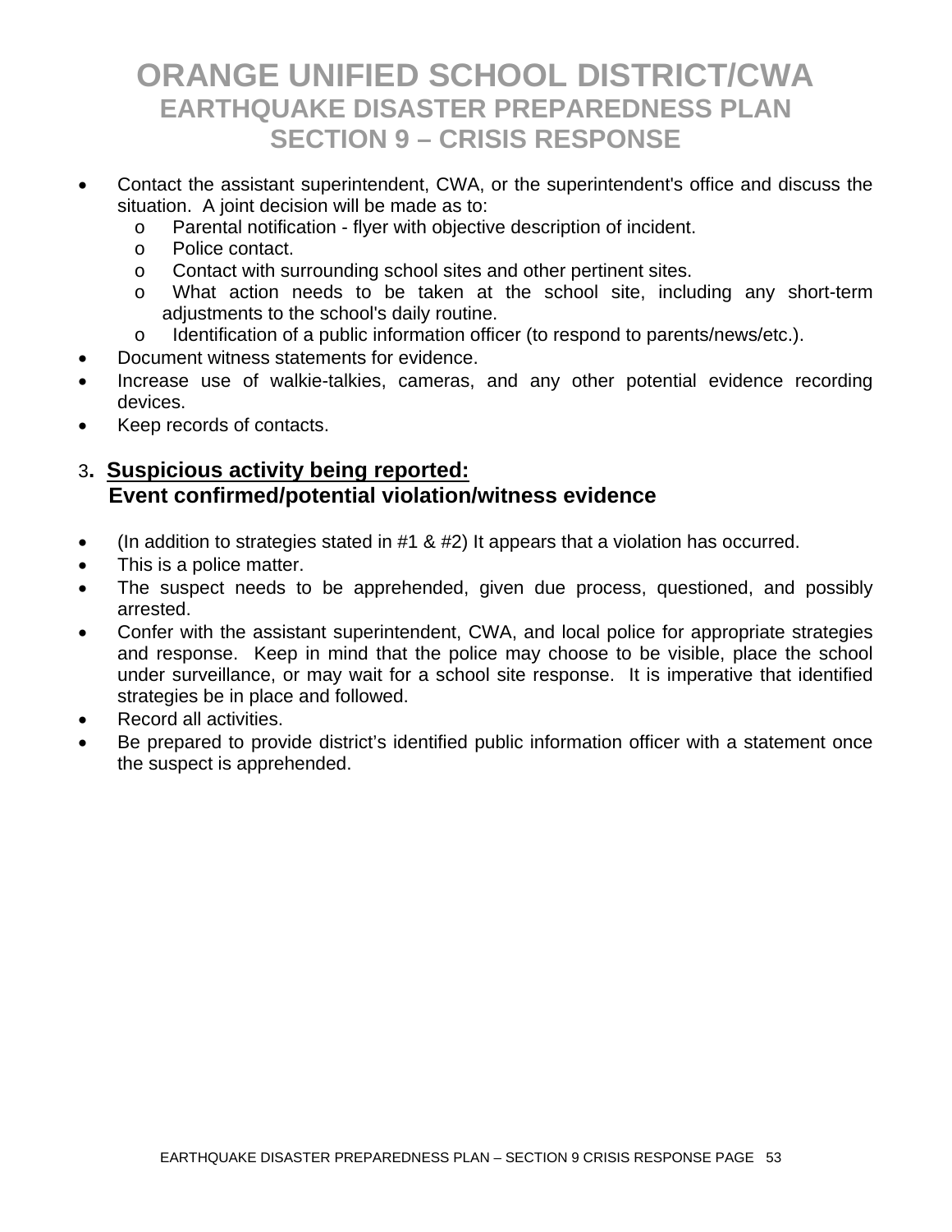# ORANGE UNIFIED SCHOOL DISTRICT/CWA
## EARTHQUAKE DISASTER PREPAREDNESS PLAN
## SECTION 9 – CRISIS RESPONSE

- Contact the assistant superintendent, CWA, or the superintendent's office and discuss the situation. A joint decision will be made as to:
  - Parental notification - flyer with objective description of incident.
  - Police contact.
  - Contact with surrounding school sites and other pertinent sites.
  - What action needs to be taken at the school site, including any short-term adjustments to the school's daily routine.
  - Identification of a public information officer (to respond to parents/news/etc.).
- Document witness statements for evidence.
- Increase use of walkie-talkies, cameras, and any other potential evidence recording devices.
- Keep records of contacts.

### 3. <u>Suspicious activity being reported:</u> Event confirmed/potential violation/witness evidence

- (In addition to strategies stated in #1 & #2) It appears that a violation has occurred.
- This is a police matter.
- The suspect needs to be apprehended, given due process, questioned, and possibly arrested.
- Confer with the assistant superintendent, CWA, and local police for appropriate strategies and response. Keep in mind that the police may choose to be visible, place the school under surveillance, or may wait for a school site response. It is imperative that identified strategies be in place and followed.
- Record all activities.
- Be prepared to provide district's identified public information officer with a statement once the suspect is apprehended.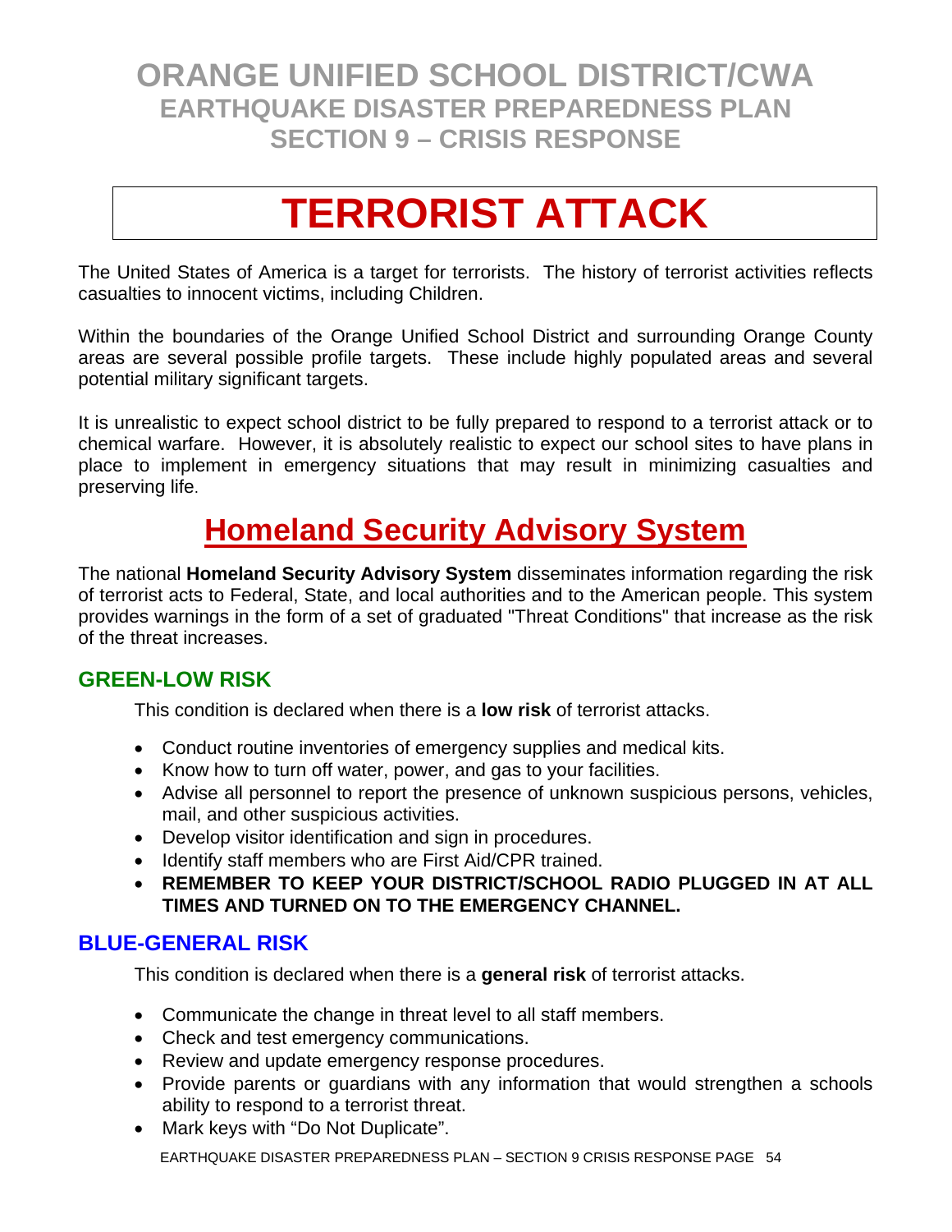# TERRORIST ATTACK

The United States of America is a target for terrorists. The history of terrorist activities reflects casualties to innocent victims, including Children.

Within the boundaries of the Orange Unified School District and surrounding Orange County areas are several possible profile targets. These include highly populated areas and several potential military significant targets.

It is unrealistic to expect school district to be fully prepared to respond to a terrorist attack or to chemical warfare. However, it is absolutely realistic to expect our school sites to have plans in place to implement in emergency situations that may result in minimizing casualties and preserving life.

## Homeland Security Advisory System

The national **Homeland Security Advisory System** disseminates information regarding the risk of terrorist acts to Federal, State, and local authorities and to the American people. This system provides warnings in the form of a set of graduated "Threat Conditions" that increase as the risk of the threat increases.

### GREEN-LOW RISK

This condition is declared when there is a **low risk** of terrorist attacks.

- Conduct routine inventories of emergency supplies and medical kits.
- Know how to turn off water, power, and gas to your facilities.
- Advise all personnel to report the presence of unknown suspicious persons, vehicles, mail, and other suspicious activities.
- Develop visitor identification and sign in procedures.
- Identify staff members who are First Aid/CPR trained.
- **REMEMBER TO KEEP YOUR DISTRICT/SCHOOL RADIO PLUGGED IN AT ALL TIMES AND TURNED ON TO THE EMERGENCY CHANNEL.**

### BLUE-GENERAL RISK

This condition is declared when there is a **general risk** of terrorist attacks.

- Communicate the change in threat level to all staff members.
- Check and test emergency communications.
- Review and update emergency response procedures.
- Provide parents or guardians with any information that would strengthen a schools ability to respond to a terrorist threat.
- Mark keys with "Do Not Duplicate".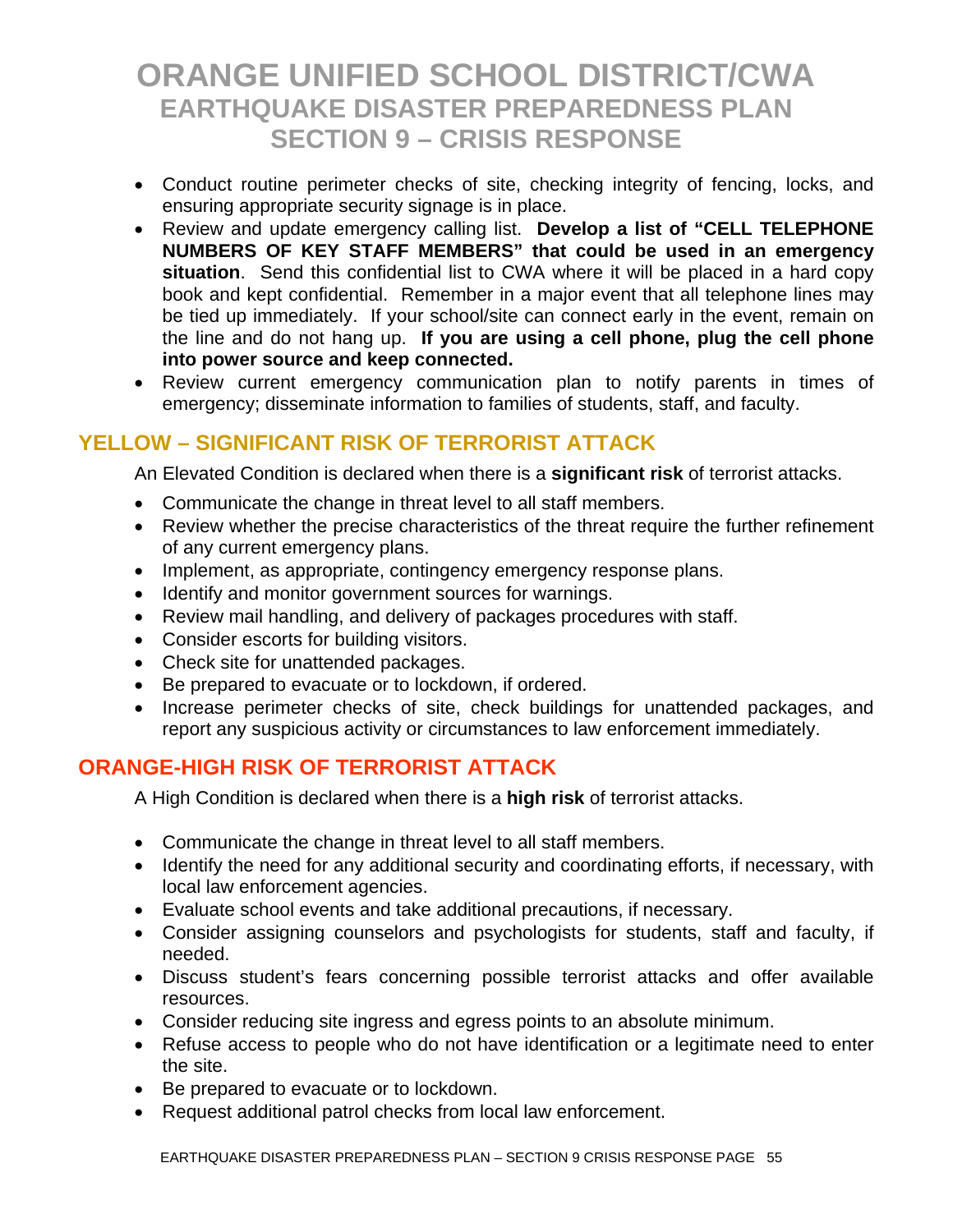- Conduct routine perimeter checks of site, checking integrity of fencing, locks, and ensuring appropriate security signage is in place.
- Review and update emergency calling list. **Develop a list of "CELL TELEPHONE NUMBERS OF KEY STAFF MEMBERS" that could be used in an emergency situation**. Send this confidential list to CWA where it will be placed in a hard copy book and kept confidential. Remember in a major event that all telephone lines may be tied up immediately. If your school/site can connect early in the event, remain on the line and do not hang up. **If you are using a cell phone, plug the cell phone into power source and keep connected.**
- Review current emergency communication plan to notify parents in times of emergency; disseminate information to families of students, staff, and faculty.

## YELLOW – SIGNIFICANT RISK OF TERRORIST ATTACK

An Elevated Condition is declared when there is a **significant risk** of terrorist attacks.

- Communicate the change in threat level to all staff members.
- Review whether the precise characteristics of the threat require the further refinement of any current emergency plans.
- Implement, as appropriate, contingency emergency response plans.
- Identify and monitor government sources for warnings.
- Review mail handling, and delivery of packages procedures with staff.
- Consider escorts for building visitors.
- Check site for unattended packages.
- Be prepared to evacuate or to lockdown, if ordered.
- Increase perimeter checks of site, check buildings for unattended packages, and report any suspicious activity or circumstances to law enforcement immediately.

## ORANGE-HIGH RISK OF TERRORIST ATTACK

A High Condition is declared when there is a **high risk** of terrorist attacks.

- Communicate the change in threat level to all staff members.
- Identify the need for any additional security and coordinating efforts, if necessary, with local law enforcement agencies.
- Evaluate school events and take additional precautions, if necessary.
- Consider assigning counselors and psychologists for students, staff and faculty, if needed.
- Discuss student's fears concerning possible terrorist attacks and offer available resources.
- Consider reducing site ingress and egress points to an absolute minimum.
- Refuse access to people who do not have identification or a legitimate need to enter the site.
- Be prepared to evacuate or to lockdown.
- Request additional patrol checks from local law enforcement.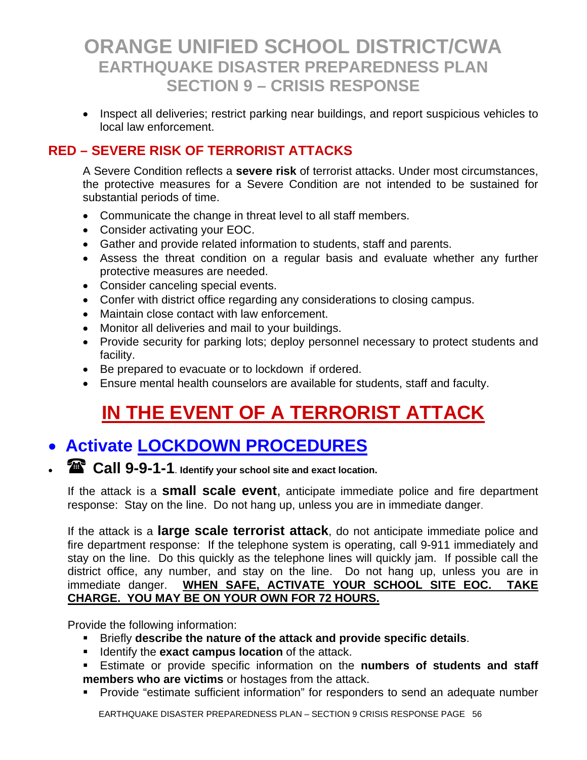- Inspect all deliveries; restrict parking near buildings, and report suspicious vehicles to local law enforcement.

## RED – SEVERE RISK OF TERRORIST ATTACKS

A Severe Condition reflects a **severe risk** of terrorist attacks. Under most circumstances, the protective measures for a Severe Condition are not intended to be sustained for substantial periods of time.

- Communicate the change in threat level to all staff members.
- Consider activating your EOC.
- Gather and provide related information to students, staff and parents.
- Assess the threat condition on a regular basis and evaluate whether any further protective measures are needed.
- Consider canceling special events.
- Confer with district office regarding any considerations to closing campus.
- Maintain close contact with law enforcement.
- Monitor all deliveries and mail to your buildings.
- Provide security for parking lots; deploy personnel necessary to protect students and facility.
- Be prepared to evacuate or to lockdown if ordered.
- Ensure mental health counselors are available for students, staff and faculty.

# IN THE EVENT OF A TERRORIST ATTACK

- **Activate LOCKDOWN PROCEDURES**
- ☎ **Call 9-9-1-1**. **Identify your school site and exact location.**

If the attack is a **small scale event**, anticipate immediate police and fire department response: Stay on the line. Do not hang up, unless you are in immediate danger.

If the attack is a **large scale terrorist attack**, do not anticipate immediate police and fire department response: If the telephone system is operating, call 9-911 immediately and stay on the line. Do this quickly as the telephone lines will quickly jam. If possible call the district office, any number, and stay on the line. Do not hang up, unless you are in immediate danger. **WHEN SAFE, ACTIVATE YOUR SCHOOL SITE EOC. TAKE CHARGE. YOU MAY BE ON YOUR OWN FOR 72 HOURS.**

Provide the following information:

- Briefly **describe the nature of the attack and provide specific details**.
- Identify the **exact campus location** of the attack.
- Estimate or provide specific information on the **numbers of students and staff members who are victims** or hostages from the attack.
- Provide "estimate sufficient information" for responders to send an adequate number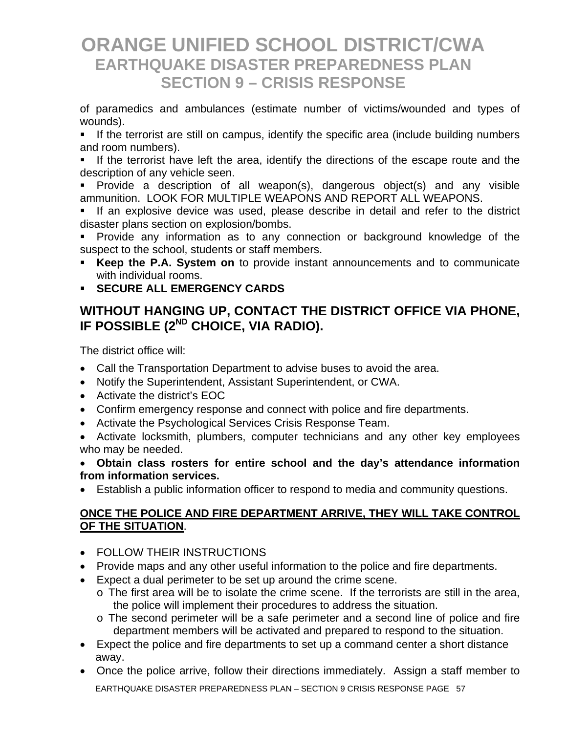of paramedics and ambulances (estimate number of victims/wounded and types of wounds).

- If the terrorist are still on campus, identify the specific area (include building numbers and room numbers).
- If the terrorist have left the area, identify the directions of the escape route and the description of any vehicle seen.
- Provide a description of all weapon(s), dangerous object(s) and any visible ammunition. LOOK FOR MULTIPLE WEAPONS AND REPORT ALL WEAPONS.
- If an explosive device was used, please describe in detail and refer to the district disaster plans section on explosion/bombs.
- Provide any information as to any connection or background knowledge of the suspect to the school, students or staff members.
- **Keep the P.A. System on** to provide instant announcements and to communicate with individual rooms.
- **SECURE ALL EMERGENCY CARDS**

## WITHOUT HANGING UP, CONTACT THE DISTRICT OFFICE VIA PHONE, IF POSSIBLE (2ND CHOICE, VIA RADIO).

The district office will:

- Call the Transportation Department to advise buses to avoid the area.
- Notify the Superintendent, Assistant Superintendent, or CWA.
- Activate the district's EOC
- Confirm emergency response and connect with police and fire departments.
- Activate the Psychological Services Crisis Response Team.
- Activate locksmith, plumbers, computer technicians and any other key employees who may be needed.
- **Obtain class rosters for entire school and the day's attendance information from information services.**
- Establish a public information officer to respond to media and community questions.

**ONCE THE POLICE AND FIRE DEPARTMENT ARRIVE, THEY WILL TAKE CONTROL OF THE SITUATION**.

- FOLLOW THEIR INSTRUCTIONS
- Provide maps and any other useful information to the police and fire departments.
- Expect a dual perimeter to be set up around the crime scene.
  - The first area will be to isolate the crime scene. If the terrorists are still in the area, the police will implement their procedures to address the situation.
  - The second perimeter will be a safe perimeter and a second line of police and fire department members will be activated and prepared to respond to the situation.
- Expect the police and fire departments to set up a command center a short distance away.
- Once the police arrive, follow their directions immediately. Assign a staff member to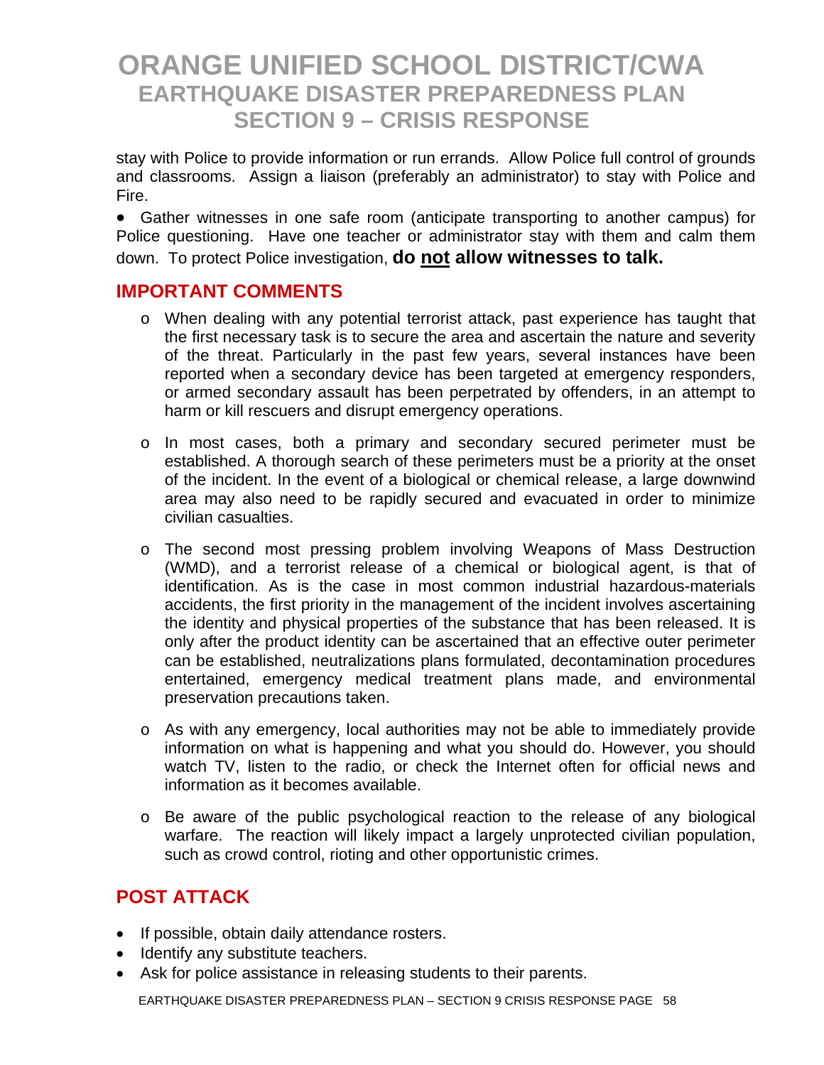stay with Police to provide information or run errands. Allow Police full control of grounds and classrooms. Assign a liaison (preferably an administrator) to stay with Police and Fire.

- Gather witnesses in one safe room (anticipate transporting to another campus) for Police questioning. Have one teacher or administrator stay with them and calm them down. To protect Police investigation, **do <u>not</u> allow witnesses to talk.**

## IMPORTANT COMMENTS

- When dealing with any potential terrorist attack, past experience has taught that the first necessary task is to secure the area and ascertain the nature and severity of the threat. Particularly in the past few years, several instances have been reported when a secondary device has been targeted at emergency responders, or armed secondary assault has been perpetrated by offenders, in an attempt to harm or kill rescuers and disrupt emergency operations.

- In most cases, both a primary and secondary secured perimeter must be established. A thorough search of these perimeters must be a priority at the onset of the incident. In the event of a biological or chemical release, a large downwind area may also need to be rapidly secured and evacuated in order to minimize civilian casualties.

- The second most pressing problem involving Weapons of Mass Destruction (WMD), and a terrorist release of a chemical or biological agent, is that of identification. As is the case in most common industrial hazardous-materials accidents, the first priority in the management of the incident involves ascertaining the identity and physical properties of the substance that has been released. It is only after the product identity can be ascertained that an effective outer perimeter can be established, neutralizations plans formulated, decontamination procedures entertained, emergency medical treatment plans made, and environmental preservation precautions taken.

- As with any emergency, local authorities may not be able to immediately provide information on what is happening and what you should do. However, you should watch TV, listen to the radio, or check the Internet often for official news and information as it becomes available.

- Be aware of the public psychological reaction to the release of any biological warfare. The reaction will likely impact a largely unprotected civilian population, such as crowd control, rioting and other opportunistic crimes.

## POST ATTACK

- If possible, obtain daily attendance rosters.
- Identify any substitute teachers.
- Ask for police assistance in releasing students to their parents.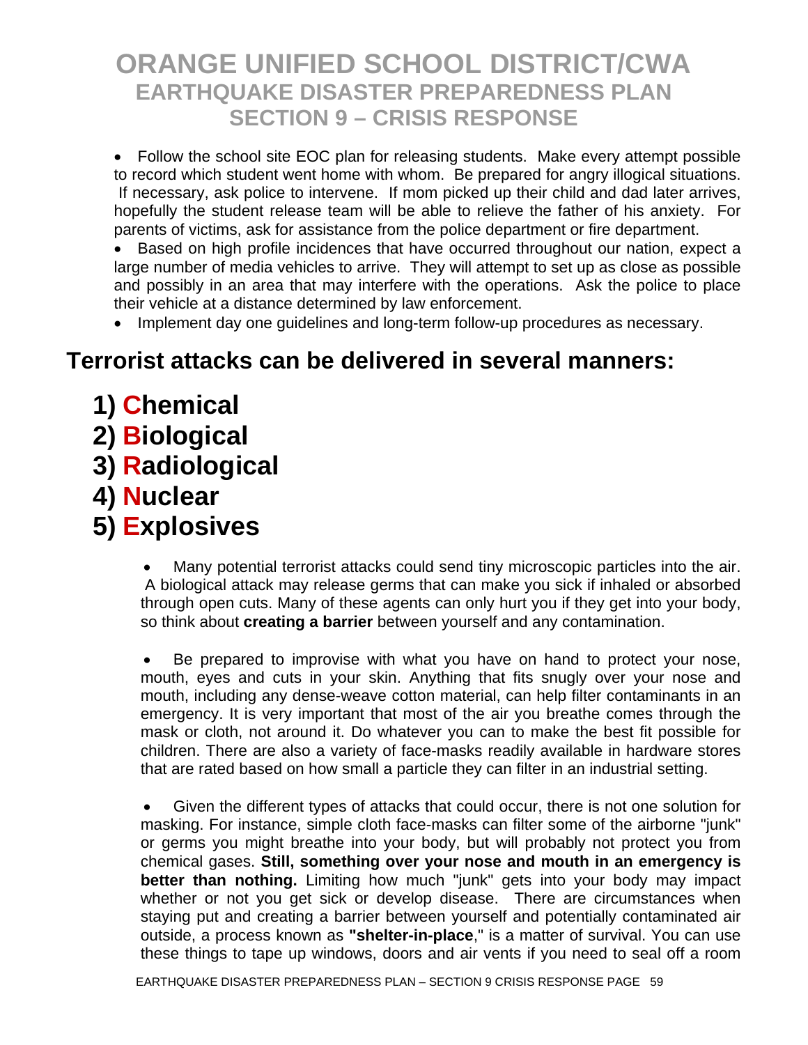- Follow the school site EOC plan for releasing students. Make every attempt possible to record which student went home with whom. Be prepared for angry illogical situations. If necessary, ask police to intervene. If mom picked up their child and dad later arrives, hopefully the student release team will be able to relieve the father of his anxiety. For parents of victims, ask for assistance from the police department or fire department.
- Based on high profile incidences that have occurred throughout our nation, expect a large number of media vehicles to arrive. They will attempt to set up as close as possible and possibly in an area that may interfere with the operations. Ask the police to place their vehicle at a distance determined by law enforcement.
- Implement day one guidelines and long-term follow-up procedures as necessary.

## Terrorist attacks can be delivered in several manners:

1) **Chemical**
2) **Biological**
3) **Radiological**
4) **Nuclear**
5) **Explosives**

- Many potential terrorist attacks could send tiny microscopic particles into the air. A biological attack may release germs that can make you sick if inhaled or absorbed through open cuts. Many of these agents can only hurt you if they get into your body, so think about **creating a barrier** between yourself and any contamination.

- Be prepared to improvise with what you have on hand to protect your nose, mouth, eyes and cuts in your skin. Anything that fits snugly over your nose and mouth, including any dense-weave cotton material, can help filter contaminants in an emergency. It is very important that most of the air you breathe comes through the mask or cloth, not around it. Do whatever you can to make the best fit possible for children. There are also a variety of face-masks readily available in hardware stores that are rated based on how small a particle they can filter in an industrial setting.

- Given the different types of attacks that could occur, there is not one solution for masking. For instance, simple cloth face-masks can filter some of the airborne "junk" or germs you might breathe into your body, but will probably not protect you from chemical gases. **Still, something over your nose and mouth in an emergency is better than nothing.** Limiting how much "junk" gets into your body may impact whether or not you get sick or develop disease. There are circumstances when staying put and creating a barrier between yourself and potentially contaminated air outside, a process known as **"shelter-in-place**," is a matter of survival. You can use these things to tape up windows, doors and air vents if you need to seal off a room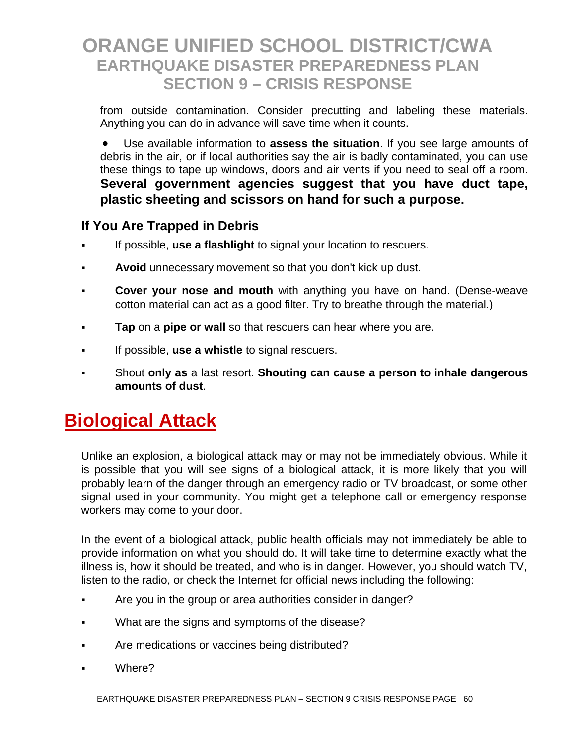from outside contamination. Consider precutting and labeling these materials. Anything you can do in advance will save time when it counts.

- Use available information to **assess the situation**. If you see large amounts of debris in the air, or if local authorities say the air is badly contaminated, you can use these things to tape up windows, doors and air vents if you need to seal off a room. **Several government agencies suggest that you have duct tape, plastic sheeting and scissors on hand for such a purpose.**

### If You Are Trapped in Debris

- If possible, **use a flashlight** to signal your location to rescuers.
- **Avoid** unnecessary movement so that you don't kick up dust.
- **Cover your nose and mouth** with anything you have on hand. (Dense-weave cotton material can act as a good filter. Try to breathe through the material.)
- **Tap** on a **pipe or wall** so that rescuers can hear where you are.
- If possible, **use a whistle** to signal rescuers.
- Shout **only as** a last resort. **Shouting can cause a person to inhale dangerous amounts of dust**.

## Biological Attack

Unlike an explosion, a biological attack may or may not be immediately obvious. While it is possible that you will see signs of a biological attack, it is more likely that you will probably learn of the danger through an emergency radio or TV broadcast, or some other signal used in your community. You might get a telephone call or emergency response workers may come to your door.

In the event of a biological attack, public health officials may not immediately be able to provide information on what you should do. It will take time to determine exactly what the illness is, how it should be treated, and who is in danger. However, you should watch TV, listen to the radio, or check the Internet for official news including the following:

- Are you in the group or area authorities consider in danger?
- What are the signs and symptoms of the disease?
- Are medications or vaccines being distributed?
- Where?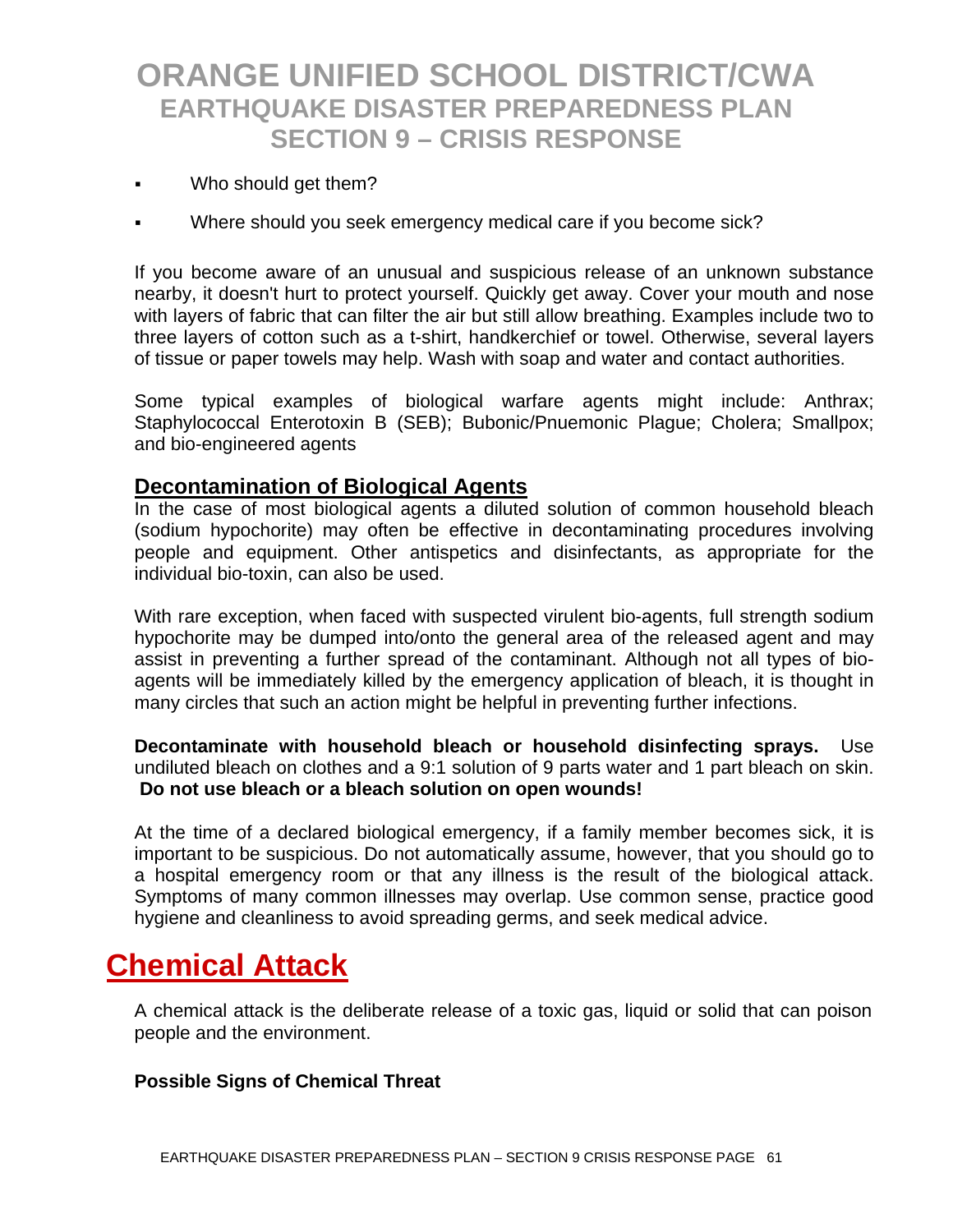- Who should get them?
- Where should you seek emergency medical care if you become sick?

If you become aware of an unusual and suspicious release of an unknown substance nearby, it doesn't hurt to protect yourself. Quickly get away. Cover your mouth and nose with layers of fabric that can filter the air but still allow breathing. Examples include two to three layers of cotton such as a t-shirt, handkerchief or towel. Otherwise, several layers of tissue or paper towels may help. Wash with soap and water and contact authorities.

Some typical examples of biological warfare agents might include: Anthrax; Staphylococcal Enterotoxin B (SEB); Bubonic/Pnuemonic Plague; Cholera; Smallpox; and bio-engineered agents

### Decontamination of Biological Agents

In the case of most biological agents a diluted solution of common household bleach (sodium hypochorite) may often be effective in decontaminating procedures involving people and equipment. Other antispetics and disinfectants, as appropriate for the individual bio-toxin, can also be used.

With rare exception, when faced with suspected virulent bio-agents, full strength sodium hypochorite may be dumped into/onto the general area of the released agent and may assist in preventing a further spread of the contaminant. Although not all types of bio-agents will be immediately killed by the emergency application of bleach, it is thought in many circles that such an action might be helpful in preventing further infections.

**Decontaminate with household bleach or household disinfecting sprays.** Use undiluted bleach on clothes and a 9:1 solution of 9 parts water and 1 part bleach on skin. **Do not use bleach or a bleach solution on open wounds!**

At the time of a declared biological emergency, if a family member becomes sick, it is important to be suspicious. Do not automatically assume, however, that you should go to a hospital emergency room or that any illness is the result of the biological attack. Symptoms of many common illnesses may overlap. Use common sense, practice good hygiene and cleanliness to avoid spreading germs, and seek medical advice.

## Chemical Attack

A chemical attack is the deliberate release of a toxic gas, liquid or solid that can poison people and the environment.

**Possible Signs of Chemical Threat**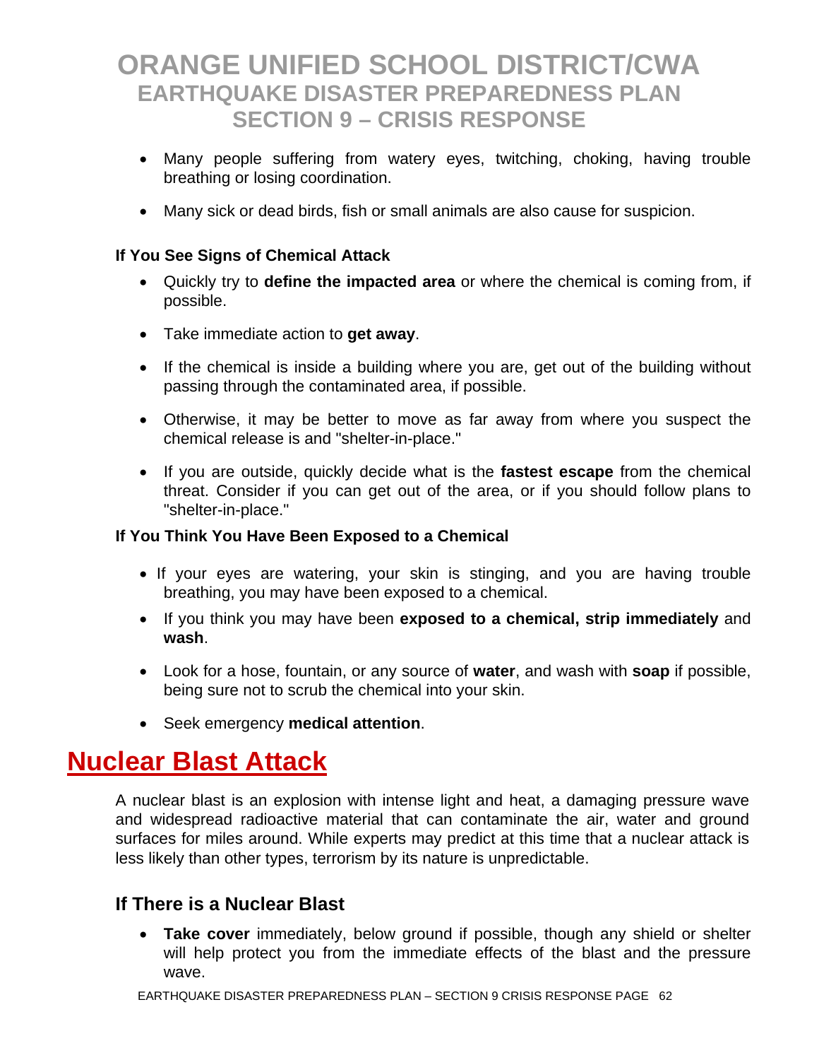- Many people suffering from watery eyes, twitching, choking, having trouble breathing or losing coordination.
- Many sick or dead birds, fish or small animals are also cause for suspicion.

**If You See Signs of Chemical Attack**

- Quickly try to **define the impacted area** or where the chemical is coming from, if possible.
- Take immediate action to **get away**.
- If the chemical is inside a building where you are, get out of the building without passing through the contaminated area, if possible.
- Otherwise, it may be better to move as far away from where you suspect the chemical release is and "shelter-in-place."
- If you are outside, quickly decide what is the **fastest escape** from the chemical threat. Consider if you can get out of the area, or if you should follow plans to "shelter-in-place."

**If You Think You Have Been Exposed to a Chemical**

- If your eyes are watering, your skin is stinging, and you are having trouble breathing, you may have been exposed to a chemical.
- If you think you may have been **exposed to a chemical, strip immediately** and **wash**.
- Look for a hose, fountain, or any source of **water**, and wash with **soap** if possible, being sure not to scrub the chemical into your skin.
- Seek emergency **medical attention**.

# Nuclear Blast Attack

A nuclear blast is an explosion with intense light and heat, a damaging pressure wave and widespread radioactive material that can contaminate the air, water and ground surfaces for miles around. While experts may predict at this time that a nuclear attack is less likely than other types, terrorism by its nature is unpredictable.

## If There is a Nuclear Blast

- **Take cover** immediately, below ground if possible, though any shield or shelter will help protect you from the immediate effects of the blast and the pressure wave.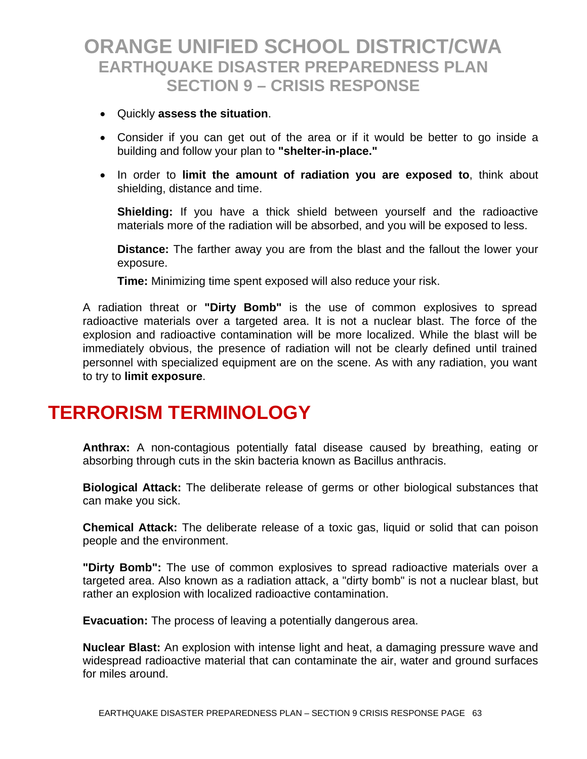- Quickly **assess the situation**.
- Consider if you can get out of the area or if it would be better to go inside a building and follow your plan to **"shelter-in-place."**
- In order to **limit the amount of radiation you are exposed to**, think about shielding, distance and time.

  **Shielding:** If you have a thick shield between yourself and the radioactive materials more of the radiation will be absorbed, and you will be exposed to less.

  **Distance:** The farther away you are from the blast and the fallout the lower your exposure.

  **Time:** Minimizing time spent exposed will also reduce your risk.

A radiation threat or **"Dirty Bomb"** is the use of common explosives to spread radioactive materials over a targeted area. It is not a nuclear blast. The force of the explosion and radioactive contamination will be more localized. While the blast will be immediately obvious, the presence of radiation will not be clearly defined until trained personnel with specialized equipment are on the scene. As with any radiation, you want to try to **limit exposure**.

# TERRORISM TERMINOLOGY

**Anthrax:** A non-contagious potentially fatal disease caused by breathing, eating or absorbing through cuts in the skin bacteria known as Bacillus anthracis.

**Biological Attack:** The deliberate release of germs or other biological substances that can make you sick.

**Chemical Attack:** The deliberate release of a toxic gas, liquid or solid that can poison people and the environment.

**"Dirty Bomb":** The use of common explosives to spread radioactive materials over a targeted area. Also known as a radiation attack, a "dirty bomb" is not a nuclear blast, but rather an explosion with localized radioactive contamination.

**Evacuation:** The process of leaving a potentially dangerous area.

**Nuclear Blast:** An explosion with intense light and heat, a damaging pressure wave and widespread radioactive material that can contaminate the air, water and ground surfaces for miles around.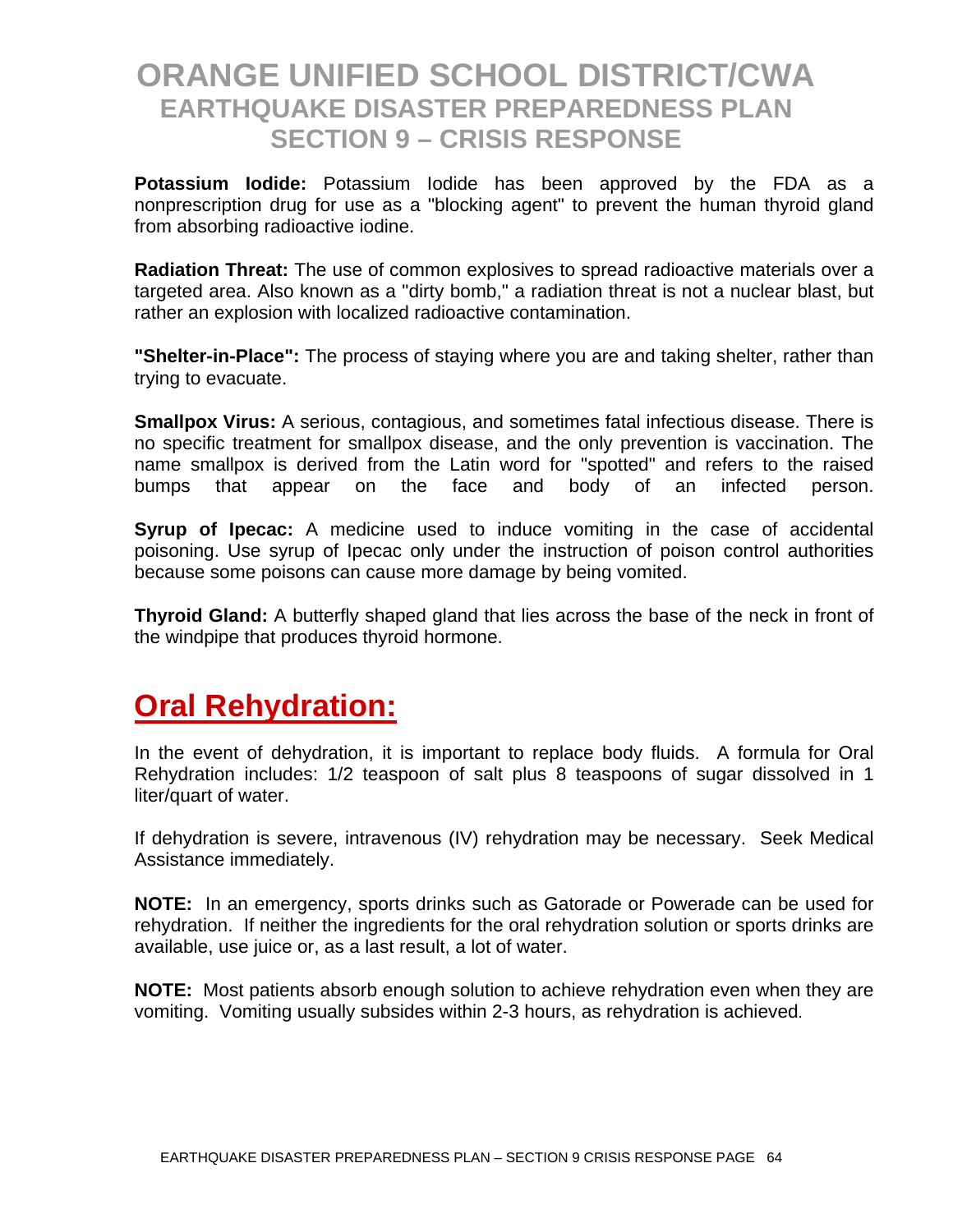**Potassium Iodide:** Potassium Iodide has been approved by the FDA as a nonprescription drug for use as a "blocking agent" to prevent the human thyroid gland from absorbing radioactive iodine.

**Radiation Threat:** The use of common explosives to spread radioactive materials over a targeted area. Also known as a "dirty bomb," a radiation threat is not a nuclear blast, but rather an explosion with localized radioactive contamination.

**"Shelter-in-Place":** The process of staying where you are and taking shelter, rather than trying to evacuate.

**Smallpox Virus:** A serious, contagious, and sometimes fatal infectious disease. There is no specific treatment for smallpox disease, and the only prevention is vaccination. The name smallpox is derived from the Latin word for "spotted" and refers to the raised bumps that appear on the face and body of an infected person.

**Syrup of Ipecac:** A medicine used to induce vomiting in the case of accidental poisoning. Use syrup of Ipecac only under the instruction of poison control authorities because some poisons can cause more damage by being vomited.

**Thyroid Gland:** A butterfly shaped gland that lies across the base of the neck in front of the windpipe that produces thyroid hormone.

## Oral Rehydration:

In the event of dehydration, it is important to replace body fluids. A formula for Oral Rehydration includes: 1/2 teaspoon of salt plus 8 teaspoons of sugar dissolved in 1 liter/quart of water.

If dehydration is severe, intravenous (IV) rehydration may be necessary. Seek Medical Assistance immediately.

**NOTE:** In an emergency, sports drinks such as Gatorade or Powerade can be used for rehydration. If neither the ingredients for the oral rehydration solution or sports drinks are available, use juice or, as a last result, a lot of water.

**NOTE:** Most patients absorb enough solution to achieve rehydration even when they are vomiting. Vomiting usually subsides within 2-3 hours, as rehydration is achieved.